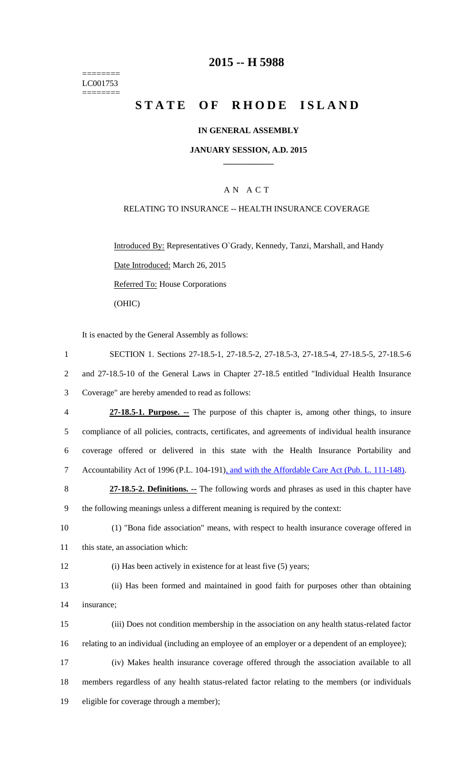========
LC001753
========

# 2015 -- H 5988

# STATE OF RHODE ISLAND

## IN GENERAL ASSEMBLY

### JANUARY SESSION, A.D. 2015

---

A N A C T

RELATING TO INSURANCE -- HEALTH INSURANCE COVERAGE

Introduced By: Representatives O`Grady, Kennedy, Tanzi, Marshall, and Handy

Date Introduced: March 26, 2015

Referred To: House Corporations

(OHIC)

It is enacted by the General Assembly as follows:

1 SECTION 1. Sections 27-18.5-1, 27-18.5-2, 27-18.5-3, 27-18.5-4, 27-18.5-5, 27-18.5-6
2 and 27-18.5-10 of the General Laws in Chapter 27-18.5 entitled "Individual Health Insurance
3 Coverage" are hereby amended to read as follows:

4 **27-18.5-1. Purpose. --** The purpose of this chapter is, among other things, to insure
5 compliance of all policies, contracts, certificates, and agreements of individual health insurance
6 coverage offered or delivered in this state with the Health Insurance Portability and
7 Accountability Act of 1996 (P.L. 104-191), and with the Affordable Care Act (Pub. L. 111-148).

8 **27-18.5-2. Definitions. --** The following words and phrases as used in this chapter have
9 the following meanings unless a different meaning is required by the context:

10 (1) "Bona fide association" means, with respect to health insurance coverage offered in
11 this state, an association which:

12 (i) Has been actively in existence for at least five (5) years;

13 (ii) Has been formed and maintained in good faith for purposes other than obtaining
14 insurance;

15 (iii) Does not condition membership in the association on any health status-related factor
16 relating to an individual (including an employee of an employer or a dependent of an employee);

17 (iv) Makes health insurance coverage offered through the association available to all
18 members regardless of any health status-related factor relating to the members (or individuals
19 eligible for coverage through a member);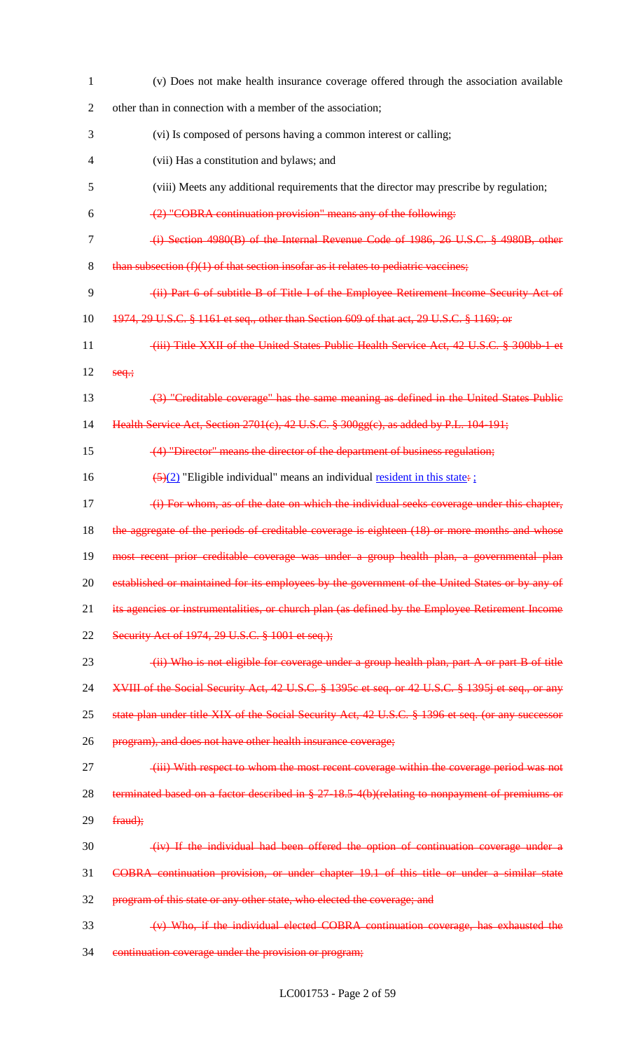(v) Does not make health insurance coverage offered through the association available other than in connection with a member of the association;

(vi) Is composed of persons having a common interest or calling;

(vii) Has a constitution and bylaws; and

(viii) Meets any additional requirements that the director may prescribe by regulation;

~~(2) "COBRA continuation provision" means any of the following:~~

~~(i) Section 4980(B) of the Internal Revenue Code of 1986, 26 U.S.C. § 4980B, other than subsection (f)(1) of that section insofar as it relates to pediatric vaccines;~~

~~(ii) Part 6 of subtitle B of Title I of the Employee Retirement Income Security Act of 1974, 29 U.S.C. § 1161 et seq., other than Section 609 of that act, 29 U.S.C. § 1169; or~~

~~(iii) Title XXII of the United States Public Health Service Act, 42 U.S.C. § 300bb-1 et seq.;~~

~~(3) "Creditable coverage" has the same meaning as defined in the United States Public Health Service Act, Section 2701(c), 42 U.S.C. § 300gg(c), as added by P.L. 104-191;~~

~~(4) "Director" means the director of the department of business regulation;~~

~~(5)~~(2) "Eligible individual" means an individual resident in this state~~:~~ ;

~~(i) For whom, as of the date on which the individual seeks coverage under this chapter, the aggregate of the periods of creditable coverage is eighteen (18) or more months and whose most recent prior creditable coverage was under a group health plan, a governmental plan established or maintained for its employees by the government of the United States or by any of its agencies or instrumentalities, or church plan (as defined by the Employee Retirement Income Security Act of 1974, 29 U.S.C. § 1001 et seq.);~~

~~(ii) Who is not eligible for coverage under a group health plan, part A or part B of title XVIII of the Social Security Act, 42 U.S.C. § 1395c et seq. or 42 U.S.C. § 1395j et seq., or any state plan under title XIX of the Social Security Act, 42 U.S.C. § 1396 et seq. (or any successor program), and does not have other health insurance coverage;~~

~~(iii) With respect to whom the most recent coverage within the coverage period was not terminated based on a factor described in § 27-18.5-4(b)(relating to nonpayment of premiums or fraud);~~

~~(iv) If the individual had been offered the option of continuation coverage under a COBRA continuation provision, or under chapter 19.1 of this title or under a similar state program of this state or any other state, who elected the coverage; and~~

~~(v) Who, if the individual elected COBRA continuation coverage, has exhausted the continuation coverage under the provision or program;~~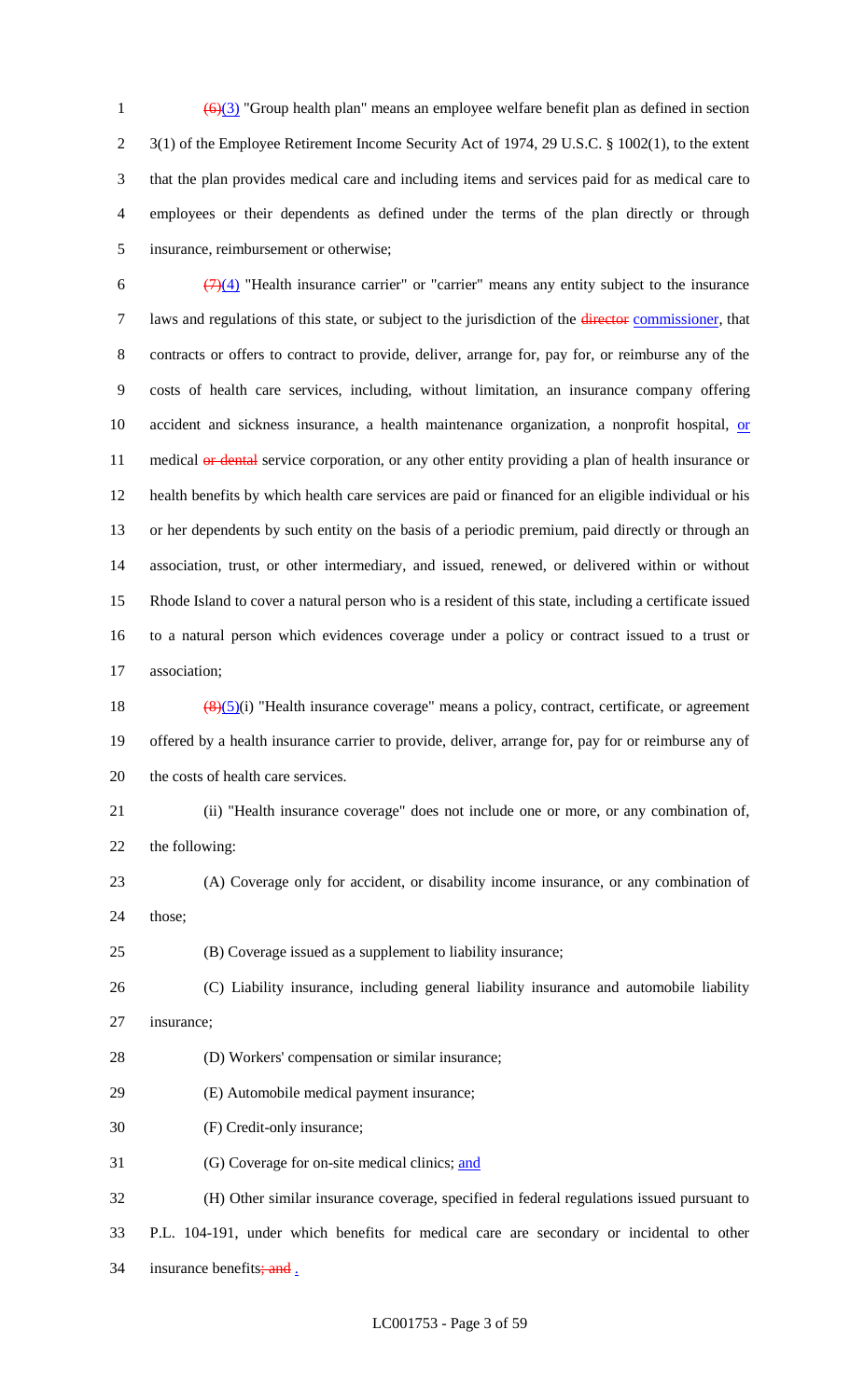~~(6)~~(3) "Group health plan" means an employee welfare benefit plan as defined in section 3(1) of the Employee Retirement Income Security Act of 1974, 29 U.S.C. § 1002(1), to the extent that the plan provides medical care and including items and services paid for as medical care to employees or their dependents as defined under the terms of the plan directly or through insurance, reimbursement or otherwise;

~~(7)~~(4) "Health insurance carrier" or "carrier" means any entity subject to the insurance laws and regulations of this state, or subject to the jurisdiction of the ~~director~~ commissioner, that contracts or offers to contract to provide, deliver, arrange for, pay for, or reimburse any of the costs of health care services, including, without limitation, an insurance company offering accident and sickness insurance, a health maintenance organization, a nonprofit hospital, or medical ~~or dental~~ service corporation, or any other entity providing a plan of health insurance or health benefits by which health care services are paid or financed for an eligible individual or his or her dependents by such entity on the basis of a periodic premium, paid directly or through an association, trust, or other intermediary, and issued, renewed, or delivered within or without Rhode Island to cover a natural person who is a resident of this state, including a certificate issued to a natural person which evidences coverage under a policy or contract issued to a trust or association;

~~(8)~~(5)(i) "Health insurance coverage" means a policy, contract, certificate, or agreement offered by a health insurance carrier to provide, deliver, arrange for, pay for or reimburse any of the costs of health care services.

(ii) "Health insurance coverage" does not include one or more, or any combination of, the following:

(A) Coverage only for accident, or disability income insurance, or any combination of those;

(B) Coverage issued as a supplement to liability insurance;

(C) Liability insurance, including general liability insurance and automobile liability insurance;

(D) Workers' compensation or similar insurance;

(E) Automobile medical payment insurance;

(F) Credit-only insurance;

(G) Coverage for on-site medical clinics; and

(H) Other similar insurance coverage, specified in federal regulations issued pursuant to P.L. 104-191, under which benefits for medical care are secondary or incidental to other insurance benefits~~; and~~ .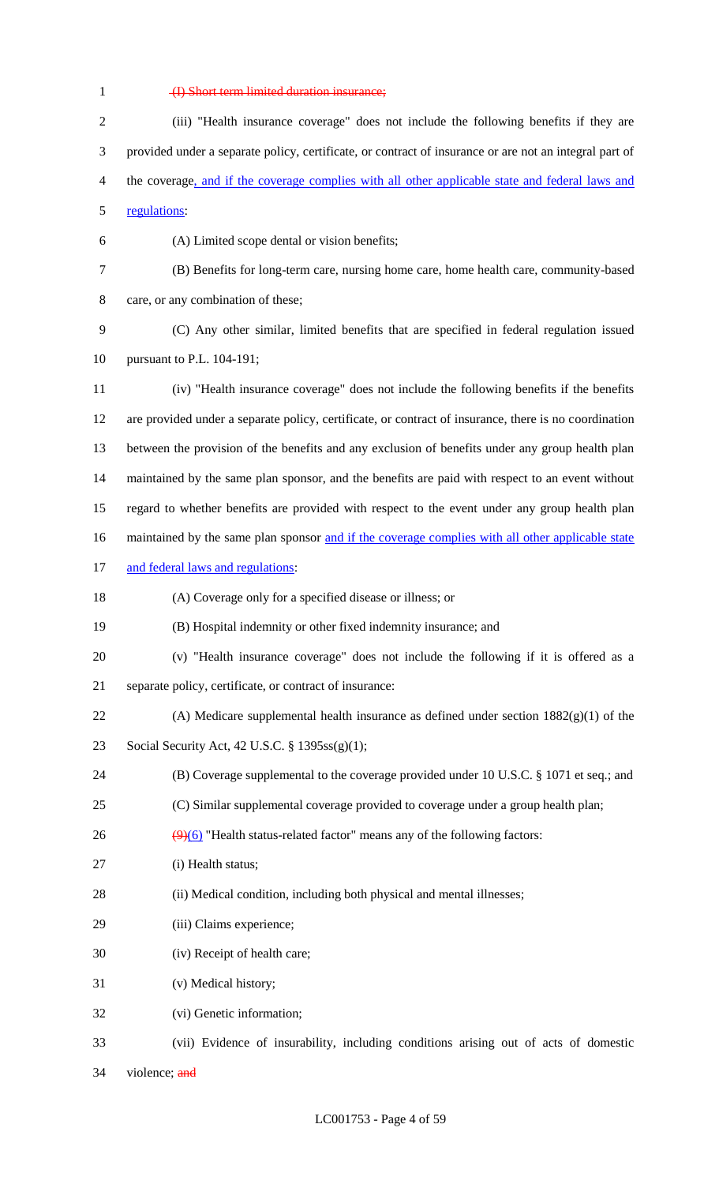~~(I) Short term limited duration insurance;~~

(iii) "Health insurance coverage" does not include the following benefits if they are provided under a separate policy, certificate, or contract of insurance or are not an integral part of the coverage, and if the coverage complies with all other applicable state and federal laws and regulations:

(A) Limited scope dental or vision benefits;

(B) Benefits for long-term care, nursing home care, home health care, community-based care, or any combination of these;

(C) Any other similar, limited benefits that are specified in federal regulation issued pursuant to P.L. 104-191;

(iv) "Health insurance coverage" does not include the following benefits if the benefits are provided under a separate policy, certificate, or contract of insurance, there is no coordination between the provision of the benefits and any exclusion of benefits under any group health plan maintained by the same plan sponsor, and the benefits are paid with respect to an event without regard to whether benefits are provided with respect to the event under any group health plan maintained by the same plan sponsor and if the coverage complies with all other applicable state and federal laws and regulations:

(A) Coverage only for a specified disease or illness; or

(B) Hospital indemnity or other fixed indemnity insurance; and

(v) "Health insurance coverage" does not include the following if it is offered as a separate policy, certificate, or contract of insurance:

(A) Medicare supplemental health insurance as defined under section 1882(g)(1) of the Social Security Act, 42 U.S.C. § 1395ss(g)(1);

(B) Coverage supplemental to the coverage provided under 10 U.S.C. § 1071 et seq.; and

(C) Similar supplemental coverage provided to coverage under a group health plan;

~~(9)~~(6) "Health status-related factor" means any of the following factors:

(i) Health status;

(ii) Medical condition, including both physical and mental illnesses;

(iii) Claims experience;

(iv) Receipt of health care;

(v) Medical history;

(vi) Genetic information;

(vii) Evidence of insurability, including conditions arising out of acts of domestic violence; ~~and~~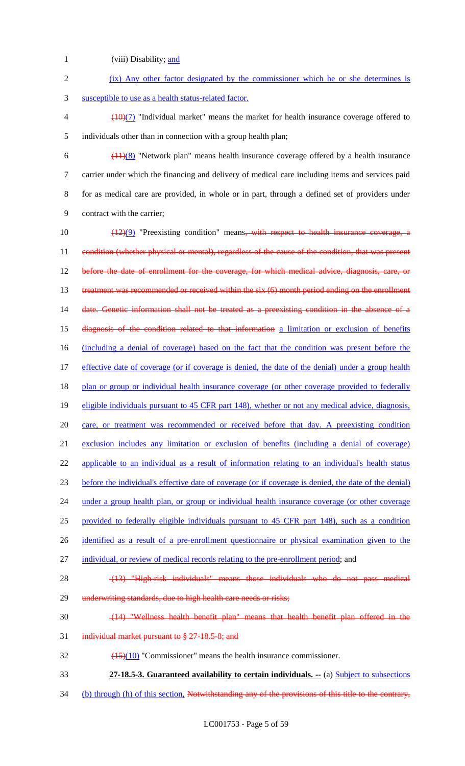(viii) Disability; and

(ix) Any other factor designated by the commissioner which he or she determines is susceptible to use as a health status-related factor.

(10)(7) "Individual market" means the market for health insurance coverage offered to individuals other than in connection with a group health plan;

(11)(8) "Network plan" means health insurance coverage offered by a health insurance carrier under which the financing and delivery of medical care including items and services paid for as medical care are provided, in whole or in part, through a defined set of providers under contract with the carrier;

(12)(9) "Preexisting condition" means, with respect to health insurance coverage, a condition (whether physical or mental), regardless of the cause of the condition, that was present before the date of enrollment for the coverage, for which medical advice, diagnosis, care, or treatment was recommended or received within the six (6) month period ending on the enrollment date. Genetic information shall not be treated as a preexisting condition in the absence of a diagnosis of the condition related to that information a limitation or exclusion of benefits (including a denial of coverage) based on the fact that the condition was present before the effective date of coverage (or if coverage is denied, the date of the denial) under a group health plan or group or individual health insurance coverage (or other coverage provided to federally eligible individuals pursuant to 45 CFR part 148), whether or not any medical advice, diagnosis, care, or treatment was recommended or received before that day. A preexisting condition exclusion includes any limitation or exclusion of benefits (including a denial of coverage) applicable to an individual as a result of information relating to an individual's health status before the individual's effective date of coverage (or if coverage is denied, the date of the denial) under a group health plan, or group or individual health insurance coverage (or other coverage provided to federally eligible individuals pursuant to 45 CFR part 148), such as a condition identified as a result of a pre-enrollment questionnaire or physical examination given to the individual, or review of medical records relating to the pre-enrollment period; and

(13) "High-risk individuals" means those individuals who do not pass medical underwriting standards, due to high health care needs or risks;

(14) "Wellness health benefit plan" means that health benefit plan offered in the individual market pursuant to § 27-18.5-8; and

(15)(10) "Commissioner" means the health insurance commissioner.

**27-18.5-3. Guaranteed availability to certain individuals. --** (a) Subject to subsections (b) through (h) of this section, Notwithstanding any of the provisions of this title to the contrary,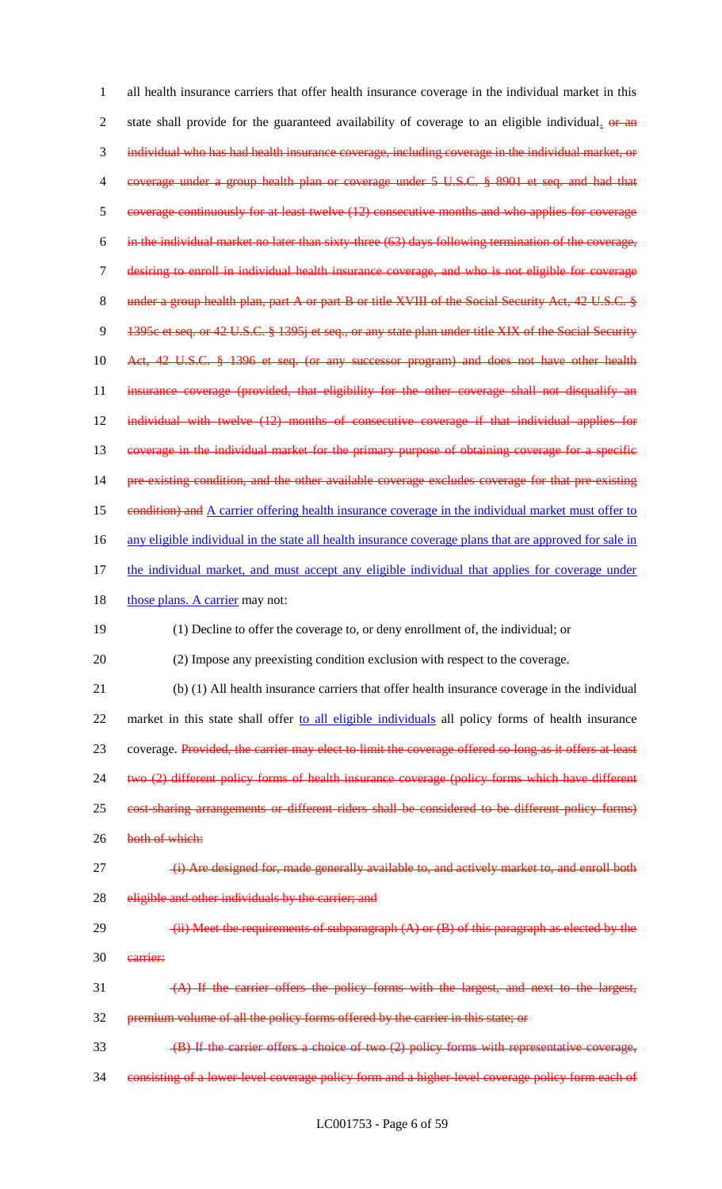1 all health insurance carriers that offer health insurance coverage in the individual market in this
2 state shall provide for the guaranteed availability of coverage to an eligible individual. ~~or an~~
3 ~~individual who has had health insurance coverage, including coverage in the individual market, or~~
4 ~~coverage under a group health plan or coverage under 5 U.S.C. § 8901 et seq. and had that~~
5 ~~coverage continuously for at least twelve (12) consecutive months and who applies for coverage~~
6 ~~in the individual market no later than sixty-three (63) days following termination of the coverage,~~
7 ~~desiring to enroll in individual health insurance coverage, and who is not eligible for coverage~~
8 ~~under a group health plan, part A or part B or title XVIII of the Social Security Act, 42 U.S.C. §~~
9 ~~1395c et seq. or 42 U.S.C. § 1395j et seq., or any state plan under title XIX of the Social Security~~
10 ~~Act, 42 U.S.C. § 1396 et seq. (or any successor program) and does not have other health~~
11 ~~insurance coverage (provided, that eligibility for the other coverage shall not disqualify an~~
12 ~~individual with twelve (12) months of consecutive coverage if that individual applies for~~
13 ~~coverage in the individual market for the primary purpose of obtaining coverage for a specific~~
14 ~~pre-existing condition, and the other available coverage excludes coverage for that pre-existing~~
15 ~~condition) and~~ A carrier offering health insurance coverage in the individual market must offer to
16 any eligible individual in the state all health insurance coverage plans that are approved for sale in
17 the individual market, and must accept any eligible individual that applies for coverage under
18 those plans. A carrier may not:

19 (1) Decline to offer the coverage to, or deny enrollment of, the individual; or

20 (2) Impose any preexisting condition exclusion with respect to the coverage.

21 (b) (1) All health insurance carriers that offer health insurance coverage in the individual
22 market in this state shall offer to all eligible individuals all policy forms of health insurance
23 coverage. ~~Provided, the carrier may elect to limit the coverage offered so long as it offers at least~~
24 ~~two (2) different policy forms of health insurance coverage (policy forms which have different~~
25 ~~cost-sharing arrangements or different riders shall be considered to be different policy forms)~~
26 ~~both of which:~~

27 ~~(i) Are designed for, made generally available to, and actively market to, and enroll both~~
28 ~~eligible and other individuals by the carrier; and~~

29 ~~(ii) Meet the requirements of subparagraph (A) or (B) of this paragraph as elected by the~~
30 ~~carrier:~~

31 ~~(A) If the carrier offers the policy forms with the largest, and next to the largest,~~
32 ~~premium volume of all the policy forms offered by the carrier in this state; or~~

33 ~~(B) If the carrier offers a choice of two (2) policy forms with representative coverage,~~
34 ~~consisting of a lower-level coverage policy form and a higher-level coverage policy form each of~~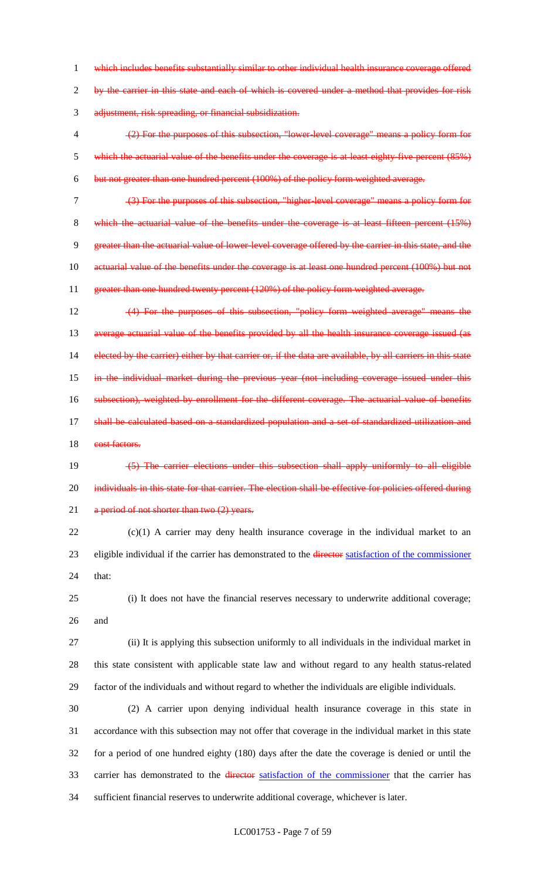which includes benefits substantially similar to other individual health insurance coverage offered by the carrier in this state and each of which is covered under a method that provides for risk adjustment, risk spreading, or financial subsidization.

(2) For the purposes of this subsection, "lower-level coverage" means a policy form for which the actuarial value of the benefits under the coverage is at least eighty-five percent (85%) but not greater than one hundred percent (100%) of the policy form weighted average.

(3) For the purposes of this subsection, "higher-level coverage" means a policy form for which the actuarial value of the benefits under the coverage is at least fifteen percent (15%) greater than the actuarial value of lower-level coverage offered by the carrier in this state, and the actuarial value of the benefits under the coverage is at least one hundred percent (100%) but not greater than one hundred twenty percent (120%) of the policy form weighted average.

(4) For the purposes of this subsection, "policy form weighted average" means the average actuarial value of the benefits provided by all the health insurance coverage issued (as elected by the carrier) either by that carrier or, if the data are available, by all carriers in this state in the individual market during the previous year (not including coverage issued under this subsection), weighted by enrollment for the different coverage. The actuarial value of benefits shall be calculated based on a standardized population and a set of standardized utilization and cost factors.

(5) The carrier elections under this subsection shall apply uniformly to all eligible individuals in this state for that carrier. The election shall be effective for policies offered during a period of not shorter than two (2) years.

(c)(1) A carrier may deny health insurance coverage in the individual market to an eligible individual if the carrier has demonstrated to the director satisfaction of the commissioner that:

(i) It does not have the financial reserves necessary to underwrite additional coverage; and

(ii) It is applying this subsection uniformly to all individuals in the individual market in this state consistent with applicable state law and without regard to any health status-related factor of the individuals and without regard to whether the individuals are eligible individuals.

(2) A carrier upon denying individual health insurance coverage in this state in accordance with this subsection may not offer that coverage in the individual market in this state for a period of one hundred eighty (180) days after the date the coverage is denied or until the carrier has demonstrated to the director satisfaction of the commissioner that the carrier has sufficient financial reserves to underwrite additional coverage, whichever is later.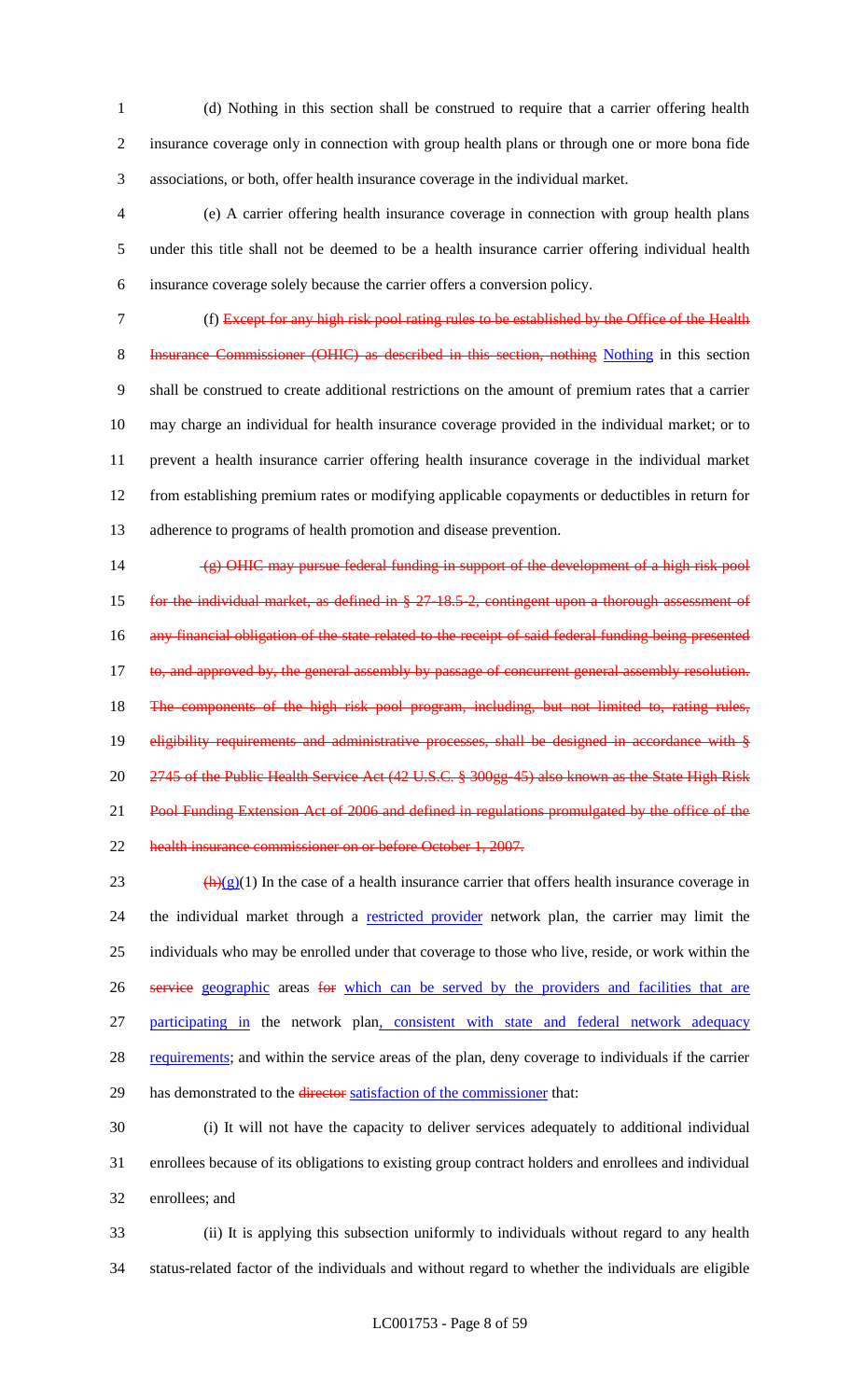(d) Nothing in this section shall be construed to require that a carrier offering health insurance coverage only in connection with group health plans or through one or more bona fide associations, or both, offer health insurance coverage in the individual market.

(e) A carrier offering health insurance coverage in connection with group health plans under this title shall not be deemed to be a health insurance carrier offering individual health insurance coverage solely because the carrier offers a conversion policy.

(f) ~~Except for any high risk pool rating rules to be established by the Office of the Health Insurance Commissioner (OHIC) as described in this section, nothing~~ Nothing in this section shall be construed to create additional restrictions on the amount of premium rates that a carrier may charge an individual for health insurance coverage provided in the individual market; or to prevent a health insurance carrier offering health insurance coverage in the individual market from establishing premium rates or modifying applicable copayments or deductibles in return for adherence to programs of health promotion and disease prevention.

~~(g) OHIC may pursue federal funding in support of the development of a high risk pool for the individual market, as defined in § 27-18.5-2, contingent upon a thorough assessment of any financial obligation of the state related to the receipt of said federal funding being presented to, and approved by, the general assembly by passage of concurrent general assembly resolution. The components of the high risk pool program, including, but not limited to, rating rules, eligibility requirements and administrative processes, shall be designed in accordance with § 2745 of the Public Health Service Act (42 U.S.C. § 300gg-45) also known as the State High Risk Pool Funding Extension Act of 2006 and defined in regulations promulgated by the office of the health insurance commissioner on or before October 1, 2007.~~

~~(h)~~(g)(1) In the case of a health insurance carrier that offers health insurance coverage in the individual market through a restricted provider network plan, the carrier may limit the individuals who may be enrolled under that coverage to those who live, reside, or work within the ~~service~~ geographic areas ~~for~~ which can be served by the providers and facilities that are participating in the network plan, consistent with state and federal network adequacy requirements; and within the service areas of the plan, deny coverage to individuals if the carrier has demonstrated to the ~~director~~ satisfaction of the commissioner that:

(i) It will not have the capacity to deliver services adequately to additional individual enrollees because of its obligations to existing group contract holders and enrollees and individual enrollees; and

(ii) It is applying this subsection uniformly to individuals without regard to any health status-related factor of the individuals and without regard to whether the individuals are eligible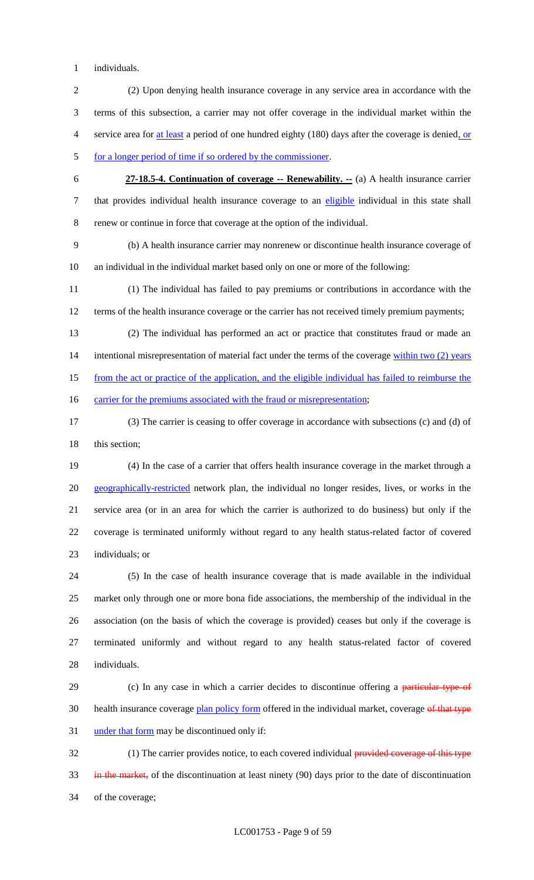individuals.

(2) Upon denying health insurance coverage in any service area in accordance with the terms of this subsection, a carrier may not offer coverage in the individual market within the service area for at least a period of one hundred eighty (180) days after the coverage is denied, or for a longer period of time if so ordered by the commissioner.

**27-18.5-4. Continuation of coverage -- Renewability. --** (a) A health insurance carrier that provides individual health insurance coverage to an eligible individual in this state shall renew or continue in force that coverage at the option of the individual.

(b) A health insurance carrier may nonrenew or discontinue health insurance coverage of an individual in the individual market based only on one or more of the following:

(1) The individual has failed to pay premiums or contributions in accordance with the terms of the health insurance coverage or the carrier has not received timely premium payments;

(2) The individual has performed an act or practice that constitutes fraud or made an intentional misrepresentation of material fact under the terms of the coverage within two (2) years from the act or practice of the application, and the eligible individual has failed to reimburse the carrier for the premiums associated with the fraud or misrepresentation;

(3) The carrier is ceasing to offer coverage in accordance with subsections (c) and (d) of this section;

(4) In the case of a carrier that offers health insurance coverage in the market through a geographically-restricted network plan, the individual no longer resides, lives, or works in the service area (or in an area for which the carrier is authorized to do business) but only if the coverage is terminated uniformly without regard to any health status-related factor of covered individuals; or

(5) In the case of health insurance coverage that is made available in the individual market only through one or more bona fide associations, the membership of the individual in the association (on the basis of which the coverage is provided) ceases but only if the coverage is terminated uniformly and without regard to any health status-related factor of covered individuals.

(c) In any case in which a carrier decides to discontinue offering a ~~particular type of~~ health insurance coverage plan policy form offered in the individual market, coverage ~~of that type~~ under that form may be discontinued only if:

(1) The carrier provides notice, to each covered individual ~~provided coverage of this type in the market,~~ of the discontinuation at least ninety (90) days prior to the date of discontinuation of the coverage;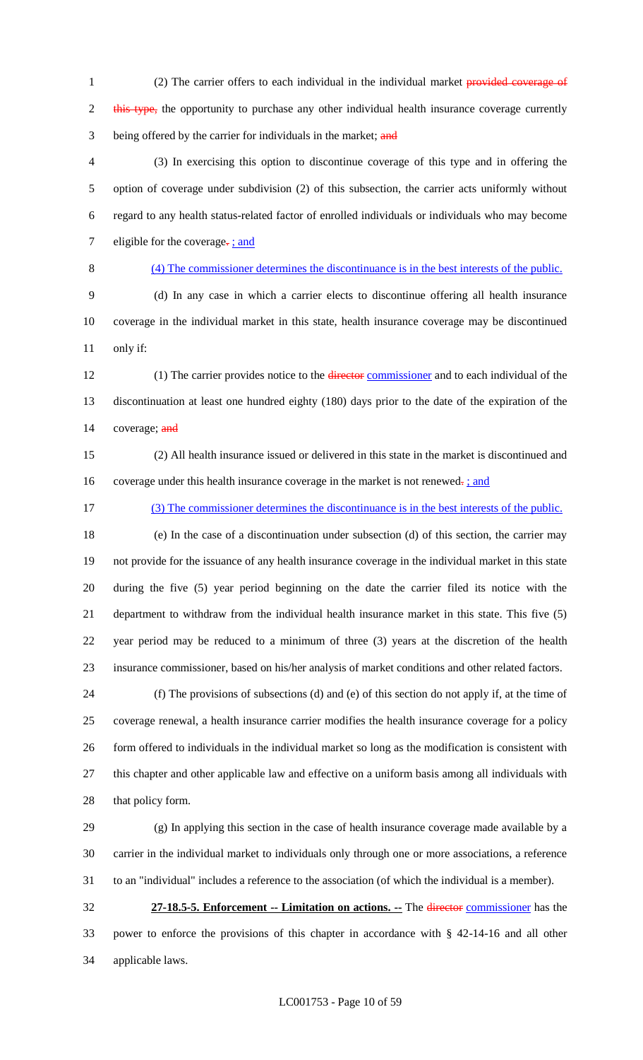(2) The carrier offers to each individual in the individual market provided coverage of this type, the opportunity to purchase any other individual health insurance coverage currently being offered by the carrier for individuals in the market; and

(3) In exercising this option to discontinue coverage of this type and in offering the option of coverage under subdivision (2) of this subsection, the carrier acts uniformly without regard to any health status-related factor of enrolled individuals or individuals who may become eligible for the coverage. ; and

(4) The commissioner determines the discontinuance is in the best interests of the public.

(d) In any case in which a carrier elects to discontinue offering all health insurance coverage in the individual market in this state, health insurance coverage may be discontinued only if:

(1) The carrier provides notice to the director commissioner and to each individual of the discontinuation at least one hundred eighty (180) days prior to the date of the expiration of the coverage; and

(2) All health insurance issued or delivered in this state in the market is discontinued and coverage under this health insurance coverage in the market is not renewed. ; and

(3) The commissioner determines the discontinuance is in the best interests of the public.

(e) In the case of a discontinuation under subsection (d) of this section, the carrier may not provide for the issuance of any health insurance coverage in the individual market in this state during the five (5) year period beginning on the date the carrier filed its notice with the department to withdraw from the individual health insurance market in this state. This five (5) year period may be reduced to a minimum of three (3) years at the discretion of the health insurance commissioner, based on his/her analysis of market conditions and other related factors.

(f) The provisions of subsections (d) and (e) of this section do not apply if, at the time of coverage renewal, a health insurance carrier modifies the health insurance coverage for a policy form offered to individuals in the individual market so long as the modification is consistent with this chapter and other applicable law and effective on a uniform basis among all individuals with that policy form.

(g) In applying this section in the case of health insurance coverage made available by a carrier in the individual market to individuals only through one or more associations, a reference to an "individual" includes a reference to the association (of which the individual is a member).

**27-18.5-5. Enforcement -- Limitation on actions. --** The director commissioner has the power to enforce the provisions of this chapter in accordance with § 42-14-16 and all other applicable laws.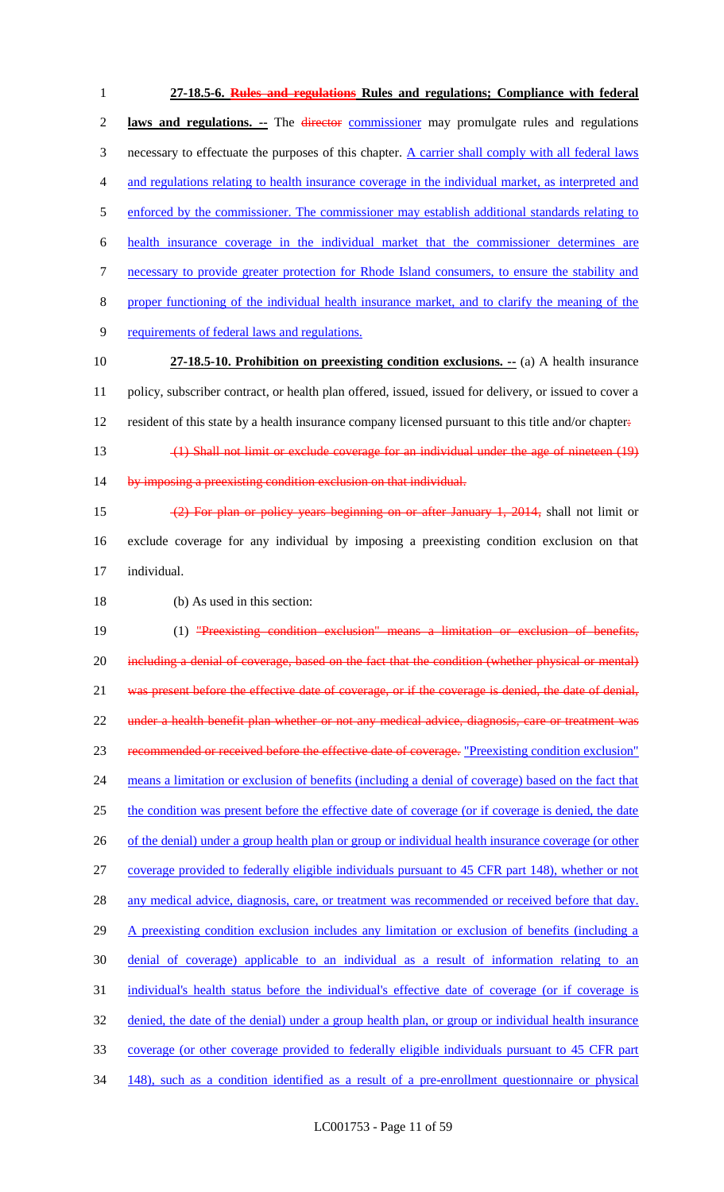**27-18.5-6. ~~Rules and regulations~~ Rules and regulations; Compliance with federal laws and regulations. --** The ~~director~~ commissioner may promulgate rules and regulations necessary to effectuate the purposes of this chapter. A carrier shall comply with all federal laws and regulations relating to health insurance coverage in the individual market, as interpreted and enforced by the commissioner. The commissioner may establish additional standards relating to health insurance coverage in the individual market that the commissioner determines are necessary to provide greater protection for Rhode Island consumers, to ensure the stability and proper functioning of the individual health insurance market, and to clarify the meaning of the requirements of federal laws and regulations.

**27-18.5-10. Prohibition on preexisting condition exclusions. --** (a) A health insurance policy, subscriber contract, or health plan offered, issued, issued for delivery, or issued to cover a resident of this state by a health insurance company licensed pursuant to this title and/or chapter~~:~~

~~(1) Shall not limit or exclude coverage for an individual under the age of nineteen (19) by imposing a preexisting condition exclusion on that individual.~~

~~(2) For plan or policy years beginning on or after January 1, 2014,~~ shall not limit or exclude coverage for any individual by imposing a preexisting condition exclusion on that individual.

(b) As used in this section:

(1) ~~"Preexisting condition exclusion" means a limitation or exclusion of benefits, including a denial of coverage, based on the fact that the condition (whether physical or mental) was present before the effective date of coverage, or if the coverage is denied, the date of denial, under a health benefit plan whether or not any medical advice, diagnosis, care or treatment was recommended or received before the effective date of coverage.~~ "Preexisting condition exclusion" means a limitation or exclusion of benefits (including a denial of coverage) based on the fact that the condition was present before the effective date of coverage (or if coverage is denied, the date of the denial) under a group health plan or group or individual health insurance coverage (or other coverage provided to federally eligible individuals pursuant to 45 CFR part 148), whether or not any medical advice, diagnosis, care, or treatment was recommended or received before that day. A preexisting condition exclusion includes any limitation or exclusion of benefits (including a denial of coverage) applicable to an individual as a result of information relating to an individual's health status before the individual's effective date of coverage (or if coverage is denied, the date of the denial) under a group health plan, or group or individual health insurance coverage (or other coverage provided to federally eligible individuals pursuant to 45 CFR part 148), such as a condition identified as a result of a pre-enrollment questionnaire or physical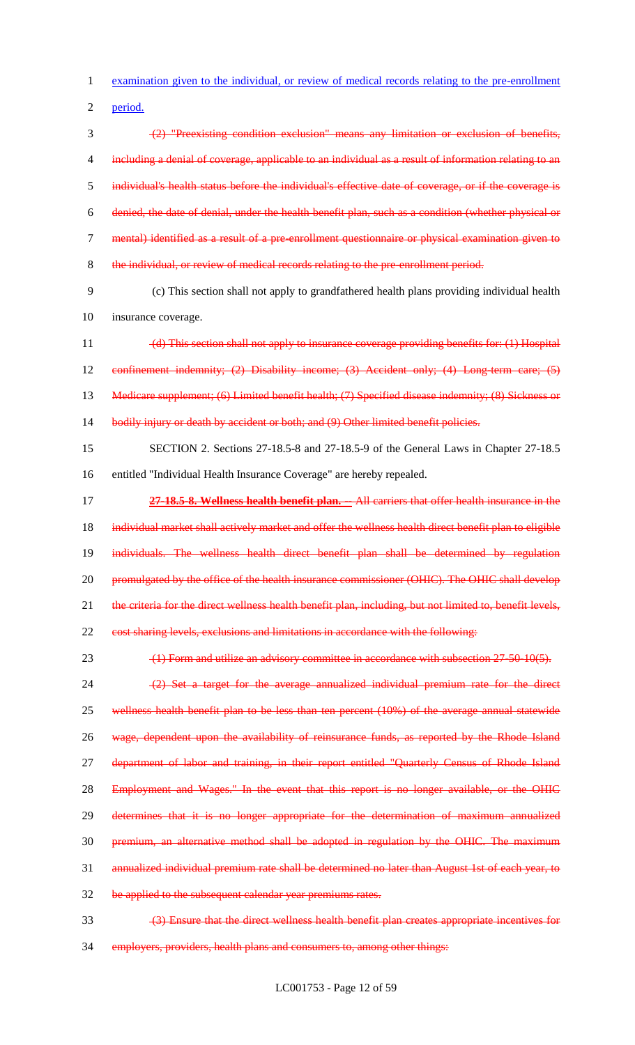examination given to the individual, or review of medical records relating to the pre-enrollment period.

~~(2) "Preexisting condition exclusion" means any limitation or exclusion of benefits, including a denial of coverage, applicable to an individual as a result of information relating to an individual's health status before the individual's effective date of coverage, or if the coverage is denied, the date of denial, under the health benefit plan, such as a condition (whether physical or mental) identified as a result of a pre-enrollment questionnaire or physical examination given to the individual, or review of medical records relating to the pre-enrollment period.~~

(c) This section shall not apply to grandfathered health plans providing individual health insurance coverage.

~~(d) This section shall not apply to insurance coverage providing benefits for: (1) Hospital confinement indemnity; (2) Disability income; (3) Accident only; (4) Long-term care; (5) Medicare supplement; (6) Limited benefit health; (7) Specified disease indemnity; (8) Sickness or bodily injury or death by accident or both; and (9) Other limited benefit policies.~~

SECTION 2. Sections 27-18.5-8 and 27-18.5-9 of the General Laws in Chapter 27-18.5 entitled "Individual Health Insurance Coverage" are hereby repealed.

~~**27-18.5-8. Wellness health benefit plan.** -- All carriers that offer health insurance in the individual market shall actively market and offer the wellness health direct benefit plan to eligible individuals. The wellness health direct benefit plan shall be determined by regulation promulgated by the office of the health insurance commissioner (OHIC). The OHIC shall develop the criteria for the direct wellness health benefit plan, including, but not limited to, benefit levels, cost sharing levels, exclusions and limitations in accordance with the following:~~

~~(1) Form and utilize an advisory committee in accordance with subsection 27-50-10(5).~~

~~(2) Set a target for the average annualized individual premium rate for the direct wellness health benefit plan to be less than ten percent (10%) of the average annual statewide wage, dependent upon the availability of reinsurance funds, as reported by the Rhode Island department of labor and training, in their report entitled "Quarterly Census of Rhode Island Employment and Wages." In the event that this report is no longer available, or the OHIC determines that it is no longer appropriate for the determination of maximum annualized premium, an alternative method shall be adopted in regulation by the OHIC. The maximum annualized individual premium rate shall be determined no later than August 1st of each year, to be applied to the subsequent calendar year premiums rates.~~

~~(3) Ensure that the direct wellness health benefit plan creates appropriate incentives for employers, providers, health plans and consumers to, among other things:~~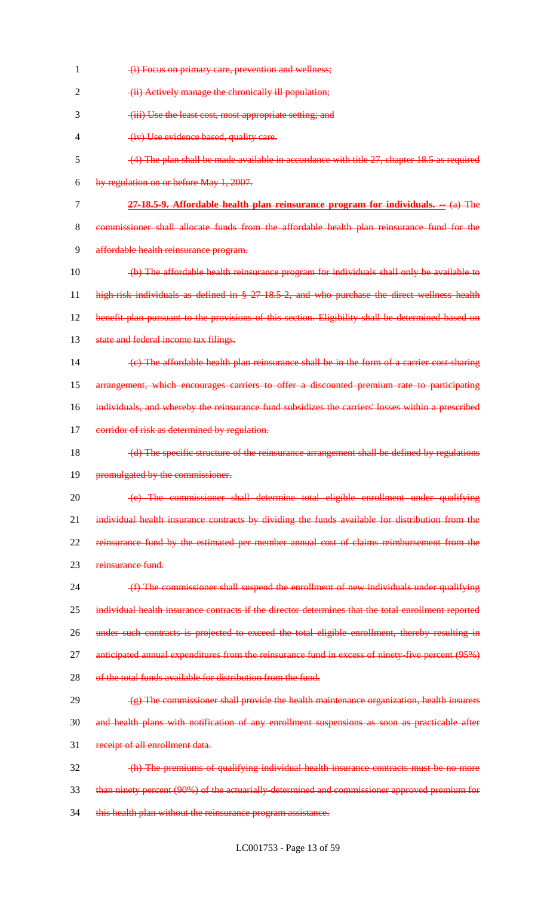(i) Focus on primary care, prevention and wellness;

(ii) Actively manage the chronically ill population;

(iii) Use the least cost, most appropriate setting; and

(iv) Use evidence based, quality care.

(4) The plan shall be made available in accordance with title 27, chapter 18.5 as required by regulation on or before May 1, 2007.

**27-18.5-9. Affordable health plan reinsurance program for individuals. --** (a) The commissioner shall allocate funds from the affordable health plan reinsurance fund for the affordable health reinsurance program.

(b) The affordable health reinsurance program for individuals shall only be available to high-risk individuals as defined in § 27-18.5-2, and who purchase the direct wellness health benefit plan pursuant to the provisions of this section. Eligibility shall be determined based on state and federal income tax filings.

(c) The affordable health plan reinsurance shall be in the form of a carrier cost-sharing arrangement, which encourages carriers to offer a discounted premium rate to participating individuals, and whereby the reinsurance fund subsidizes the carriers' losses within a prescribed corridor of risk as determined by regulation.

(d) The specific structure of the reinsurance arrangement shall be defined by regulations promulgated by the commissioner.

(e) The commissioner shall determine total eligible enrollment under qualifying individual health insurance contracts by dividing the funds available for distribution from the reinsurance fund by the estimated per member annual cost of claims reimbursement from the reinsurance fund.

(f) The commissioner shall suspend the enrollment of new individuals under qualifying individual health insurance contracts if the director determines that the total enrollment reported under such contracts is projected to exceed the total eligible enrollment, thereby resulting in anticipated annual expenditures from the reinsurance fund in excess of ninety-five percent (95%) of the total funds available for distribution from the fund.

(g) The commissioner shall provide the health maintenance organization, health insurers and health plans with notification of any enrollment suspensions as soon as practicable after receipt of all enrollment data.

(h) The premiums of qualifying individual health insurance contracts must be no more than ninety percent (90%) of the actuarially-determined and commissioner approved premium for this health plan without the reinsurance program assistance.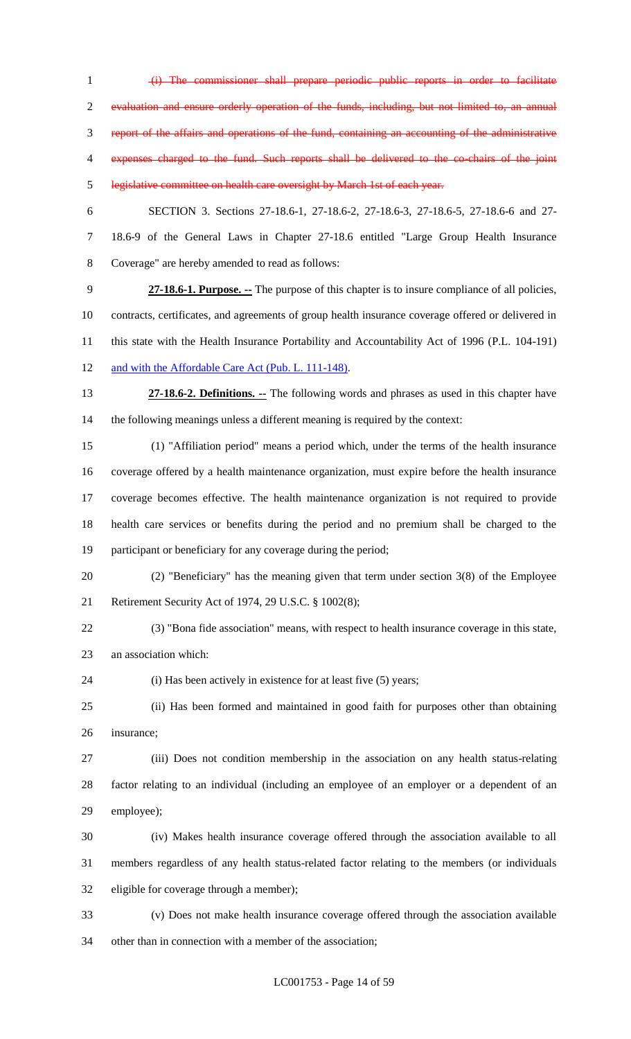(i) The commissioner shall prepare periodic public reports in order to facilitate evaluation and ensure orderly operation of the funds, including, but not limited to, an annual report of the affairs and operations of the fund, containing an accounting of the administrative expenses charged to the fund. Such reports shall be delivered to the co-chairs of the joint legislative committee on health care oversight by March 1st of each year.

SECTION 3. Sections 27-18.6-1, 27-18.6-2, 27-18.6-3, 27-18.6-5, 27-18.6-6 and 27-18.6-9 of the General Laws in Chapter 27-18.6 entitled "Large Group Health Insurance Coverage" are hereby amended to read as follows:

**27-18.6-1. Purpose. --** The purpose of this chapter is to insure compliance of all policies, contracts, certificates, and agreements of group health insurance coverage offered or delivered in this state with the Health Insurance Portability and Accountability Act of 1996 (P.L. 104-191) and with the Affordable Care Act (Pub. L. 111-148).

**27-18.6-2. Definitions. --** The following words and phrases as used in this chapter have the following meanings unless a different meaning is required by the context:

(1) "Affiliation period" means a period which, under the terms of the health insurance coverage offered by a health maintenance organization, must expire before the health insurance coverage becomes effective. The health maintenance organization is not required to provide health care services or benefits during the period and no premium shall be charged to the participant or beneficiary for any coverage during the period;

(2) "Beneficiary" has the meaning given that term under section 3(8) of the Employee Retirement Security Act of 1974, 29 U.S.C. § 1002(8);

(3) "Bona fide association" means, with respect to health insurance coverage in this state, an association which:

(i) Has been actively in existence for at least five (5) years;

(ii) Has been formed and maintained in good faith for purposes other than obtaining insurance;

(iii) Does not condition membership in the association on any health status-relating factor relating to an individual (including an employee of an employer or a dependent of an employee);

(iv) Makes health insurance coverage offered through the association available to all members regardless of any health status-related factor relating to the members (or individuals eligible for coverage through a member);

(v) Does not make health insurance coverage offered through the association available other than in connection with a member of the association;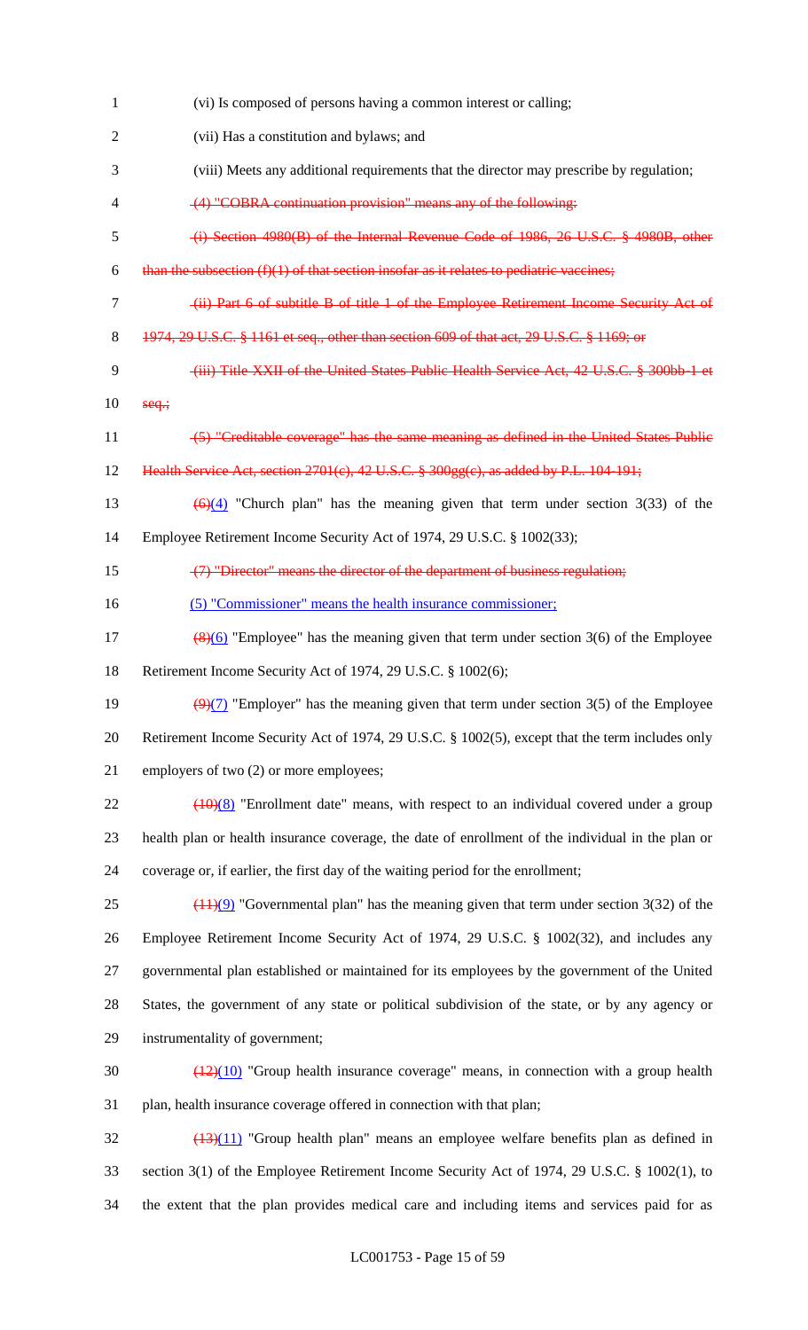(vi) Is composed of persons having a common interest or calling;

(vii) Has a constitution and bylaws; and

(viii) Meets any additional requirements that the director may prescribe by regulation;

~~(4) "COBRA continuation provision" means any of the following:~~

~~(i) Section 4980(B) of the Internal Revenue Code of 1986, 26 U.S.C. § 4980B, other than the subsection (f)(1) of that section insofar as it relates to pediatric vaccines;~~

~~(ii) Part 6 of subtitle B of title 1 of the Employee Retirement Income Security Act of 1974, 29 U.S.C. § 1161 et seq., other than section 609 of that act, 29 U.S.C. § 1169; or~~

~~(iii) Title XXII of the United States Public Health Service Act, 42 U.S.C. § 300bb-1 et seq.;~~

~~(5) "Creditable coverage" has the same meaning as defined in the United States Public Health Service Act, section 2701(c), 42 U.S.C. § 300gg(c), as added by P.L. 104-191;~~

~~(6)~~(4) "Church plan" has the meaning given that term under section 3(33) of the Employee Retirement Income Security Act of 1974, 29 U.S.C. § 1002(33);

~~(7) "Director" means the director of the department of business regulation;~~

(5) "Commissioner" means the health insurance commissioner;

~~(8)~~(6) "Employee" has the meaning given that term under section 3(6) of the Employee Retirement Income Security Act of 1974, 29 U.S.C. § 1002(6);

~~(9)~~(7) "Employer" has the meaning given that term under section 3(5) of the Employee Retirement Income Security Act of 1974, 29 U.S.C. § 1002(5), except that the term includes only employers of two (2) or more employees;

~~(10)~~(8) "Enrollment date" means, with respect to an individual covered under a group health plan or health insurance coverage, the date of enrollment of the individual in the plan or coverage or, if earlier, the first day of the waiting period for the enrollment;

~~(11)~~(9) "Governmental plan" has the meaning given that term under section 3(32) of the Employee Retirement Income Security Act of 1974, 29 U.S.C. § 1002(32), and includes any governmental plan established or maintained for its employees by the government of the United States, the government of any state or political subdivision of the state, or by any agency or instrumentality of government;

~~(12)~~(10) "Group health insurance coverage" means, in connection with a group health plan, health insurance coverage offered in connection with that plan;

~~(13)~~(11) "Group health plan" means an employee welfare benefits plan as defined in section 3(1) of the Employee Retirement Income Security Act of 1974, 29 U.S.C. § 1002(1), to the extent that the plan provides medical care and including items and services paid for as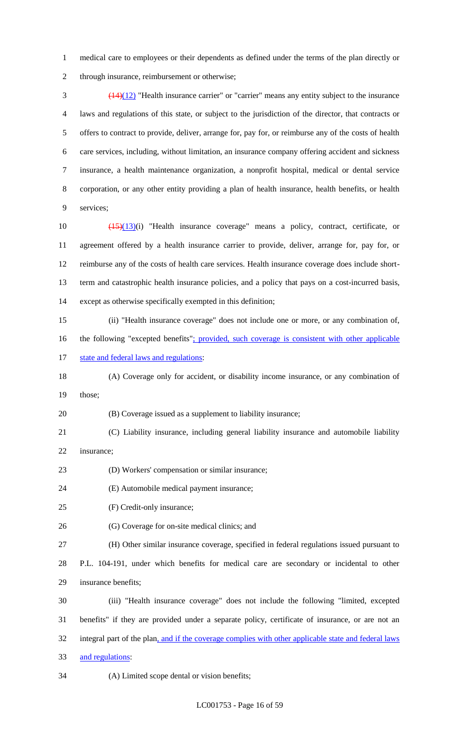medical care to employees or their dependents as defined under the terms of the plan directly or through insurance, reimbursement or otherwise;

~~(14)~~(12) "Health insurance carrier" or "carrier" means any entity subject to the insurance laws and regulations of this state, or subject to the jurisdiction of the director, that contracts or offers to contract to provide, deliver, arrange for, pay for, or reimburse any of the costs of health care services, including, without limitation, an insurance company offering accident and sickness insurance, a health maintenance organization, a nonprofit hospital, medical or dental service corporation, or any other entity providing a plan of health insurance, health benefits, or health services;

~~(15)~~(13)(i) "Health insurance coverage" means a policy, contract, certificate, or agreement offered by a health insurance carrier to provide, deliver, arrange for, pay for, or reimburse any of the costs of health care services. Health insurance coverage does include short-term and catastrophic health insurance policies, and a policy that pays on a cost-incurred basis, except as otherwise specifically exempted in this definition;

(ii) "Health insurance coverage" does not include one or more, or any combination of, the following "excepted benefits"; provided, such coverage is consistent with other applicable state and federal laws and regulations:

(A) Coverage only for accident, or disability income insurance, or any combination of those;

(B) Coverage issued as a supplement to liability insurance;

(C) Liability insurance, including general liability insurance and automobile liability insurance;

(D) Workers' compensation or similar insurance;

(E) Automobile medical payment insurance;

(F) Credit-only insurance;

(G) Coverage for on-site medical clinics; and

(H) Other similar insurance coverage, specified in federal regulations issued pursuant to P.L. 104-191, under which benefits for medical care are secondary or incidental to other insurance benefits;

(iii) "Health insurance coverage" does not include the following "limited, excepted benefits" if they are provided under a separate policy, certificate of insurance, or are not an integral part of the plan, and if the coverage complies with other applicable state and federal laws and regulations:

(A) Limited scope dental or vision benefits;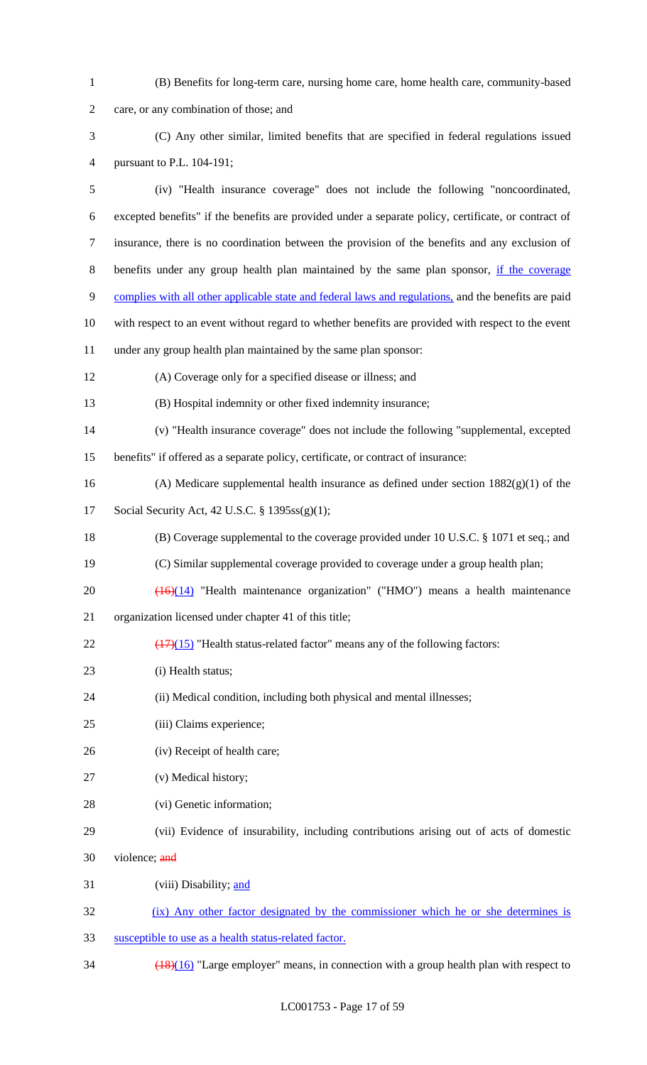(B) Benefits for long-term care, nursing home care, home health care, community-based care, or any combination of those; and

(C) Any other similar, limited benefits that are specified in federal regulations issued pursuant to P.L. 104-191;

(iv) "Health insurance coverage" does not include the following "noncoordinated, excepted benefits" if the benefits are provided under a separate policy, certificate, or contract of insurance, there is no coordination between the provision of the benefits and any exclusion of benefits under any group health plan maintained by the same plan sponsor, if the coverage complies with all other applicable state and federal laws and regulations, and the benefits are paid with respect to an event without regard to whether benefits are provided with respect to the event under any group health plan maintained by the same plan sponsor:

(A) Coverage only for a specified disease or illness; and

(B) Hospital indemnity or other fixed indemnity insurance;

(v) "Health insurance coverage" does not include the following "supplemental, excepted benefits" if offered as a separate policy, certificate, or contract of insurance:

(A) Medicare supplemental health insurance as defined under section 1882(g)(1) of the Social Security Act, 42 U.S.C. § 1395ss(g)(1);

(B) Coverage supplemental to the coverage provided under 10 U.S.C. § 1071 et seq.; and

(C) Similar supplemental coverage provided to coverage under a group health plan;

~~(16)~~(14) "Health maintenance organization" ("HMO") means a health maintenance organization licensed under chapter 41 of this title;

~~(17)~~(15) "Health status-related factor" means any of the following factors:

(i) Health status;

(ii) Medical condition, including both physical and mental illnesses;

(iii) Claims experience;

(iv) Receipt of health care;

(v) Medical history;

(vi) Genetic information;

(vii) Evidence of insurability, including contributions arising out of acts of domestic violence; ~~and~~

(viii) Disability; and

(ix) Any other factor designated by the commissioner which he or she determines is susceptible to use as a health status-related factor.

~~(18)~~(16) "Large employer" means, in connection with a group health plan with respect to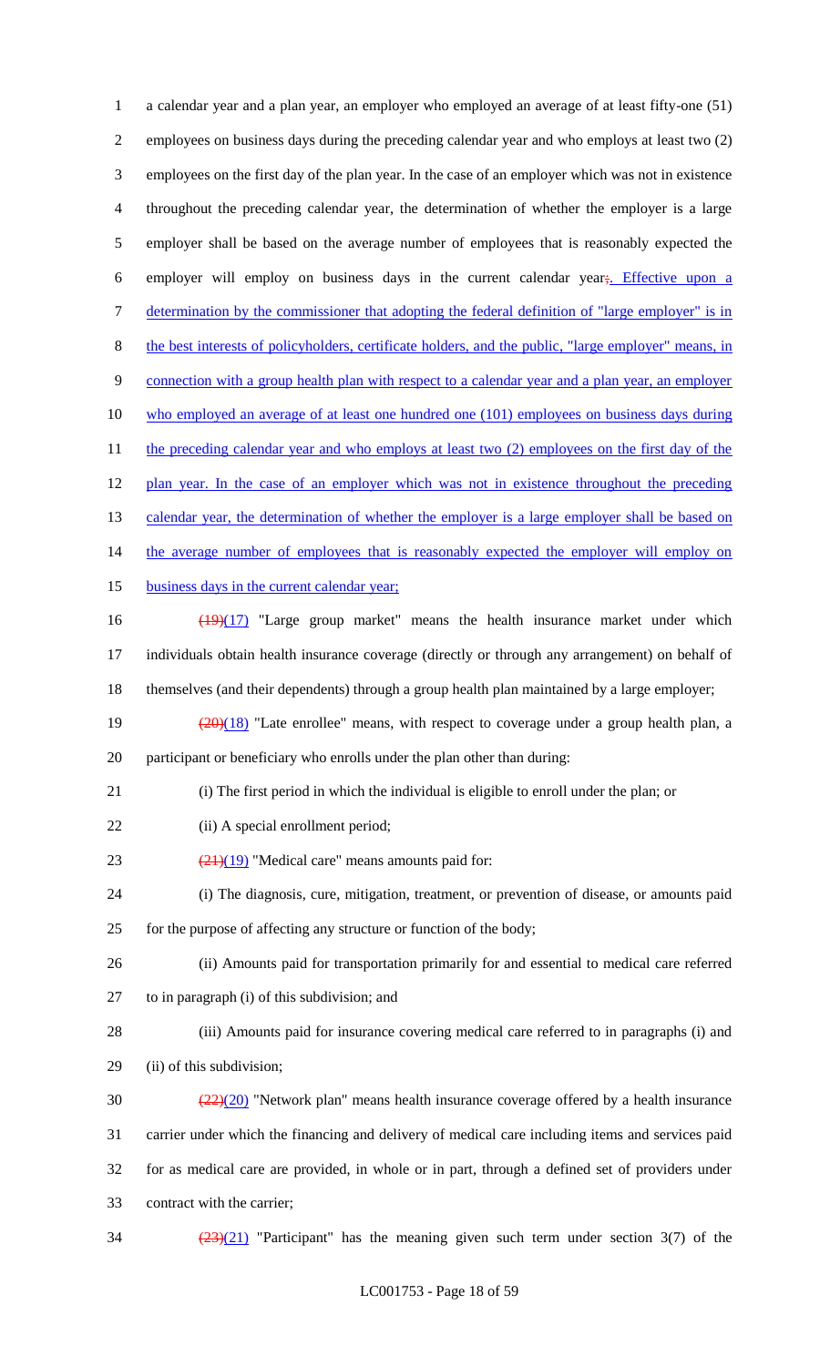a calendar year and a plan year, an employer who employed an average of at least fifty-one (51) employees on business days during the preceding calendar year and who employs at least two (2) employees on the first day of the plan year. In the case of an employer which was not in existence throughout the preceding calendar year, the determination of whether the employer is a large employer shall be based on the average number of employees that is reasonably expected the employer will employ on business days in the current calendar year~~;~~. Effective upon a determination by the commissioner that adopting the federal definition of "large employer" is in the best interests of policyholders, certificate holders, and the public, "large employer" means, in connection with a group health plan with respect to a calendar year and a plan year, an employer who employed an average of at least one hundred one (101) employees on business days during the preceding calendar year and who employs at least two (2) employees on the first day of the plan year. In the case of an employer which was not in existence throughout the preceding calendar year, the determination of whether the employer is a large employer shall be based on the average number of employees that is reasonably expected the employer will employ on business days in the current calendar year;

~~(19)~~(17) "Large group market" means the health insurance market under which individuals obtain health insurance coverage (directly or through any arrangement) on behalf of themselves (and their dependents) through a group health plan maintained by a large employer;

~~(20)~~(18) "Late enrollee" means, with respect to coverage under a group health plan, a participant or beneficiary who enrolls under the plan other than during:

(i) The first period in which the individual is eligible to enroll under the plan; or

(ii) A special enrollment period;

~~(21)~~(19) "Medical care" means amounts paid for:

(i) The diagnosis, cure, mitigation, treatment, or prevention of disease, or amounts paid for the purpose of affecting any structure or function of the body;

(ii) Amounts paid for transportation primarily for and essential to medical care referred to in paragraph (i) of this subdivision; and

(iii) Amounts paid for insurance covering medical care referred to in paragraphs (i) and (ii) of this subdivision;

~~(22)~~(20) "Network plan" means health insurance coverage offered by a health insurance carrier under which the financing and delivery of medical care including items and services paid for as medical care are provided, in whole or in part, through a defined set of providers under contract with the carrier;

~~(23)~~(21) "Participant" has the meaning given such term under section 3(7) of the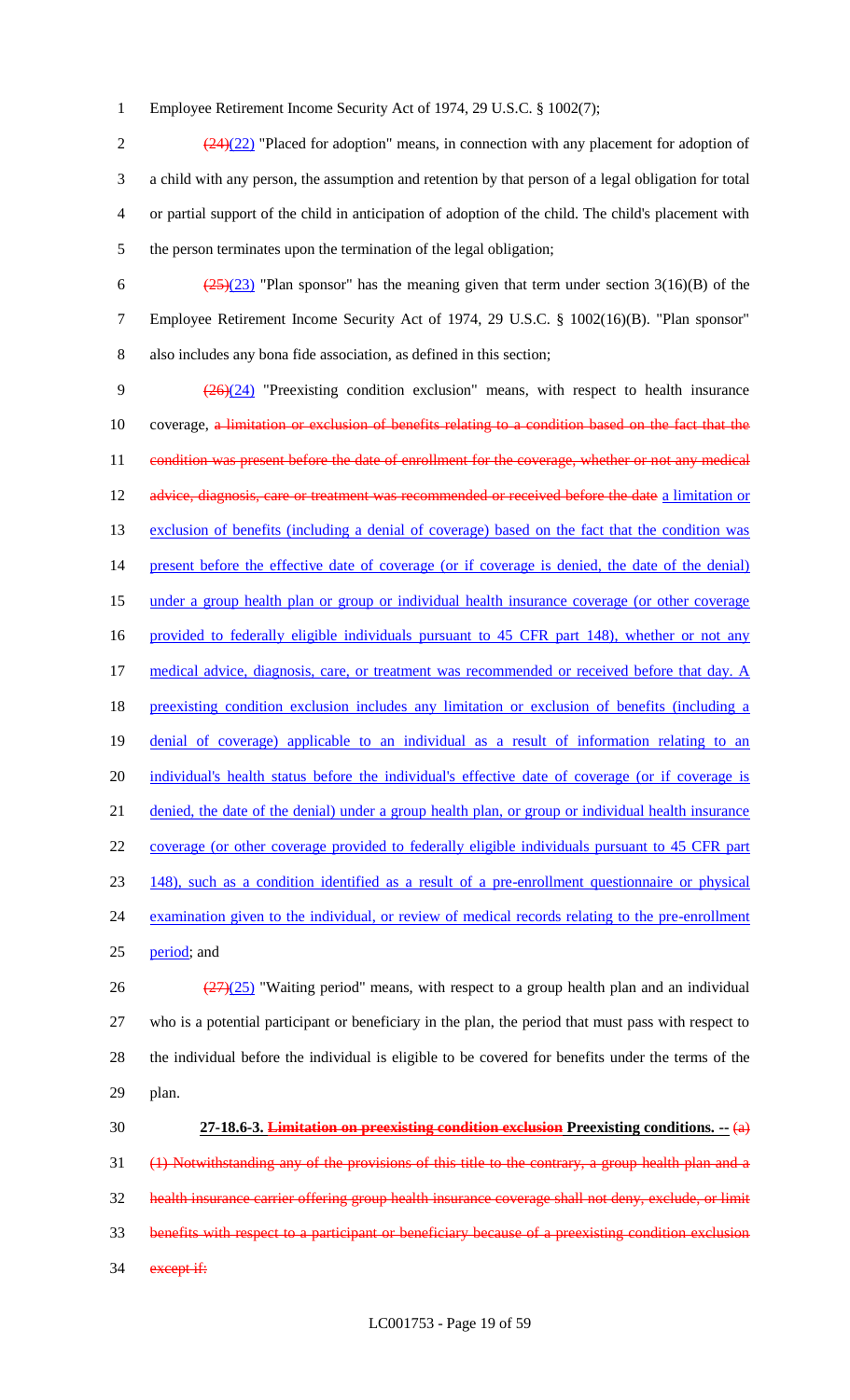Employee Retirement Income Security Act of 1974, 29 U.S.C. § 1002(7);

~~(24)~~(22) "Placed for adoption" means, in connection with any placement for adoption of a child with any person, the assumption and retention by that person of a legal obligation for total or partial support of the child in anticipation of adoption of the child. The child's placement with the person terminates upon the termination of the legal obligation;

~~(25)~~(23) "Plan sponsor" has the meaning given that term under section 3(16)(B) of the Employee Retirement Income Security Act of 1974, 29 U.S.C. § 1002(16)(B). "Plan sponsor" also includes any bona fide association, as defined in this section;

~~(26)~~(24) "Preexisting condition exclusion" means, with respect to health insurance coverage, ~~a limitation or exclusion of benefits relating to a condition based on the fact that the condition was present before the date of enrollment for the coverage, whether or not any medical advice, diagnosis, care or treatment was recommended or received before the date~~ a limitation or exclusion of benefits (including a denial of coverage) based on the fact that the condition was present before the effective date of coverage (or if coverage is denied, the date of the denial) under a group health plan or group or individual health insurance coverage (or other coverage provided to federally eligible individuals pursuant to 45 CFR part 148), whether or not any medical advice, diagnosis, care, or treatment was recommended or received before that day. A preexisting condition exclusion includes any limitation or exclusion of benefits (including a denial of coverage) applicable to an individual as a result of information relating to an individual's health status before the individual's effective date of coverage (or if coverage is denied, the date of the denial) under a group health plan, or group or individual health insurance coverage (or other coverage provided to federally eligible individuals pursuant to 45 CFR part 148), such as a condition identified as a result of a pre-enrollment questionnaire or physical examination given to the individual, or review of medical records relating to the pre-enrollment period; and

~~(27)~~(25) "Waiting period" means, with respect to a group health plan and an individual who is a potential participant or beneficiary in the plan, the period that must pass with respect to the individual before the individual is eligible to be covered for benefits under the terms of the plan.

**27-18.6-3. ~~Limitation on preexisting condition exclusion~~ Preexisting conditions. --** ~~(a) (1) Notwithstanding any of the provisions of this title to the contrary, a group health plan and a health insurance carrier offering group health insurance coverage shall not deny, exclude, or limit benefits with respect to a participant or beneficiary because of a preexisting condition exclusion except if:~~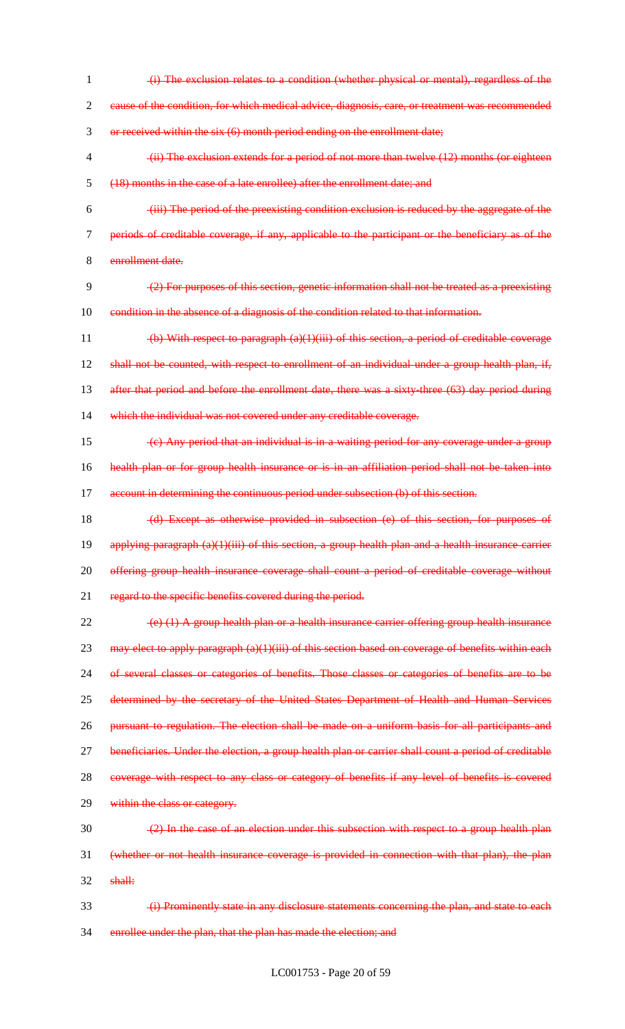~~(i) The exclusion relates to a condition (whether physical or mental), regardless of the cause of the condition, for which medical advice, diagnosis, care, or treatment was recommended or received within the six (6) month period ending on the enrollment date;~~

~~(ii) The exclusion extends for a period of not more than twelve (12) months (or eighteen (18) months in the case of a late enrollee) after the enrollment date; and~~

~~(iii) The period of the preexisting condition exclusion is reduced by the aggregate of the periods of creditable coverage, if any, applicable to the participant or the beneficiary as of the enrollment date.~~

~~(2) For purposes of this section, genetic information shall not be treated as a preexisting condition in the absence of a diagnosis of the condition related to that information.~~

~~(b) With respect to paragraph (a)(1)(iii) of this section, a period of creditable coverage shall not be counted, with respect to enrollment of an individual under a group health plan, if, after that period and before the enrollment date, there was a sixty-three (63) day period during which the individual was not covered under any creditable coverage.~~

~~(c) Any period that an individual is in a waiting period for any coverage under a group health plan or for group health insurance or is in an affiliation period shall not be taken into account in determining the continuous period under subsection (b) of this section.~~

~~(d) Except as otherwise provided in subsection (e) of this section, for purposes of applying paragraph (a)(1)(iii) of this section, a group health plan and a health insurance carrier offering group health insurance coverage shall count a period of creditable coverage without regard to the specific benefits covered during the period.~~

~~(e) (1) A group health plan or a health insurance carrier offering group health insurance may elect to apply paragraph (a)(1)(iii) of this section based on coverage of benefits within each of several classes or categories of benefits. Those classes or categories of benefits are to be determined by the secretary of the United States Department of Health and Human Services pursuant to regulation. The election shall be made on a uniform basis for all participants and beneficiaries. Under the election, a group health plan or carrier shall count a period of creditable coverage with respect to any class or category of benefits if any level of benefits is covered within the class or category.~~

~~(2) In the case of an election under this subsection with respect to a group health plan (whether or not health insurance coverage is provided in connection with that plan), the plan shall:~~

~~(i) Prominently state in any disclosure statements concerning the plan, and state to each enrollee under the plan, that the plan has made the election; and~~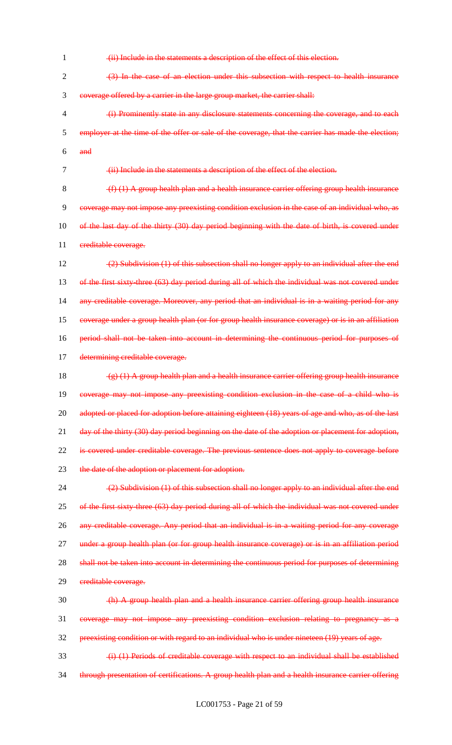(ii) Include in the statements a description of the effect of this election.

(3) In the case of an election under this subsection with respect to health insurance coverage offered by a carrier in the large group market, the carrier shall:

(i) Prominently state in any disclosure statements concerning the coverage, and to each employer at the time of the offer or sale of the coverage, that the carrier has made the election; and

(ii) Include in the statements a description of the effect of the election.

(f) (1) A group health plan and a health insurance carrier offering group health insurance coverage may not impose any preexisting condition exclusion in the case of an individual who, as of the last day of the thirty (30) day period beginning with the date of birth, is covered under creditable coverage.

(2) Subdivision (1) of this subsection shall no longer apply to an individual after the end of the first sixty-three (63) day period during all of which the individual was not covered under any creditable coverage. Moreover, any period that an individual is in a waiting period for any coverage under a group health plan (or for group health insurance coverage) or is in an affiliation period shall not be taken into account in determining the continuous period for purposes of determining creditable coverage.

(g) (1) A group health plan and a health insurance carrier offering group health insurance coverage may not impose any preexisting condition exclusion in the case of a child who is adopted or placed for adoption before attaining eighteen (18) years of age and who, as of the last day of the thirty (30) day period beginning on the date of the adoption or placement for adoption, is covered under creditable coverage. The previous sentence does not apply to coverage before the date of the adoption or placement for adoption.

(2) Subdivision (1) of this subsection shall no longer apply to an individual after the end of the first sixty-three (63) day period during all of which the individual was not covered under any creditable coverage. Any period that an individual is in a waiting period for any coverage under a group health plan (or for group health insurance coverage) or is in an affiliation period shall not be taken into account in determining the continuous period for purposes of determining creditable coverage.

(h) A group health plan and a health insurance carrier offering group health insurance coverage may not impose any preexisting condition exclusion relating to pregnancy as a preexisting condition or with regard to an individual who is under nineteen (19) years of age.

(i) (1) Periods of creditable coverage with respect to an individual shall be established through presentation of certifications. A group health plan and a health insurance carrier offering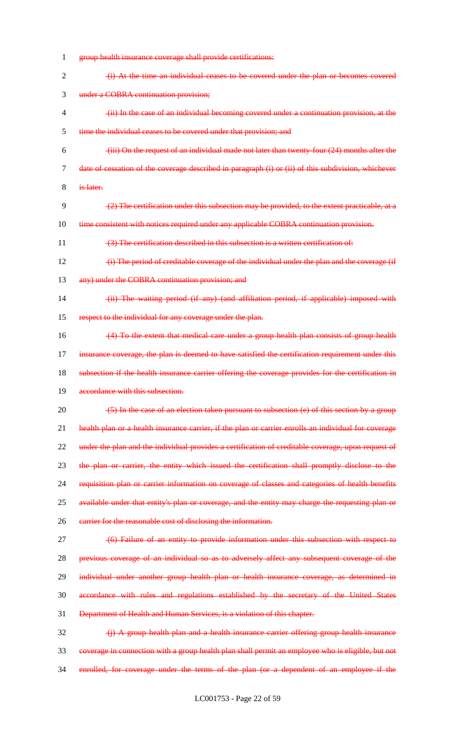group health insurance coverage shall provide certifications:

(i) At the time an individual ceases to be covered under the plan or becomes covered under a COBRA continuation provision;

(ii) In the case of an individual becoming covered under a continuation provision, at the time the individual ceases to be covered under that provision; and

(iii) On the request of an individual made not later than twenty-four (24) months after the date of cessation of the coverage described in paragraph (i) or (ii) of this subdivision, whichever is later.

(2) The certification under this subsection may be provided, to the extent practicable, at a time consistent with notices required under any applicable COBRA continuation provision.

(3) The certification described in this subsection is a written certification of:

(i) The period of creditable coverage of the individual under the plan and the coverage (if any) under the COBRA continuation provision; and

(ii) The waiting period (if any) (and affiliation period, if applicable) imposed with respect to the individual for any coverage under the plan.

(4) To the extent that medical care under a group health plan consists of group health insurance coverage, the plan is deemed to have satisfied the certification requirement under this subsection if the health insurance carrier offering the coverage provides for the certification in accordance with this subsection.

(5) In the case of an election taken pursuant to subsection (e) of this section by a group health plan or a health insurance carrier, if the plan or carrier enrolls an individual for coverage under the plan and the individual provides a certification of creditable coverage, upon request of the plan or carrier, the entity which issued the certification shall promptly disclose to the requisition plan or carrier information on coverage of classes and categories of health benefits available under that entity's plan or coverage, and the entity may charge the requesting plan or carrier for the reasonable cost of disclosing the information.

(6) Failure of an entity to provide information under this subsection with respect to previous coverage of an individual so as to adversely affect any subsequent coverage of the individual under another group health plan or health insurance coverage, as determined in accordance with rules and regulations established by the secretary of the United States Department of Health and Human Services, is a violation of this chapter.

(j) A group health plan and a health insurance carrier offering group health insurance coverage in connection with a group health plan shall permit an employee who is eligible, but not enrolled, for coverage under the terms of the plan (or a dependent of an employee if the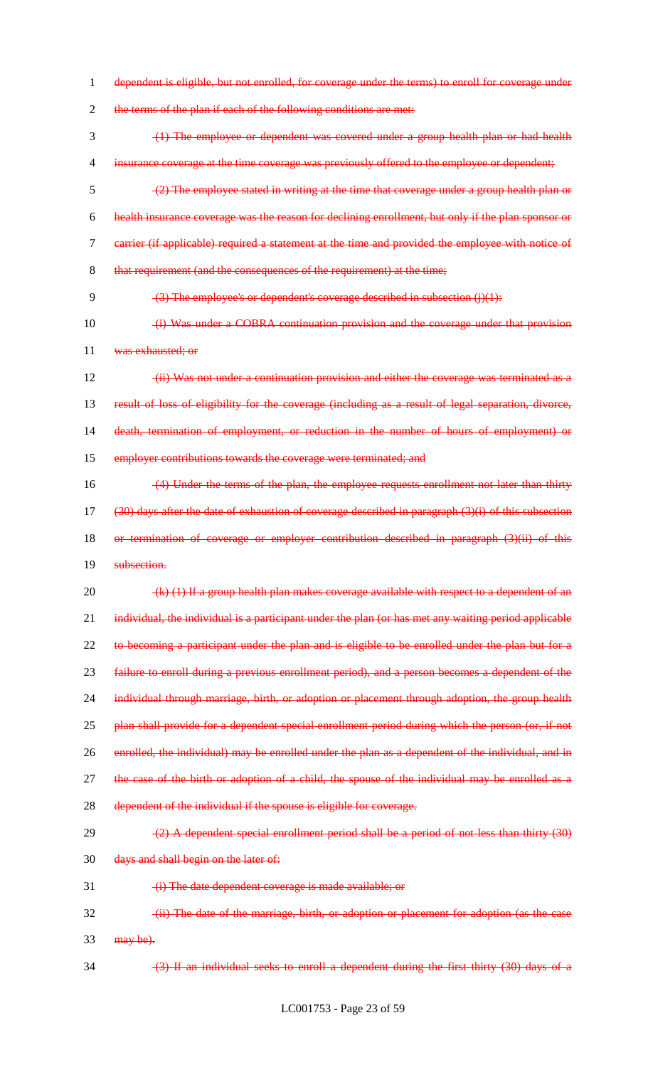~~dependent is eligible, but not enrolled, for coverage under the terms) to enroll for coverage under the terms of the plan if each of the following conditions are met:~~

~~(1) The employee or dependent was covered under a group health plan or had health insurance coverage at the time coverage was previously offered to the employee or dependent;~~

~~(2) The employee stated in writing at the time that coverage under a group health plan or health insurance coverage was the reason for declining enrollment, but only if the plan sponsor or carrier (if applicable) required a statement at the time and provided the employee with notice of that requirement (and the consequences of the requirement) at the time;~~

~~(3) The employee's or dependent's coverage described in subsection (j)(1):~~

~~(i) Was under a COBRA continuation provision and the coverage under that provision was exhausted; or~~

~~(ii) Was not under a continuation provision and either the coverage was terminated as a result of loss of eligibility for the coverage (including as a result of legal separation, divorce, death, termination of employment, or reduction in the number of hours of employment) or employer contributions towards the coverage were terminated; and~~

~~(4) Under the terms of the plan, the employee requests enrollment not later than thirty (30) days after the date of exhaustion of coverage described in paragraph (3)(i) of this subsection or termination of coverage or employer contribution described in paragraph (3)(ii) of this subsection.~~

~~(k) (1) If a group health plan makes coverage available with respect to a dependent of an individual, the individual is a participant under the plan (or has met any waiting period applicable to becoming a participant under the plan and is eligible to be enrolled under the plan but for a failure to enroll during a previous enrollment period), and a person becomes a dependent of the individual through marriage, birth, or adoption or placement through adoption, the group health plan shall provide for a dependent special enrollment period during which the person (or, if not enrolled, the individual) may be enrolled under the plan as a dependent of the individual, and in the case of the birth or adoption of a child, the spouse of the individual may be enrolled as a dependent of the individual if the spouse is eligible for coverage.~~

~~(2) A dependent special enrollment period shall be a period of not less than thirty (30) days and shall begin on the later of:~~

~~(i) The date dependent coverage is made available; or~~

~~(ii) The date of the marriage, birth, or adoption or placement for adoption (as the case may be).~~

~~(3) If an individual seeks to enroll a dependent during the first thirty (30) days of a~~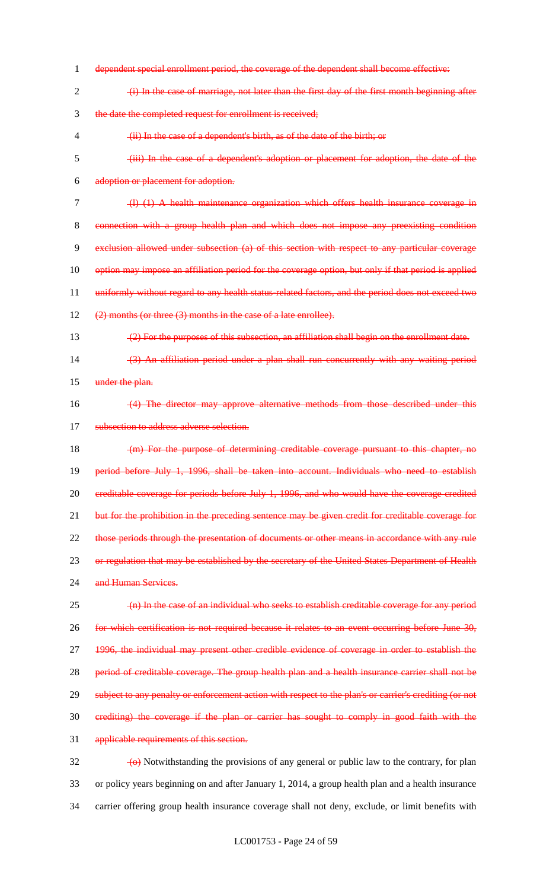dependent special enrollment period, the coverage of the dependent shall become effective:

~~(i) In the case of marriage, not later than the first day of the first month beginning after the date the completed request for enrollment is received;~~

~~(ii) In the case of a dependent's birth, as of the date of the birth; or~~

~~(iii) In the case of a dependent's adoption or placement for adoption, the date of the adoption or placement for adoption.~~

~~(l) (1) A health maintenance organization which offers health insurance coverage in connection with a group health plan and which does not impose any preexisting condition exclusion allowed under subsection (a) of this section with respect to any particular coverage option may impose an affiliation period for the coverage option, but only if that period is applied uniformly without regard to any health status-related factors, and the period does not exceed two (2) months (or three (3) months in the case of a late enrollee).~~

~~(2) For the purposes of this subsection, an affiliation shall begin on the enrollment date.~~

~~(3) An affiliation period under a plan shall run concurrently with any waiting period under the plan.~~

~~(4) The director may approve alternative methods from those described under this subsection to address adverse selection.~~

~~(m) For the purpose of determining creditable coverage pursuant to this chapter, no period before July 1, 1996, shall be taken into account. Individuals who need to establish creditable coverage for periods before July 1, 1996, and who would have the coverage credited but for the prohibition in the preceding sentence may be given credit for creditable coverage for those periods through the presentation of documents or other means in accordance with any rule or regulation that may be established by the secretary of the United States Department of Health and Human Services.~~

~~(n) In the case of an individual who seeks to establish creditable coverage for any period for which certification is not required because it relates to an event occurring before June 30, 1996, the individual may present other credible evidence of coverage in order to establish the period of creditable coverage. The group health plan and a health insurance carrier shall not be subject to any penalty or enforcement action with respect to the plan's or carrier's crediting (or not crediting) the coverage if the plan or carrier has sought to comply in good faith with the applicable requirements of this section.~~

~~(o)~~ Notwithstanding the provisions of any general or public law to the contrary, for plan or policy years beginning on and after January 1, 2014, a group health plan and a health insurance carrier offering group health insurance coverage shall not deny, exclude, or limit benefits with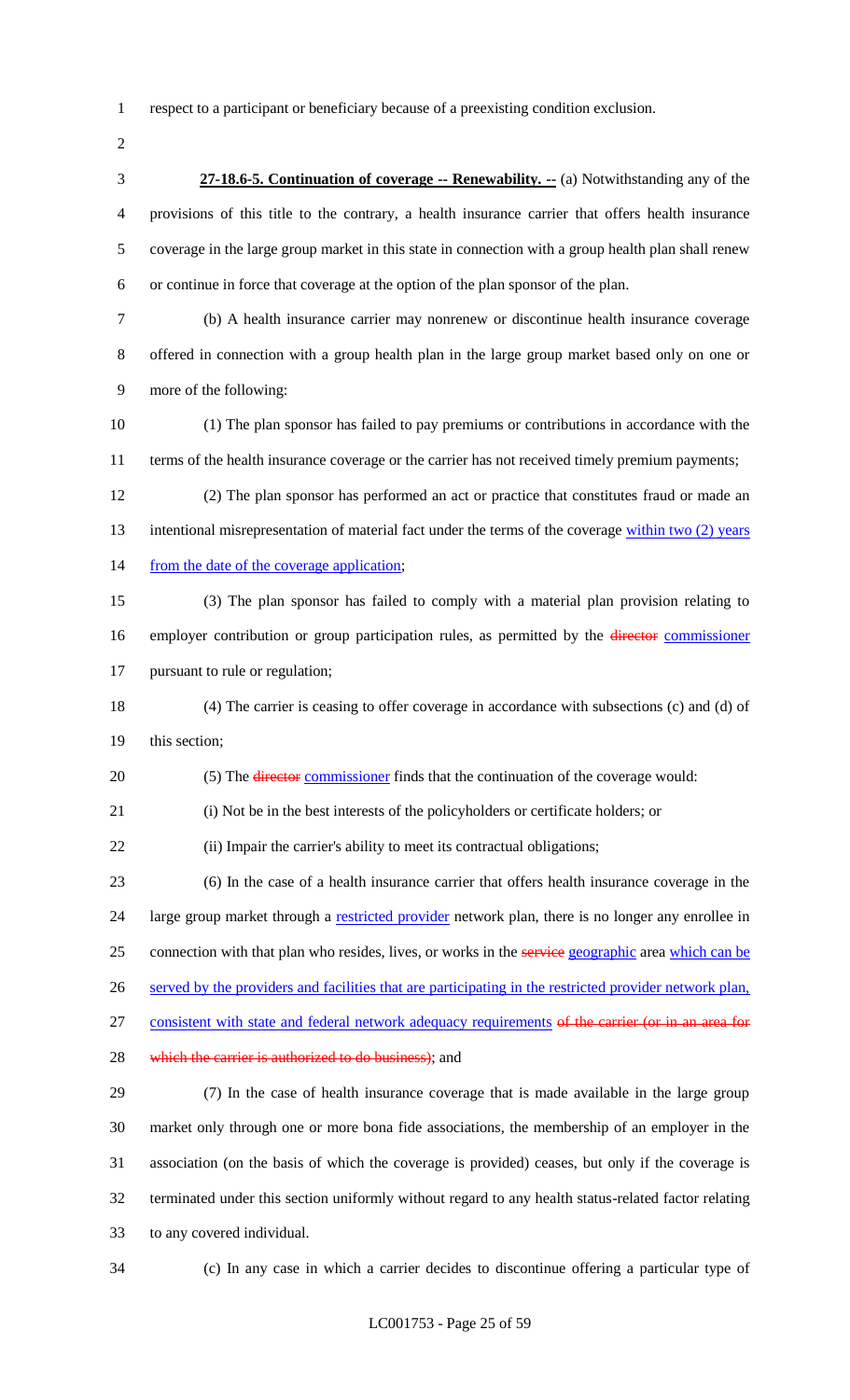respect to a participant or beneficiary because of a preexisting condition exclusion.

**27-18.6-5. Continuation of coverage -- Renewability. --** (a) Notwithstanding any of the provisions of this title to the contrary, a health insurance carrier that offers health insurance coverage in the large group market in this state in connection with a group health plan shall renew or continue in force that coverage at the option of the plan sponsor of the plan.

(b) A health insurance carrier may nonrenew or discontinue health insurance coverage offered in connection with a group health plan in the large group market based only on one or more of the following:

(1) The plan sponsor has failed to pay premiums or contributions in accordance with the terms of the health insurance coverage or the carrier has not received timely premium payments;

(2) The plan sponsor has performed an act or practice that constitutes fraud or made an intentional misrepresentation of material fact under the terms of the coverage within two (2) years from the date of the coverage application;

(3) The plan sponsor has failed to comply with a material plan provision relating to employer contribution or group participation rules, as permitted by the ~~director~~ commissioner pursuant to rule or regulation;

(4) The carrier is ceasing to offer coverage in accordance with subsections (c) and (d) of this section;

(5) The ~~director~~ commissioner finds that the continuation of the coverage would:

(i) Not be in the best interests of the policyholders or certificate holders; or

(ii) Impair the carrier's ability to meet its contractual obligations;

(6) In the case of a health insurance carrier that offers health insurance coverage in the large group market through a restricted provider network plan, there is no longer any enrollee in connection with that plan who resides, lives, or works in the ~~service~~ geographic area which can be served by the providers and facilities that are participating in the restricted provider network plan, consistent with state and federal network adequacy requirements ~~of the carrier (or in an area for which the carrier is authorized to do business)~~; and

(7) In the case of health insurance coverage that is made available in the large group market only through one or more bona fide associations, the membership of an employer in the association (on the basis of which the coverage is provided) ceases, but only if the coverage is terminated under this section uniformly without regard to any health status-related factor relating to any covered individual.

(c) In any case in which a carrier decides to discontinue offering a particular type of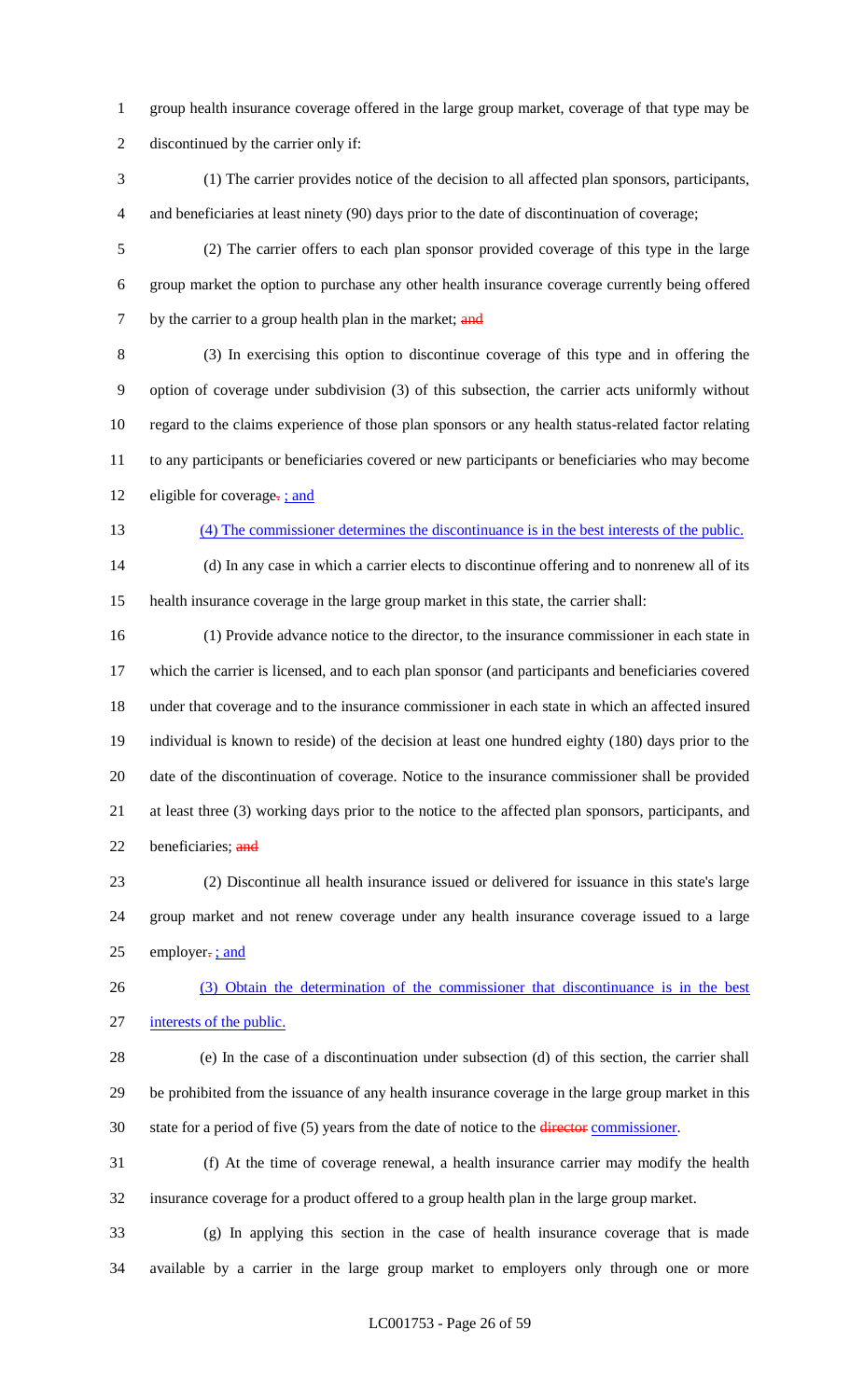group health insurance coverage offered in the large group market, coverage of that type may be discontinued by the carrier only if:

(1) The carrier provides notice of the decision to all affected plan sponsors, participants, and beneficiaries at least ninety (90) days prior to the date of discontinuation of coverage;

(2) The carrier offers to each plan sponsor provided coverage of this type in the large group market the option to purchase any other health insurance coverage currently being offered by the carrier to a group health plan in the market; ~~and~~

(3) In exercising this option to discontinue coverage of this type and in offering the option of coverage under subdivision (3) of this subsection, the carrier acts uniformly without regard to the claims experience of those plan sponsors or any health status-related factor relating to any participants or beneficiaries covered or new participants or beneficiaries who may become eligible for coverage~~.~~ ; and

(4) The commissioner determines the discontinuance is in the best interests of the public.

(d) In any case in which a carrier elects to discontinue offering and to nonrenew all of its health insurance coverage in the large group market in this state, the carrier shall:

(1) Provide advance notice to the director, to the insurance commissioner in each state in which the carrier is licensed, and to each plan sponsor (and participants and beneficiaries covered under that coverage and to the insurance commissioner in each state in which an affected insured individual is known to reside) of the decision at least one hundred eighty (180) days prior to the date of the discontinuation of coverage. Notice to the insurance commissioner shall be provided at least three (3) working days prior to the notice to the affected plan sponsors, participants, and beneficiaries; ~~and~~

(2) Discontinue all health insurance issued or delivered for issuance in this state's large group market and not renew coverage under any health insurance coverage issued to a large employer~~.~~ ; and

(3) Obtain the determination of the commissioner that discontinuance is in the best interests of the public.

(e) In the case of a discontinuation under subsection (d) of this section, the carrier shall be prohibited from the issuance of any health insurance coverage in the large group market in this state for a period of five (5) years from the date of notice to the ~~director~~ commissioner.

(f) At the time of coverage renewal, a health insurance carrier may modify the health insurance coverage for a product offered to a group health plan in the large group market.

(g) In applying this section in the case of health insurance coverage that is made available by a carrier in the large group market to employers only through one or more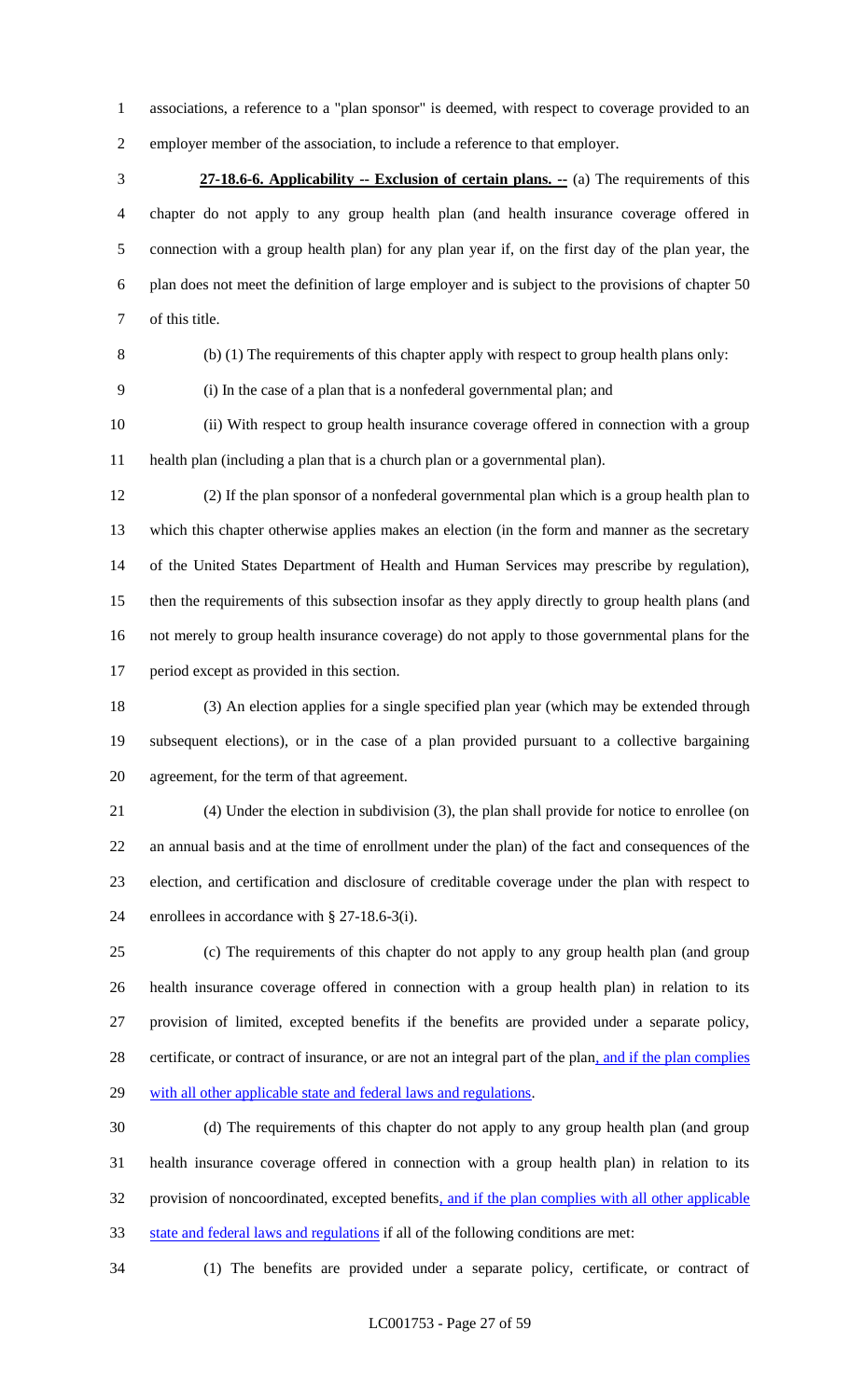associations, a reference to a "plan sponsor" is deemed, with respect to coverage provided to an employer member of the association, to include a reference to that employer.

**27-18.6-6. Applicability -- Exclusion of certain plans. --** (a) The requirements of this chapter do not apply to any group health plan (and health insurance coverage offered in connection with a group health plan) for any plan year if, on the first day of the plan year, the plan does not meet the definition of large employer and is subject to the provisions of chapter 50 of this title.

(b) (1) The requirements of this chapter apply with respect to group health plans only:

(i) In the case of a plan that is a nonfederal governmental plan; and

(ii) With respect to group health insurance coverage offered in connection with a group health plan (including a plan that is a church plan or a governmental plan).

(2) If the plan sponsor of a nonfederal governmental plan which is a group health plan to which this chapter otherwise applies makes an election (in the form and manner as the secretary of the United States Department of Health and Human Services may prescribe by regulation), then the requirements of this subsection insofar as they apply directly to group health plans (and not merely to group health insurance coverage) do not apply to those governmental plans for the period except as provided in this section.

(3) An election applies for a single specified plan year (which may be extended through subsequent elections), or in the case of a plan provided pursuant to a collective bargaining agreement, for the term of that agreement.

(4) Under the election in subdivision (3), the plan shall provide for notice to enrollee (on an annual basis and at the time of enrollment under the plan) of the fact and consequences of the election, and certification and disclosure of creditable coverage under the plan with respect to enrollees in accordance with § 27-18.6-3(i).

(c) The requirements of this chapter do not apply to any group health plan (and group health insurance coverage offered in connection with a group health plan) in relation to its provision of limited, excepted benefits if the benefits are provided under a separate policy, certificate, or contract of insurance, or are not an integral part of the plan, and if the plan complies with all other applicable state and federal laws and regulations.

(d) The requirements of this chapter do not apply to any group health plan (and group health insurance coverage offered in connection with a group health plan) in relation to its provision of noncoordinated, excepted benefits, and if the plan complies with all other applicable state and federal laws and regulations if all of the following conditions are met:

(1) The benefits are provided under a separate policy, certificate, or contract of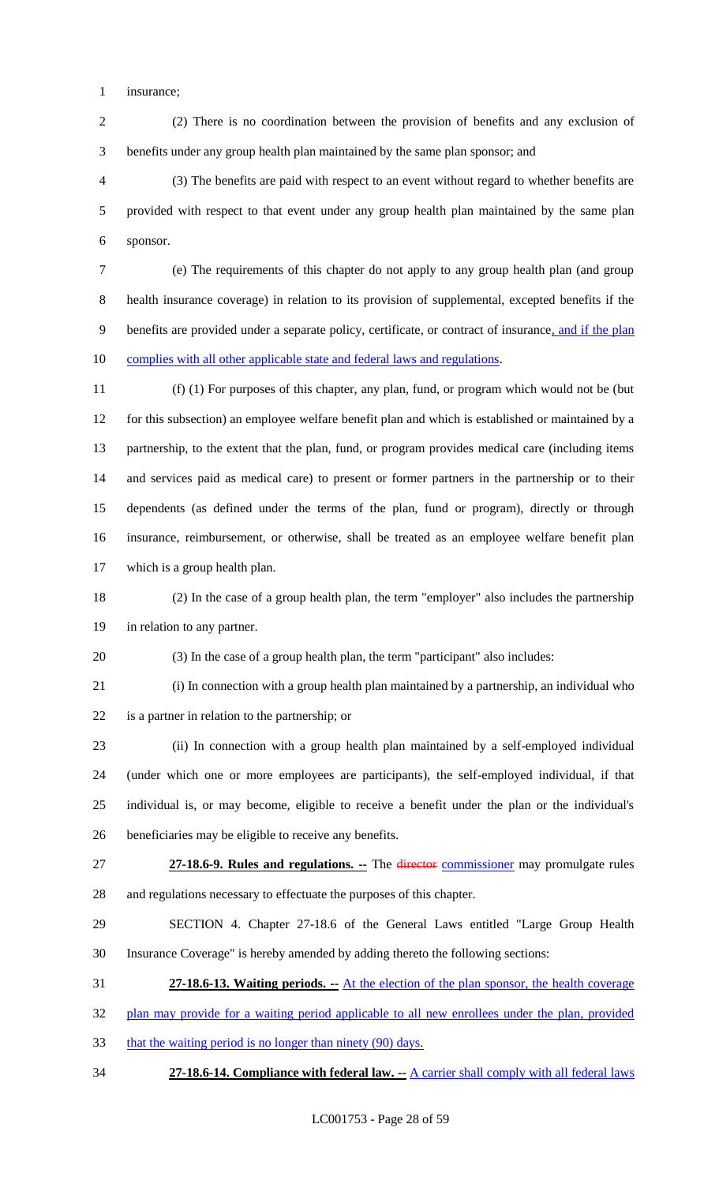insurance;

(2) There is no coordination between the provision of benefits and any exclusion of benefits under any group health plan maintained by the same plan sponsor; and

(3) The benefits are paid with respect to an event without regard to whether benefits are provided with respect to that event under any group health plan maintained by the same plan sponsor.

(e) The requirements of this chapter do not apply to any group health plan (and group health insurance coverage) in relation to its provision of supplemental, excepted benefits if the benefits are provided under a separate policy, certificate, or contract of insurance, and if the plan complies with all other applicable state and federal laws and regulations.

(f) (1) For purposes of this chapter, any plan, fund, or program which would not be (but for this subsection) an employee welfare benefit plan and which is established or maintained by a partnership, to the extent that the plan, fund, or program provides medical care (including items and services paid as medical care) to present or former partners in the partnership or to their dependents (as defined under the terms of the plan, fund or program), directly or through insurance, reimbursement, or otherwise, shall be treated as an employee welfare benefit plan which is a group health plan.

(2) In the case of a group health plan, the term "employer" also includes the partnership in relation to any partner.

(3) In the case of a group health plan, the term "participant" also includes:

(i) In connection with a group health plan maintained by a partnership, an individual who is a partner in relation to the partnership; or

(ii) In connection with a group health plan maintained by a self-employed individual (under which one or more employees are participants), the self-employed individual, if that individual is, or may become, eligible to receive a benefit under the plan or the individual's beneficiaries may be eligible to receive any benefits.

**27-18.6-9. Rules and regulations. --** The ~~director~~ commissioner may promulgate rules and regulations necessary to effectuate the purposes of this chapter.

SECTION 4. Chapter 27-18.6 of the General Laws entitled "Large Group Health Insurance Coverage" is hereby amended by adding thereto the following sections:

**27-18.6-13. Waiting periods. --** At the election of the plan sponsor, the health coverage plan may provide for a waiting period applicable to all new enrollees under the plan, provided that the waiting period is no longer than ninety (90) days.

**27-18.6-14. Compliance with federal law. --** A carrier shall comply with all federal laws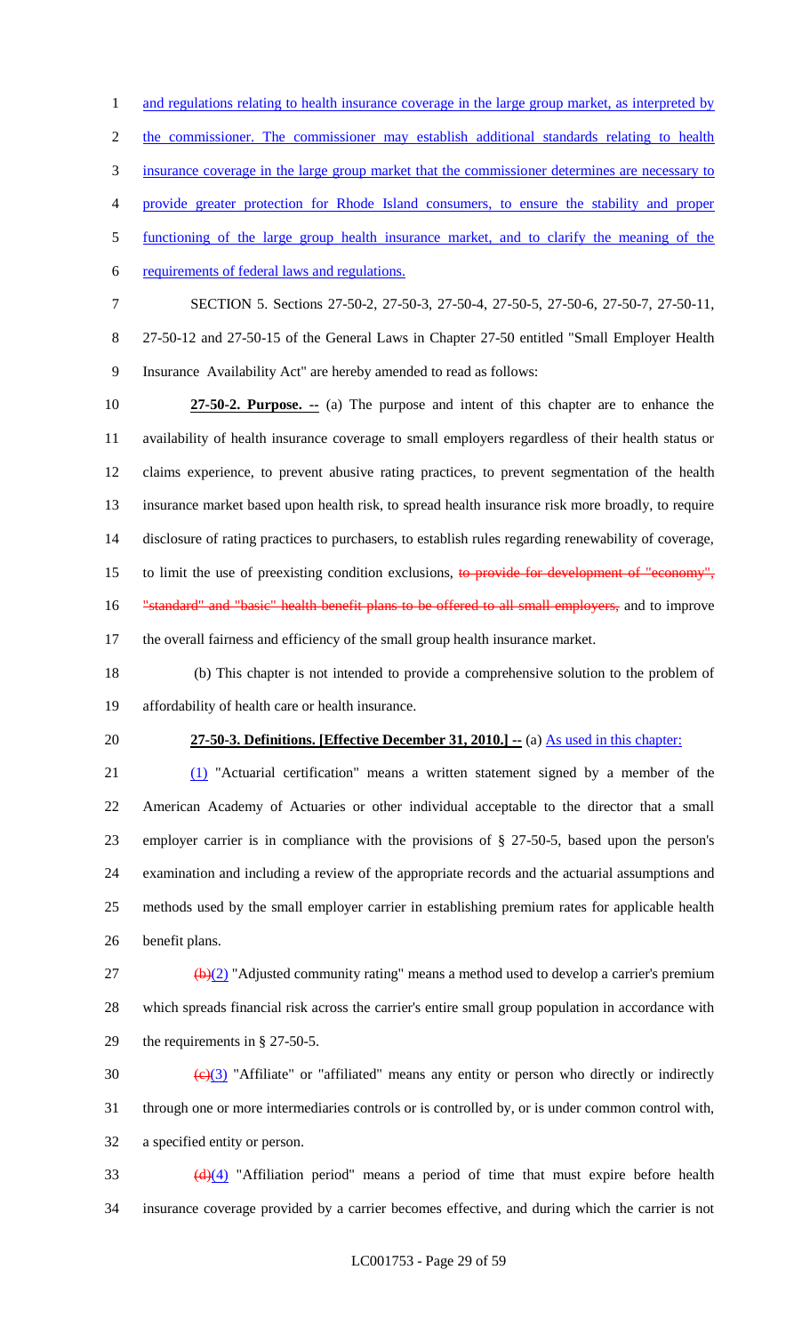and regulations relating to health insurance coverage in the large group market, as interpreted by the commissioner. The commissioner may establish additional standards relating to health insurance coverage in the large group market that the commissioner determines are necessary to provide greater protection for Rhode Island consumers, to ensure the stability and proper functioning of the large group health insurance market, and to clarify the meaning of the requirements of federal laws and regulations.

SECTION 5. Sections 27-50-2, 27-50-3, 27-50-4, 27-50-5, 27-50-6, 27-50-7, 27-50-11, 27-50-12 and 27-50-15 of the General Laws in Chapter 27-50 entitled "Small Employer Health Insurance Availability Act" are hereby amended to read as follows:

**27-50-2. Purpose. --** (a) The purpose and intent of this chapter are to enhance the availability of health insurance coverage to small employers regardless of their health status or claims experience, to prevent abusive rating practices, to prevent segmentation of the health insurance market based upon health risk, to spread health insurance risk more broadly, to require disclosure of rating practices to purchasers, to establish rules regarding renewability of coverage, to limit the use of preexisting condition exclusions, ~~to provide for development of "economy", "standard" and "basic" health benefit plans to be offered to all small employers,~~ and to improve the overall fairness and efficiency of the small group health insurance market.

(b) This chapter is not intended to provide a comprehensive solution to the problem of affordability of health care or health insurance.

**27-50-3. Definitions. [Effective December 31, 2010.] --** (a) As used in this chapter:

(1) "Actuarial certification" means a written statement signed by a member of the American Academy of Actuaries or other individual acceptable to the director that a small employer carrier is in compliance with the provisions of § 27-50-5, based upon the person's examination and including a review of the appropriate records and the actuarial assumptions and methods used by the small employer carrier in establishing premium rates for applicable health benefit plans.

~~(b)~~(2) "Adjusted community rating" means a method used to develop a carrier's premium which spreads financial risk across the carrier's entire small group population in accordance with the requirements in § 27-50-5.

~~(c)~~(3) "Affiliate" or "affiliated" means any entity or person who directly or indirectly through one or more intermediaries controls or is controlled by, or is under common control with, a specified entity or person.

~~(d)~~(4) "Affiliation period" means a period of time that must expire before health insurance coverage provided by a carrier becomes effective, and during which the carrier is not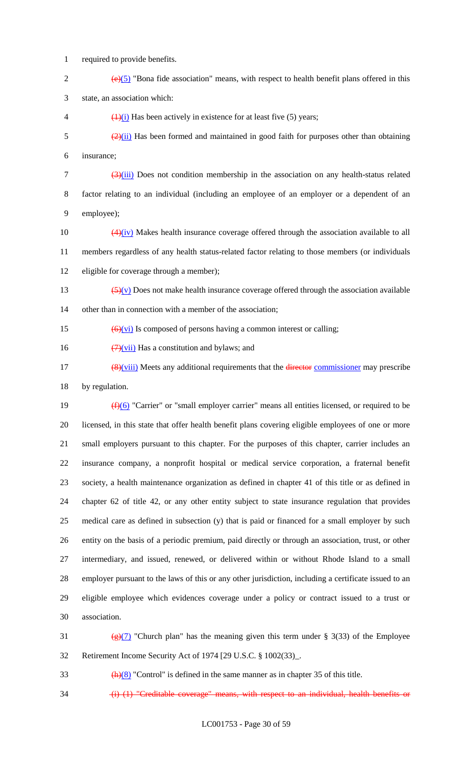required to provide benefits.

~~(e)~~(5) "Bona fide association" means, with respect to health benefit plans offered in this state, an association which:

~~(1)~~(i) Has been actively in existence for at least five (5) years;

~~(2)~~(ii) Has been formed and maintained in good faith for purposes other than obtaining insurance;

~~(3)~~(iii) Does not condition membership in the association on any health-status related factor relating to an individual (including an employee of an employer or a dependent of an employee);

~~(4)~~(iv) Makes health insurance coverage offered through the association available to all members regardless of any health status-related factor relating to those members (or individuals eligible for coverage through a member);

~~(5)~~(v) Does not make health insurance coverage offered through the association available other than in connection with a member of the association;

~~(6)~~(vi) Is composed of persons having a common interest or calling;

~~(7)~~(vii) Has a constitution and bylaws; and

~~(8)~~(viii) Meets any additional requirements that the ~~director~~ commissioner may prescribe by regulation.

~~(f)~~(6) "Carrier" or "small employer carrier" means all entities licensed, or required to be licensed, in this state that offer health benefit plans covering eligible employees of one or more small employers pursuant to this chapter. For the purposes of this chapter, carrier includes an insurance company, a nonprofit hospital or medical service corporation, a fraternal benefit society, a health maintenance organization as defined in chapter 41 of this title or as defined in chapter 62 of title 42, or any other entity subject to state insurance regulation that provides medical care as defined in subsection (y) that is paid or financed for a small employer by such entity on the basis of a periodic premium, paid directly or through an association, trust, or other intermediary, and issued, renewed, or delivered within or without Rhode Island to a small employer pursuant to the laws of this or any other jurisdiction, including a certificate issued to an eligible employee which evidences coverage under a policy or contract issued to a trust or association.

~~(g)~~(7) "Church plan" has the meaning given this term under § 3(33) of the Employee Retirement Income Security Act of 1974 [29 U.S.C. § 1002(33)_.

~~(h)~~(8) "Control" is defined in the same manner as in chapter 35 of this title.

~~(i) (1) "Creditable coverage" means, with respect to an individual, health benefits or~~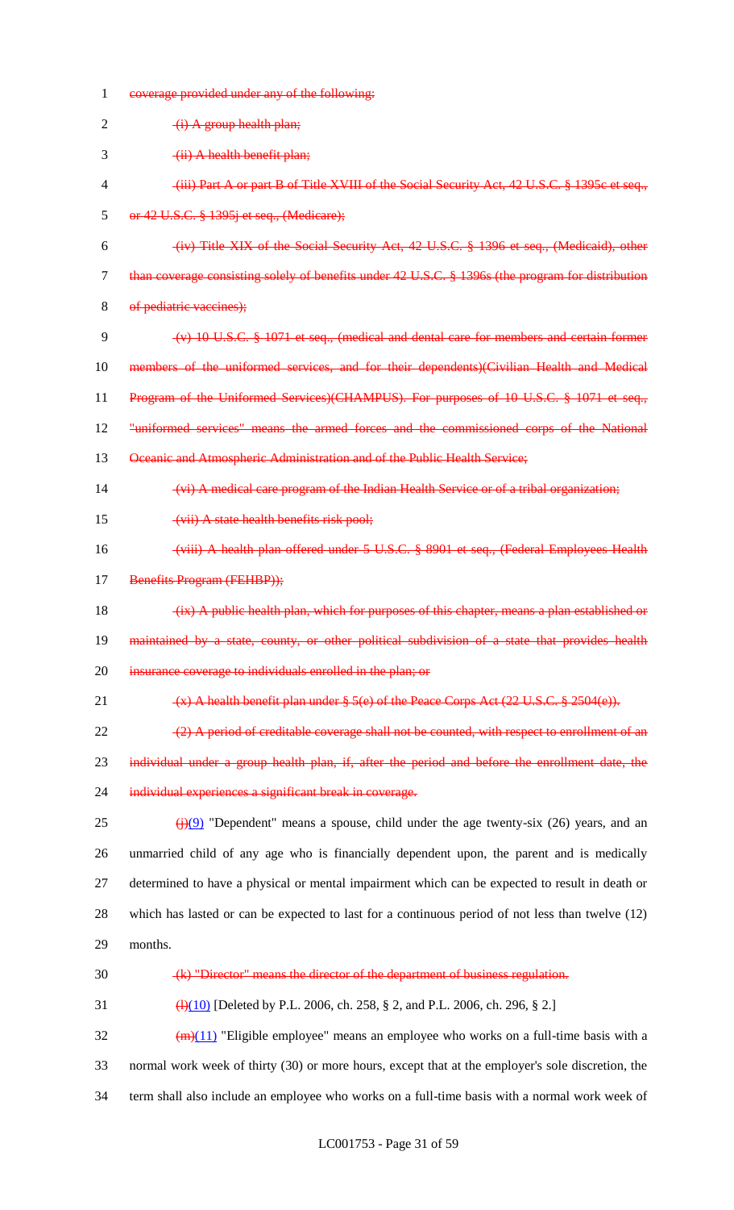coverage provided under any of the following:

~~(i) A group health plan;~~

~~(ii) A health benefit plan;~~

~~(iii) Part A or part B of Title XVIII of the Social Security Act, 42 U.S.C. § 1395c et seq., or 42 U.S.C. § 1395j et seq., (Medicare);~~

~~(iv) Title XIX of the Social Security Act, 42 U.S.C. § 1396 et seq., (Medicaid), other than coverage consisting solely of benefits under 42 U.S.C. § 1396s (the program for distribution of pediatric vaccines);~~

~~(v) 10 U.S.C. § 1071 et seq., (medical and dental care for members and certain former members of the uniformed services, and for their dependents)(Civilian Health and Medical Program of the Uniformed Services)(CHAMPUS). For purposes of 10 U.S.C. § 1071 et seq., "uniformed services" means the armed forces and the commissioned corps of the National Oceanic and Atmospheric Administration and of the Public Health Service;~~

~~(vi) A medical care program of the Indian Health Service or of a tribal organization;~~

~~(vii) A state health benefits risk pool;~~

~~(viii) A health plan offered under 5 U.S.C. § 8901 et seq., (Federal Employees Health Benefits Program (FEHBP));~~

~~(ix) A public health plan, which for purposes of this chapter, means a plan established or maintained by a state, county, or other political subdivision of a state that provides health insurance coverage to individuals enrolled in the plan; or~~

~~(x) A health benefit plan under § 5(e) of the Peace Corps Act (22 U.S.C. § 2504(e)).~~

~~(2) A period of creditable coverage shall not be counted, with respect to enrollment of an individual under a group health plan, if, after the period and before the enrollment date, the individual experiences a significant break in coverage.~~

~~(j)~~(9) "Dependent" means a spouse, child under the age twenty-six (26) years, and an unmarried child of any age who is financially dependent upon, the parent and is medically determined to have a physical or mental impairment which can be expected to result in death or which has lasted or can be expected to last for a continuous period of not less than twelve (12) months.

~~(k) "Director" means the director of the department of business regulation.~~

~~(l)~~(10) [Deleted by P.L. 2006, ch. 258, § 2, and P.L. 2006, ch. 296, § 2.]

~~(m)~~(11) "Eligible employee" means an employee who works on a full-time basis with a normal work week of thirty (30) or more hours, except that at the employer's sole discretion, the term shall also include an employee who works on a full-time basis with a normal work week of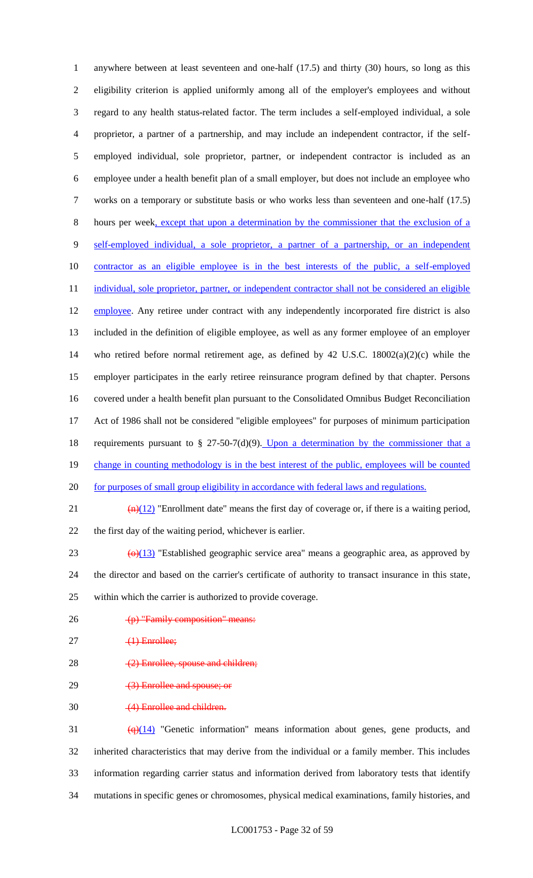anywhere between at least seventeen and one-half (17.5) and thirty (30) hours, so long as this eligibility criterion is applied uniformly among all of the employer's employees and without regard to any health status-related factor. The term includes a self-employed individual, a sole proprietor, a partner of a partnership, and may include an independent contractor, if the self-employed individual, sole proprietor, partner, or independent contractor is included as an employee under a health benefit plan of a small employer, but does not include an employee who works on a temporary or substitute basis or who works less than seventeen and one-half (17.5) hours per week, except that upon a determination by the commissioner that the exclusion of a self-employed individual, a sole proprietor, a partner of a partnership, or an independent contractor as an eligible employee is in the best interests of the public, a self-employed individual, sole proprietor, partner, or independent contractor shall not be considered an eligible employee. Any retiree under contract with any independently incorporated fire district is also included in the definition of eligible employee, as well as any former employee of an employer who retired before normal retirement age, as defined by 42 U.S.C. 18002(a)(2)(c) while the employer participates in the early retiree reinsurance program defined by that chapter. Persons covered under a health benefit plan pursuant to the Consolidated Omnibus Budget Reconciliation Act of 1986 shall not be considered "eligible employees" for purposes of minimum participation requirements pursuant to § 27-50-7(d)(9). Upon a determination by the commissioner that a change in counting methodology is in the best interest of the public, employees will be counted for purposes of small group eligibility in accordance with federal laws and regulations.

~~(n)~~(12) "Enrollment date" means the first day of coverage or, if there is a waiting period, the first day of the waiting period, whichever is earlier.

~~(o)~~(13) "Established geographic service area" means a geographic area, as approved by the director and based on the carrier's certificate of authority to transact insurance in this state, within which the carrier is authorized to provide coverage.

~~(p) "Family composition" means:~~

~~(1) Enrollee;~~

~~(2) Enrollee, spouse and children;~~

~~(3) Enrollee and spouse; or~~

~~(4) Enrollee and children.~~

~~(q)~~(14) "Genetic information" means information about genes, gene products, and inherited characteristics that may derive from the individual or a family member. This includes information regarding carrier status and information derived from laboratory tests that identify mutations in specific genes or chromosomes, physical medical examinations, family histories, and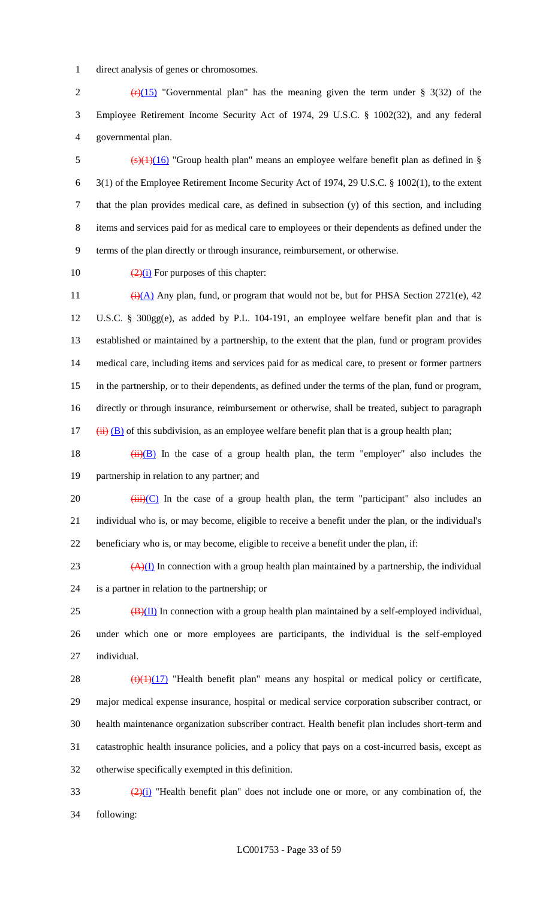direct analysis of genes or chromosomes.

~~(r)~~(15) "Governmental plan" has the meaning given the term under § 3(32) of the Employee Retirement Income Security Act of 1974, 29 U.S.C. § 1002(32), and any federal governmental plan.

~~(s)(1)~~(16) "Group health plan" means an employee welfare benefit plan as defined in § 3(1) of the Employee Retirement Income Security Act of 1974, 29 U.S.C. § 1002(1), to the extent that the plan provides medical care, as defined in subsection (y) of this section, and including items and services paid for as medical care to employees or their dependents as defined under the terms of the plan directly or through insurance, reimbursement, or otherwise.

~~(2)~~(i) For purposes of this chapter:

~~(i)~~(A) Any plan, fund, or program that would not be, but for PHSA Section 2721(e), 42 U.S.C. § 300gg(e), as added by P.L. 104-191, an employee welfare benefit plan and that is established or maintained by a partnership, to the extent that the plan, fund or program provides medical care, including items and services paid for as medical care, to present or former partners in the partnership, or to their dependents, as defined under the terms of the plan, fund or program, directly or through insurance, reimbursement or otherwise, shall be treated, subject to paragraph ~~(ii)~~ (B) of this subdivision, as an employee welfare benefit plan that is a group health plan;

~~(ii)~~(B) In the case of a group health plan, the term "employer" also includes the partnership in relation to any partner; and

~~(iii)~~(C) In the case of a group health plan, the term "participant" also includes an individual who is, or may become, eligible to receive a benefit under the plan, or the individual's beneficiary who is, or may become, eligible to receive a benefit under the plan, if:

~~(A)~~(I) In connection with a group health plan maintained by a partnership, the individual is a partner in relation to the partnership; or

~~(B)~~(II) In connection with a group health plan maintained by a self-employed individual, under which one or more employees are participants, the individual is the self-employed individual.

~~(t)(1)~~(17) "Health benefit plan" means any hospital or medical policy or certificate, major medical expense insurance, hospital or medical service corporation subscriber contract, or health maintenance organization subscriber contract. Health benefit plan includes short-term and catastrophic health insurance policies, and a policy that pays on a cost-incurred basis, except as otherwise specifically exempted in this definition.

~~(2)~~(i) "Health benefit plan" does not include one or more, or any combination of, the following: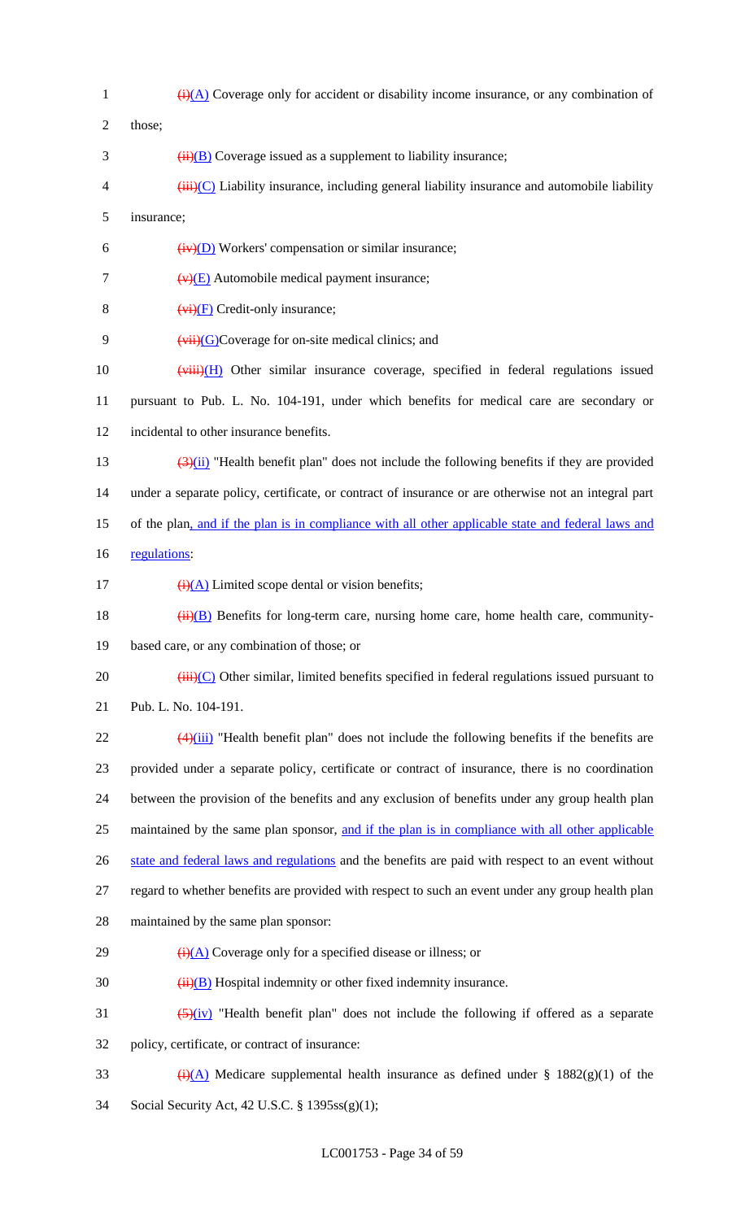1 ~~(i)~~<u>(A)</u> Coverage only for accident or disability income insurance, or any combination of
2 those;
3 ~~(ii)~~<u>(B)</u> Coverage issued as a supplement to liability insurance;
4 ~~(iii)~~<u>(C)</u> Liability insurance, including general liability insurance and automobile liability
5 insurance;
6 ~~(iv)~~<u>(D)</u> Workers' compensation or similar insurance;
7 ~~(v)~~<u>(E)</u> Automobile medical payment insurance;
8 ~~(vi)~~<u>(F)</u> Credit-only insurance;
9 ~~(vii)~~<u>(G)</u>Coverage for on-site medical clinics; and
10 ~~(viii)~~<u>(H)</u> Other similar insurance coverage, specified in federal regulations issued
11 pursuant to Pub. L. No. 104-191, under which benefits for medical care are secondary or
12 incidental to other insurance benefits.
13 ~~(3)~~<u>(ii)</u> "Health benefit plan" does not include the following benefits if they are provided
14 under a separate policy, certificate, or contract of insurance or are otherwise not an integral part
15 of the plan<u>, and if the plan is in compliance with all other applicable state and federal laws and</u>
16 <u>regulations</u>:
17 ~~(i)~~<u>(A)</u> Limited scope dental or vision benefits;
18 ~~(ii)~~<u>(B)</u> Benefits for long-term care, nursing home care, home health care, community-
19 based care, or any combination of those; or
20 ~~(iii)~~<u>(C)</u> Other similar, limited benefits specified in federal regulations issued pursuant to
21 Pub. L. No. 104-191.
22 ~~(4)~~<u>(iii)</u> "Health benefit plan" does not include the following benefits if the benefits are
23 provided under a separate policy, certificate or contract of insurance, there is no coordination
24 between the provision of the benefits and any exclusion of benefits under any group health plan
25 maintained by the same plan sponsor, <u>and if the plan is in compliance with all other applicable</u>
26 <u>state and federal laws and regulations</u> and the benefits are paid with respect to an event without
27 regard to whether benefits are provided with respect to such an event under any group health plan
28 maintained by the same plan sponsor:
29 ~~(i)~~<u>(A)</u> Coverage only for a specified disease or illness; or
30 ~~(ii)~~<u>(B)</u> Hospital indemnity or other fixed indemnity insurance.
31 ~~(5)~~<u>(iv)</u> "Health benefit plan" does not include the following if offered as a separate
32 policy, certificate, or contract of insurance:
33 ~~(i)~~<u>(A)</u> Medicare supplemental health insurance as defined under § 1882(g)(1) of the
34 Social Security Act, 42 U.S.C. § 1395ss(g)(1);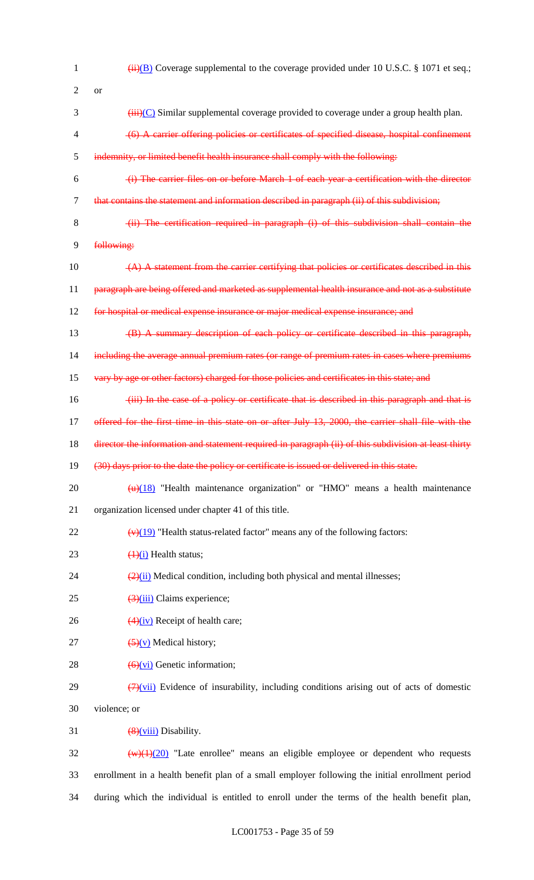(ii)(B) Coverage supplemental to the coverage provided under 10 U.S.C. § 1071 et seq.; or

(iii)(C) Similar supplemental coverage provided to coverage under a group health plan.

~~(6) A carrier offering policies or certificates of specified disease, hospital confinement indemnity, or limited benefit health insurance shall comply with the following:~~

~~(i) The carrier files on or before March 1 of each year a certification with the director that contains the statement and information described in paragraph (ii) of this subdivision;~~

~~(ii) The certification required in paragraph (i) of this subdivision shall contain the following:~~

~~(A) A statement from the carrier certifying that policies or certificates described in this paragraph are being offered and marketed as supplemental health insurance and not as a substitute for hospital or medical expense insurance or major medical expense insurance; and~~

~~(B) A summary description of each policy or certificate described in this paragraph, including the average annual premium rates (or range of premium rates in cases where premiums vary by age or other factors) charged for those policies and certificates in this state; and~~

~~(iii) In the case of a policy or certificate that is described in this paragraph and that is offered for the first time in this state on or after July 13, 2000, the carrier shall file with the director the information and statement required in paragraph (ii) of this subdivision at least thirty (30) days prior to the date the policy or certificate is issued or delivered in this state.~~

(u)(18) "Health maintenance organization" or "HMO" means a health maintenance organization licensed under chapter 41 of this title.

(v)(19) "Health status-related factor" means any of the following factors:

(1)(i) Health status;

(2)(ii) Medical condition, including both physical and mental illnesses;

(3)(iii) Claims experience;

(4)(iv) Receipt of health care;

(5)(v) Medical history;

(6)(vi) Genetic information;

(7)(vii) Evidence of insurability, including conditions arising out of acts of domestic violence; or

(8)(viii) Disability.

(w)(1)(20) "Late enrollee" means an eligible employee or dependent who requests enrollment in a health benefit plan of a small employer following the initial enrollment period during which the individual is entitled to enroll under the terms of the health benefit plan,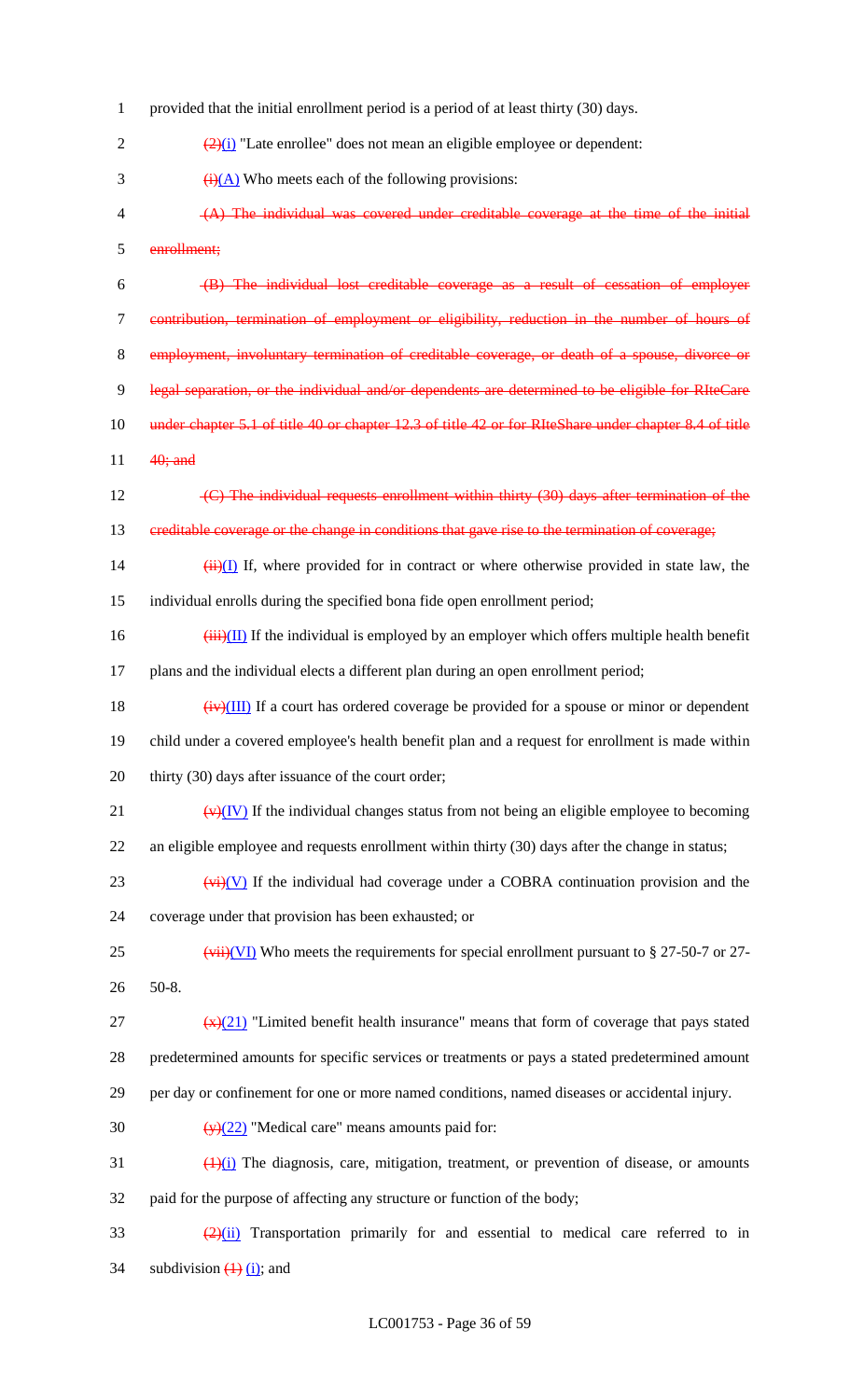provided that the initial enrollment period is a period of at least thirty (30) days.

~~(2)~~(i) "Late enrollee" does not mean an eligible employee or dependent:

~~(i)~~(A) Who meets each of the following provisions:

~~(A) The individual was covered under creditable coverage at the time of the initial enrollment;~~

~~(B) The individual lost creditable coverage as a result of cessation of employer contribution, termination of employment or eligibility, reduction in the number of hours of employment, involuntary termination of creditable coverage, or death of a spouse, divorce or legal separation, or the individual and/or dependents are determined to be eligible for RIteCare under chapter 5.1 of title 40 or chapter 12.3 of title 42 or for RIteShare under chapter 8.4 of title 40; and~~

~~(C) The individual requests enrollment within thirty (30) days after termination of the creditable coverage or the change in conditions that gave rise to the termination of coverage;~~

~~(ii)~~(I) If, where provided for in contract or where otherwise provided in state law, the individual enrolls during the specified bona fide open enrollment period;

~~(iii)~~(II) If the individual is employed by an employer which offers multiple health benefit plans and the individual elects a different plan during an open enrollment period;

~~(iv)~~(III) If a court has ordered coverage be provided for a spouse or minor or dependent child under a covered employee's health benefit plan and a request for enrollment is made within thirty (30) days after issuance of the court order;

~~(v)~~(IV) If the individual changes status from not being an eligible employee to becoming an eligible employee and requests enrollment within thirty (30) days after the change in status;

~~(vi)~~(V) If the individual had coverage under a COBRA continuation provision and the coverage under that provision has been exhausted; or

~~(vii)~~(VI) Who meets the requirements for special enrollment pursuant to § 27-50-7 or 27-50-8.

~~(x)~~(21) "Limited benefit health insurance" means that form of coverage that pays stated predetermined amounts for specific services or treatments or pays a stated predetermined amount per day or confinement for one or more named conditions, named diseases or accidental injury.

~~(y)~~(22) "Medical care" means amounts paid for:

~~(1)~~(i) The diagnosis, care, mitigation, treatment, or prevention of disease, or amounts paid for the purpose of affecting any structure or function of the body;

~~(2)~~(ii) Transportation primarily for and essential to medical care referred to in subdivision ~~(1)~~ (i); and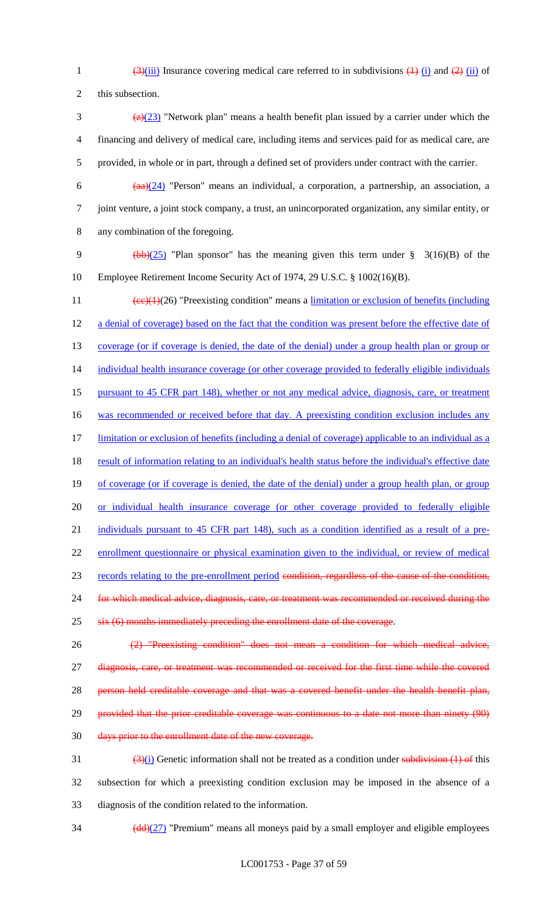(3)(iii) Insurance covering medical care referred to in subdivisions (1) (i) and (2) (ii) of this subsection.

(z)(23) "Network plan" means a health benefit plan issued by a carrier under which the financing and delivery of medical care, including items and services paid for as medical care, are provided, in whole or in part, through a defined set of providers under contract with the carrier.

(aa)(24) "Person" means an individual, a corporation, a partnership, an association, a joint venture, a joint stock company, a trust, an unincorporated organization, any similar entity, or any combination of the foregoing.

(bb)(25) "Plan sponsor" has the meaning given this term under § 3(16)(B) of the Employee Retirement Income Security Act of 1974, 29 U.S.C. § 1002(16)(B).

(cc)(1)(26) "Preexisting condition" means a limitation or exclusion of benefits (including a denial of coverage) based on the fact that the condition was present before the effective date of coverage (or if coverage is denied, the date of the denial) under a group health plan or group or individual health insurance coverage (or other coverage provided to federally eligible individuals pursuant to 45 CFR part 148), whether or not any medical advice, diagnosis, care, or treatment was recommended or received before that day. A preexisting condition exclusion includes any limitation or exclusion of benefits (including a denial of coverage) applicable to an individual as a result of information relating to an individual's health status before the individual's effective date of coverage (or if coverage is denied, the date of the denial) under a group health plan, or group or individual health insurance coverage (or other coverage provided to federally eligible individuals pursuant to 45 CFR part 148), such as a condition identified as a result of a pre-enrollment questionnaire or physical examination given to the individual, or review of medical records relating to the pre-enrollment period condition, regardless of the cause of the condition, for which medical advice, diagnosis, care, or treatment was recommended or received during the six (6) months immediately preceding the enrollment date of the coverage.

(2) "Preexisting condition" does not mean a condition for which medical advice, diagnosis, care, or treatment was recommended or received for the first time while the covered person held creditable coverage and that was a covered benefit under the health benefit plan, provided that the prior creditable coverage was continuous to a date not more than ninety (90) days prior to the enrollment date of the new coverage.

(3)(i) Genetic information shall not be treated as a condition under subdivision (1) of this subsection for which a preexisting condition exclusion may be imposed in the absence of a diagnosis of the condition related to the information.

(dd)(27) "Premium" means all moneys paid by a small employer and eligible employees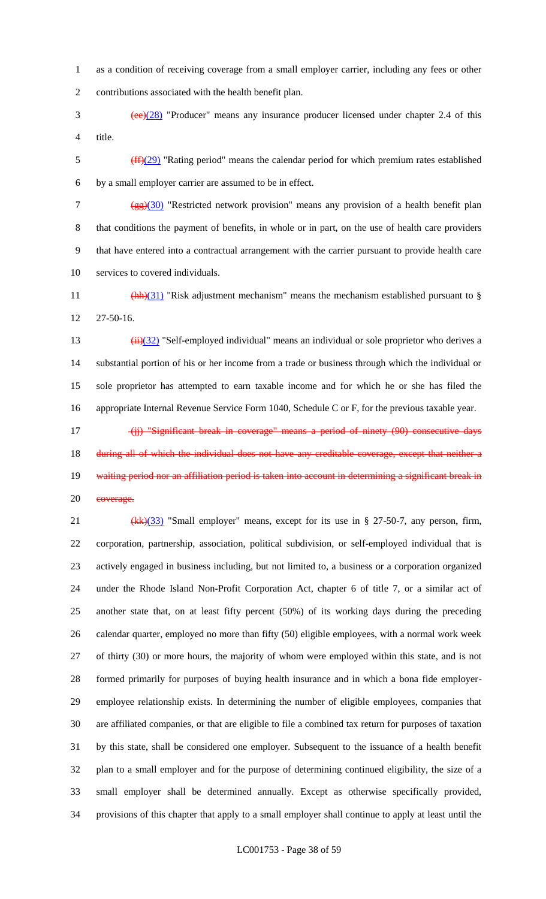as a condition of receiving coverage from a small employer carrier, including any fees or other contributions associated with the health benefit plan.

~~(ee)~~(28) "Producer" means any insurance producer licensed under chapter 2.4 of this title.

~~(ff)~~(29) "Rating period" means the calendar period for which premium rates established by a small employer carrier are assumed to be in effect.

~~(gg)~~(30) "Restricted network provision" means any provision of a health benefit plan that conditions the payment of benefits, in whole or in part, on the use of health care providers that have entered into a contractual arrangement with the carrier pursuant to provide health care services to covered individuals.

~~(hh)~~(31) "Risk adjustment mechanism" means the mechanism established pursuant to § 27-50-16.

~~(ii)~~(32) "Self-employed individual" means an individual or sole proprietor who derives a substantial portion of his or her income from a trade or business through which the individual or sole proprietor has attempted to earn taxable income and for which he or she has filed the appropriate Internal Revenue Service Form 1040, Schedule C or F, for the previous taxable year.

~~(jj) "Significant break in coverage" means a period of ninety (90) consecutive days during all of which the individual does not have any creditable coverage, except that neither a waiting period nor an affiliation period is taken into account in determining a significant break in coverage.~~

~~(kk)~~(33) "Small employer" means, except for its use in § 27-50-7, any person, firm, corporation, partnership, association, political subdivision, or self-employed individual that is actively engaged in business including, but not limited to, a business or a corporation organized under the Rhode Island Non-Profit Corporation Act, chapter 6 of title 7, or a similar act of another state that, on at least fifty percent (50%) of its working days during the preceding calendar quarter, employed no more than fifty (50) eligible employees, with a normal work week of thirty (30) or more hours, the majority of whom were employed within this state, and is not formed primarily for purposes of buying health insurance and in which a bona fide employer-employee relationship exists. In determining the number of eligible employees, companies that are affiliated companies, or that are eligible to file a combined tax return for purposes of taxation by this state, shall be considered one employer. Subsequent to the issuance of a health benefit plan to a small employer and for the purpose of determining continued eligibility, the size of a small employer shall be determined annually. Except as otherwise specifically provided, provisions of this chapter that apply to a small employer shall continue to apply at least until the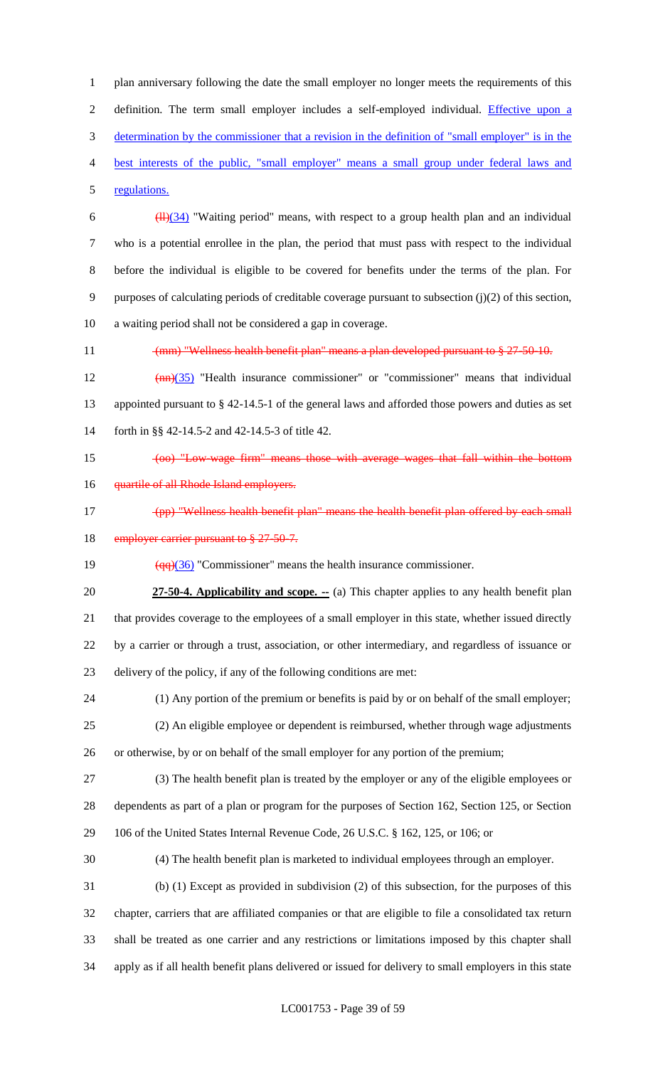plan anniversary following the date the small employer no longer meets the requirements of this definition. The term small employer includes a self-employed individual. Effective upon a determination by the commissioner that a revision in the definition of "small employer" is in the best interests of the public, "small employer" means a small group under federal laws and regulations.

~~(ll)~~(34) "Waiting period" means, with respect to a group health plan and an individual who is a potential enrollee in the plan, the period that must pass with respect to the individual before the individual is eligible to be covered for benefits under the terms of the plan. For purposes of calculating periods of creditable coverage pursuant to subsection (j)(2) of this section, a waiting period shall not be considered a gap in coverage.

~~(mm) "Wellness health benefit plan" means a plan developed pursuant to § 27-50-10.~~

~~(nn)~~(35) "Health insurance commissioner" or "commissioner" means that individual appointed pursuant to § 42-14.5-1 of the general laws and afforded those powers and duties as set forth in §§ 42-14.5-2 and 42-14.5-3 of title 42.

~~(oo) "Low-wage firm" means those with average wages that fall within the bottom quartile of all Rhode Island employers.~~

~~(pp) "Wellness health benefit plan" means the health benefit plan offered by each small employer carrier pursuant to § 27-50-7.~~

~~(qq)~~(36) "Commissioner" means the health insurance commissioner.

**27-50-4. Applicability and scope. --** (a) This chapter applies to any health benefit plan that provides coverage to the employees of a small employer in this state, whether issued directly by a carrier or through a trust, association, or other intermediary, and regardless of issuance or delivery of the policy, if any of the following conditions are met:

(1) Any portion of the premium or benefits is paid by or on behalf of the small employer;

(2) An eligible employee or dependent is reimbursed, whether through wage adjustments or otherwise, by or on behalf of the small employer for any portion of the premium;

(3) The health benefit plan is treated by the employer or any of the eligible employees or dependents as part of a plan or program for the purposes of Section 162, Section 125, or Section 106 of the United States Internal Revenue Code, 26 U.S.C. § 162, 125, or 106; or

(4) The health benefit plan is marketed to individual employees through an employer.

(b) (1) Except as provided in subdivision (2) of this subsection, for the purposes of this chapter, carriers that are affiliated companies or that are eligible to file a consolidated tax return shall be treated as one carrier and any restrictions or limitations imposed by this chapter shall apply as if all health benefit plans delivered or issued for delivery to small employers in this state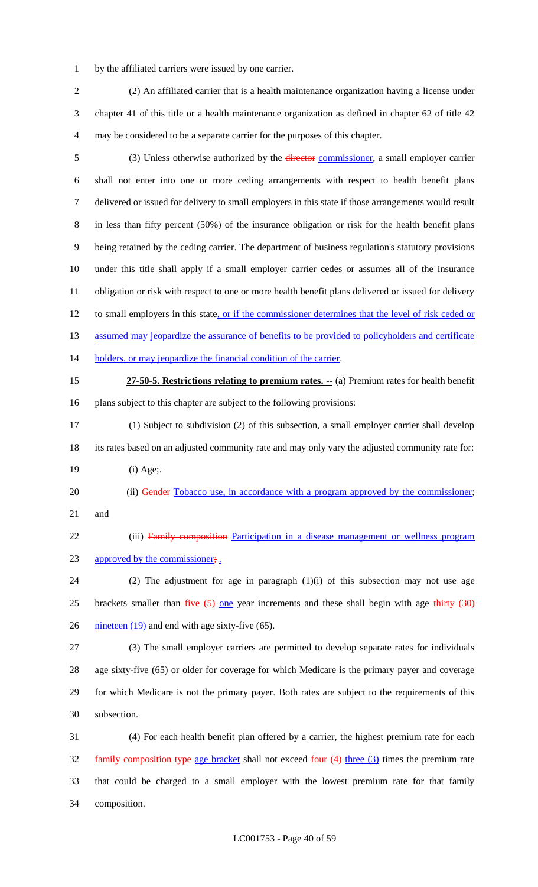by the affiliated carriers were issued by one carrier.

(2) An affiliated carrier that is a health maintenance organization having a license under chapter 41 of this title or a health maintenance organization as defined in chapter 62 of title 42 may be considered to be a separate carrier for the purposes of this chapter.

(3) Unless otherwise authorized by the ~~director~~ commissioner, a small employer carrier shall not enter into one or more ceding arrangements with respect to health benefit plans delivered or issued for delivery to small employers in this state if those arrangements would result in less than fifty percent (50%) of the insurance obligation or risk for the health benefit plans being retained by the ceding carrier. The department of business regulation's statutory provisions under this title shall apply if a small employer carrier cedes or assumes all of the insurance obligation or risk with respect to one or more health benefit plans delivered or issued for delivery to small employers in this state, or if the commissioner determines that the level of risk ceded or assumed may jeopardize the assurance of benefits to be provided to policyholders and certificate holders, or may jeopardize the financial condition of the carrier.

**27-50-5. Restrictions relating to premium rates. --** (a) Premium rates for health benefit plans subject to this chapter are subject to the following provisions:

(1) Subject to subdivision (2) of this subsection, a small employer carrier shall develop its rates based on an adjusted community rate and may only vary the adjusted community rate for:

(i) Age;.

(ii) ~~Gender~~ Tobacco use, in accordance with a program approved by the commissioner; and

(iii) ~~Family composition~~ Participation in a disease management or wellness program approved by the commissioner~~;~~ .

(2) The adjustment for age in paragraph (1)(i) of this subsection may not use age brackets smaller than ~~five (5)~~ one year increments and these shall begin with age ~~thirty (30)~~ nineteen (19) and end with age sixty-five (65).

(3) The small employer carriers are permitted to develop separate rates for individuals age sixty-five (65) or older for coverage for which Medicare is the primary payer and coverage for which Medicare is not the primary payer. Both rates are subject to the requirements of this subsection.

(4) For each health benefit plan offered by a carrier, the highest premium rate for each ~~family composition type~~ age bracket shall not exceed ~~four (4)~~ three (3) times the premium rate that could be charged to a small employer with the lowest premium rate for that family composition.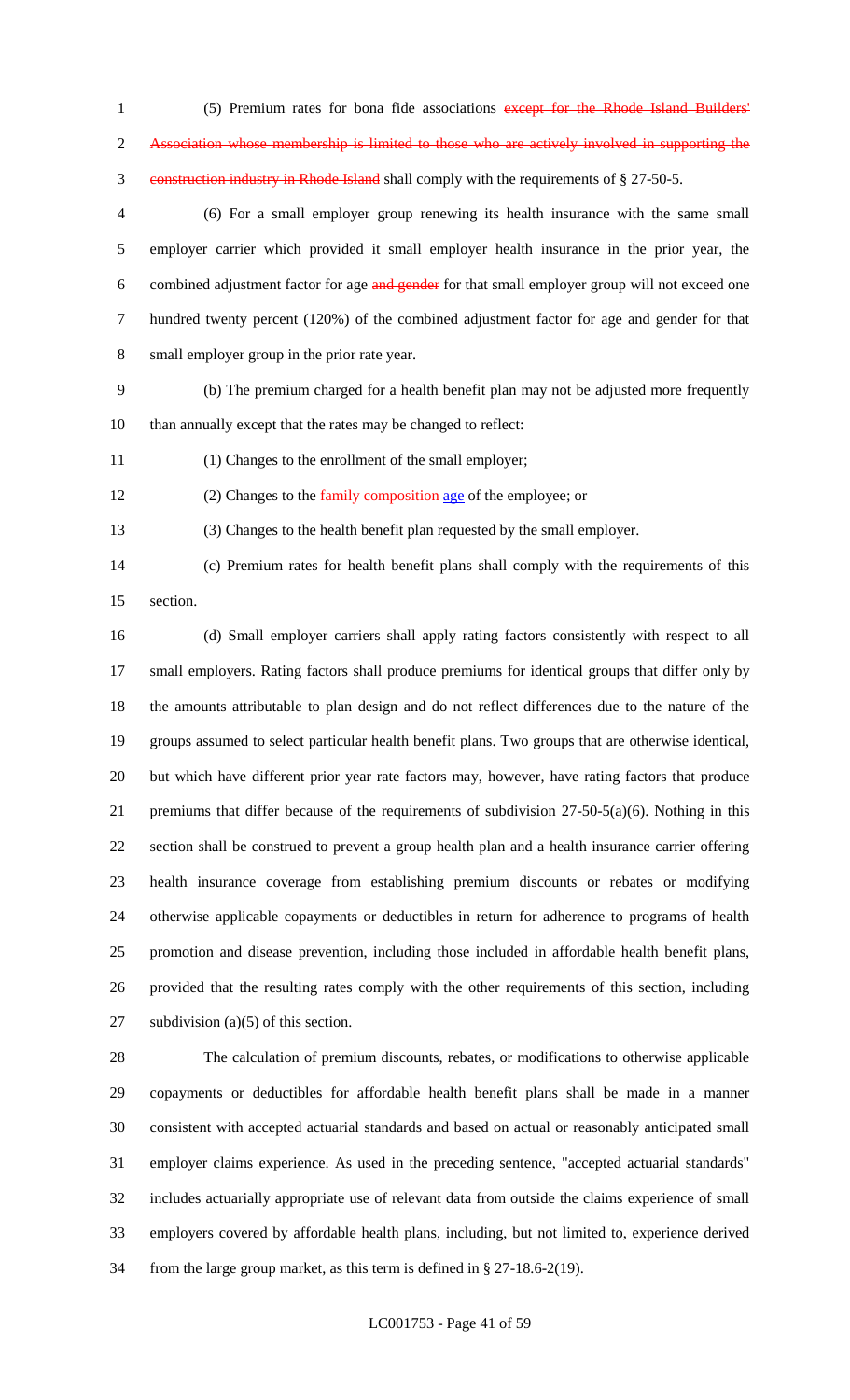(5) Premium rates for bona fide associations ~~except for the Rhode Island Builders' Association whose membership is limited to those who are actively involved in supporting the construction industry in Rhode Island~~ shall comply with the requirements of § 27-50-5.

(6) For a small employer group renewing its health insurance with the same small employer carrier which provided it small employer health insurance in the prior year, the combined adjustment factor for age ~~and gender~~ for that small employer group will not exceed one hundred twenty percent (120%) of the combined adjustment factor for age and gender for that small employer group in the prior rate year.

(b) The premium charged for a health benefit plan may not be adjusted more frequently than annually except that the rates may be changed to reflect:

(1) Changes to the enrollment of the small employer;

(2) Changes to the ~~family composition~~ age of the employee; or

(3) Changes to the health benefit plan requested by the small employer.

(c) Premium rates for health benefit plans shall comply with the requirements of this section.

(d) Small employer carriers shall apply rating factors consistently with respect to all small employers. Rating factors shall produce premiums for identical groups that differ only by the amounts attributable to plan design and do not reflect differences due to the nature of the groups assumed to select particular health benefit plans. Two groups that are otherwise identical, but which have different prior year rate factors may, however, have rating factors that produce premiums that differ because of the requirements of subdivision 27-50-5(a)(6). Nothing in this section shall be construed to prevent a group health plan and a health insurance carrier offering health insurance coverage from establishing premium discounts or rebates or modifying otherwise applicable copayments or deductibles in return for adherence to programs of health promotion and disease prevention, including those included in affordable health benefit plans, provided that the resulting rates comply with the other requirements of this section, including subdivision (a)(5) of this section.

The calculation of premium discounts, rebates, or modifications to otherwise applicable copayments or deductibles for affordable health benefit plans shall be made in a manner consistent with accepted actuarial standards and based on actual or reasonably anticipated small employer claims experience. As used in the preceding sentence, "accepted actuarial standards" includes actuarially appropriate use of relevant data from outside the claims experience of small employers covered by affordable health plans, including, but not limited to, experience derived from the large group market, as this term is defined in § 27-18.6-2(19).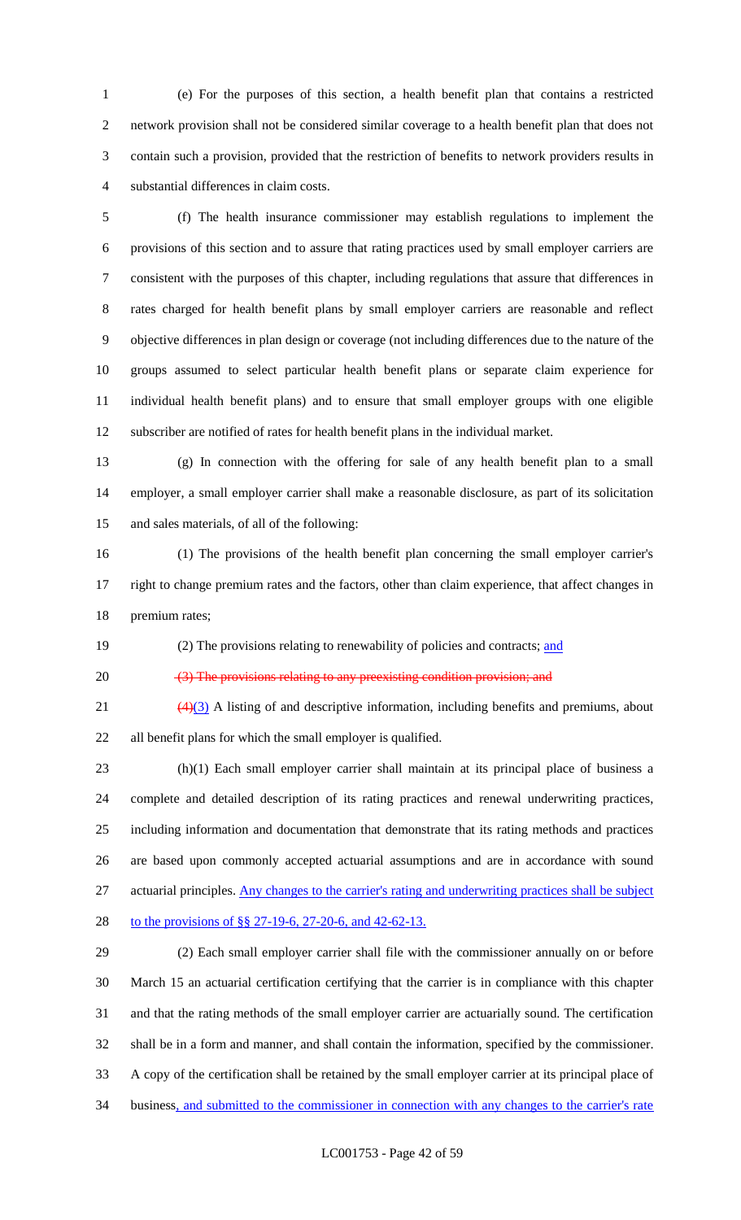(e) For the purposes of this section, a health benefit plan that contains a restricted network provision shall not be considered similar coverage to a health benefit plan that does not contain such a provision, provided that the restriction of benefits to network providers results in substantial differences in claim costs.

(f) The health insurance commissioner may establish regulations to implement the provisions of this section and to assure that rating practices used by small employer carriers are consistent with the purposes of this chapter, including regulations that assure that differences in rates charged for health benefit plans by small employer carriers are reasonable and reflect objective differences in plan design or coverage (not including differences due to the nature of the groups assumed to select particular health benefit plans or separate claim experience for individual health benefit plans) and to ensure that small employer groups with one eligible subscriber are notified of rates for health benefit plans in the individual market.

(g) In connection with the offering for sale of any health benefit plan to a small employer, a small employer carrier shall make a reasonable disclosure, as part of its solicitation and sales materials, of all of the following:

(1) The provisions of the health benefit plan concerning the small employer carrier's right to change premium rates and the factors, other than claim experience, that affect changes in premium rates;

(2) The provisions relating to renewability of policies and contracts; and

~~(3) The provisions relating to any preexisting condition provision; and~~

~~(4)~~(3) A listing of and descriptive information, including benefits and premiums, about all benefit plans for which the small employer is qualified.

(h)(1) Each small employer carrier shall maintain at its principal place of business a complete and detailed description of its rating practices and renewal underwriting practices, including information and documentation that demonstrate that its rating methods and practices are based upon commonly accepted actuarial assumptions and are in accordance with sound actuarial principles. Any changes to the carrier's rating and underwriting practices shall be subject to the provisions of §§ 27-19-6, 27-20-6, and 42-62-13.

(2) Each small employer carrier shall file with the commissioner annually on or before March 15 an actuarial certification certifying that the carrier is in compliance with this chapter and that the rating methods of the small employer carrier are actuarially sound. The certification shall be in a form and manner, and shall contain the information, specified by the commissioner. A copy of the certification shall be retained by the small employer carrier at its principal place of business, and submitted to the commissioner in connection with any changes to the carrier's rate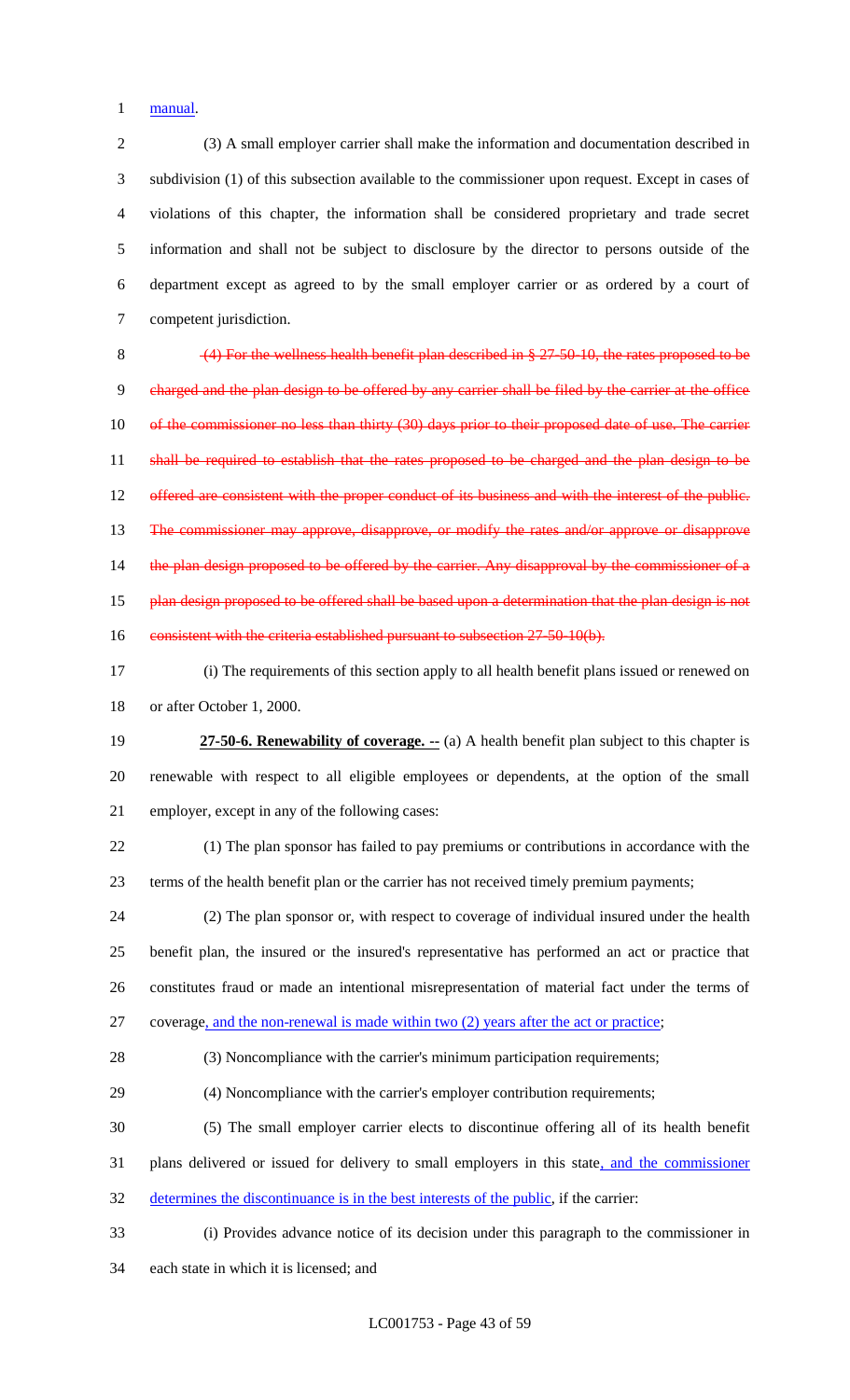manual.

(3) A small employer carrier shall make the information and documentation described in subdivision (1) of this subsection available to the commissioner upon request. Except in cases of violations of this chapter, the information shall be considered proprietary and trade secret information and shall not be subject to disclosure by the director to persons outside of the department except as agreed to by the small employer carrier or as ordered by a court of competent jurisdiction.

~~(4) For the wellness health benefit plan described in § 27-50-10, the rates proposed to be charged and the plan design to be offered by any carrier shall be filed by the carrier at the office of the commissioner no less than thirty (30) days prior to their proposed date of use. The carrier shall be required to establish that the rates proposed to be charged and the plan design to be offered are consistent with the proper conduct of its business and with the interest of the public. The commissioner may approve, disapprove, or modify the rates and/or approve or disapprove the plan design proposed to be offered by the carrier. Any disapproval by the commissioner of a plan design proposed to be offered shall be based upon a determination that the plan design is not consistent with the criteria established pursuant to subsection 27-50-10(b).~~

(i) The requirements of this section apply to all health benefit plans issued or renewed on or after October 1, 2000.

**27-50-6. Renewability of coverage. --** (a) A health benefit plan subject to this chapter is renewable with respect to all eligible employees or dependents, at the option of the small employer, except in any of the following cases:

(1) The plan sponsor has failed to pay premiums or contributions in accordance with the terms of the health benefit plan or the carrier has not received timely premium payments;

(2) The plan sponsor or, with respect to coverage of individual insured under the health benefit plan, the insured or the insured's representative has performed an act or practice that constitutes fraud or made an intentional misrepresentation of material fact under the terms of coverage, and the non-renewal is made within two (2) years after the act or practice;

(3) Noncompliance with the carrier's minimum participation requirements;

(4) Noncompliance with the carrier's employer contribution requirements;

(5) The small employer carrier elects to discontinue offering all of its health benefit plans delivered or issued for delivery to small employers in this state, and the commissioner determines the discontinuance is in the best interests of the public, if the carrier:

(i) Provides advance notice of its decision under this paragraph to the commissioner in each state in which it is licensed; and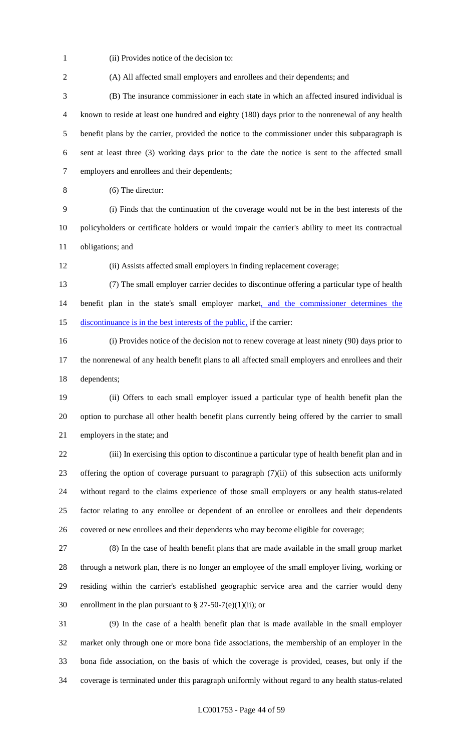(ii) Provides notice of the decision to:

(A) All affected small employers and enrollees and their dependents; and

(B) The insurance commissioner in each state in which an affected insured individual is known to reside at least one hundred and eighty (180) days prior to the nonrenewal of any health benefit plans by the carrier, provided the notice to the commissioner under this subparagraph is sent at least three (3) working days prior to the date the notice is sent to the affected small employers and enrollees and their dependents;

(6) The director:

(i) Finds that the continuation of the coverage would not be in the best interests of the policyholders or certificate holders or would impair the carrier's ability to meet its contractual obligations; and

(ii) Assists affected small employers in finding replacement coverage;

(7) The small employer carrier decides to discontinue offering a particular type of health benefit plan in the state's small employer market, and the commissioner determines the discontinuance is in the best interests of the public, if the carrier:

(i) Provides notice of the decision not to renew coverage at least ninety (90) days prior to the nonrenewal of any health benefit plans to all affected small employers and enrollees and their dependents;

(ii) Offers to each small employer issued a particular type of health benefit plan the option to purchase all other health benefit plans currently being offered by the carrier to small employers in the state; and

(iii) In exercising this option to discontinue a particular type of health benefit plan and in offering the option of coverage pursuant to paragraph (7)(ii) of this subsection acts uniformly without regard to the claims experience of those small employers or any health status-related factor relating to any enrollee or dependent of an enrollee or enrollees and their dependents covered or new enrollees and their dependents who may become eligible for coverage;

(8) In the case of health benefit plans that are made available in the small group market through a network plan, there is no longer an employee of the small employer living, working or residing within the carrier's established geographic service area and the carrier would deny enrollment in the plan pursuant to § 27-50-7(e)(1)(ii); or

(9) In the case of a health benefit plan that is made available in the small employer market only through one or more bona fide associations, the membership of an employer in the bona fide association, on the basis of which the coverage is provided, ceases, but only if the coverage is terminated under this paragraph uniformly without regard to any health status-related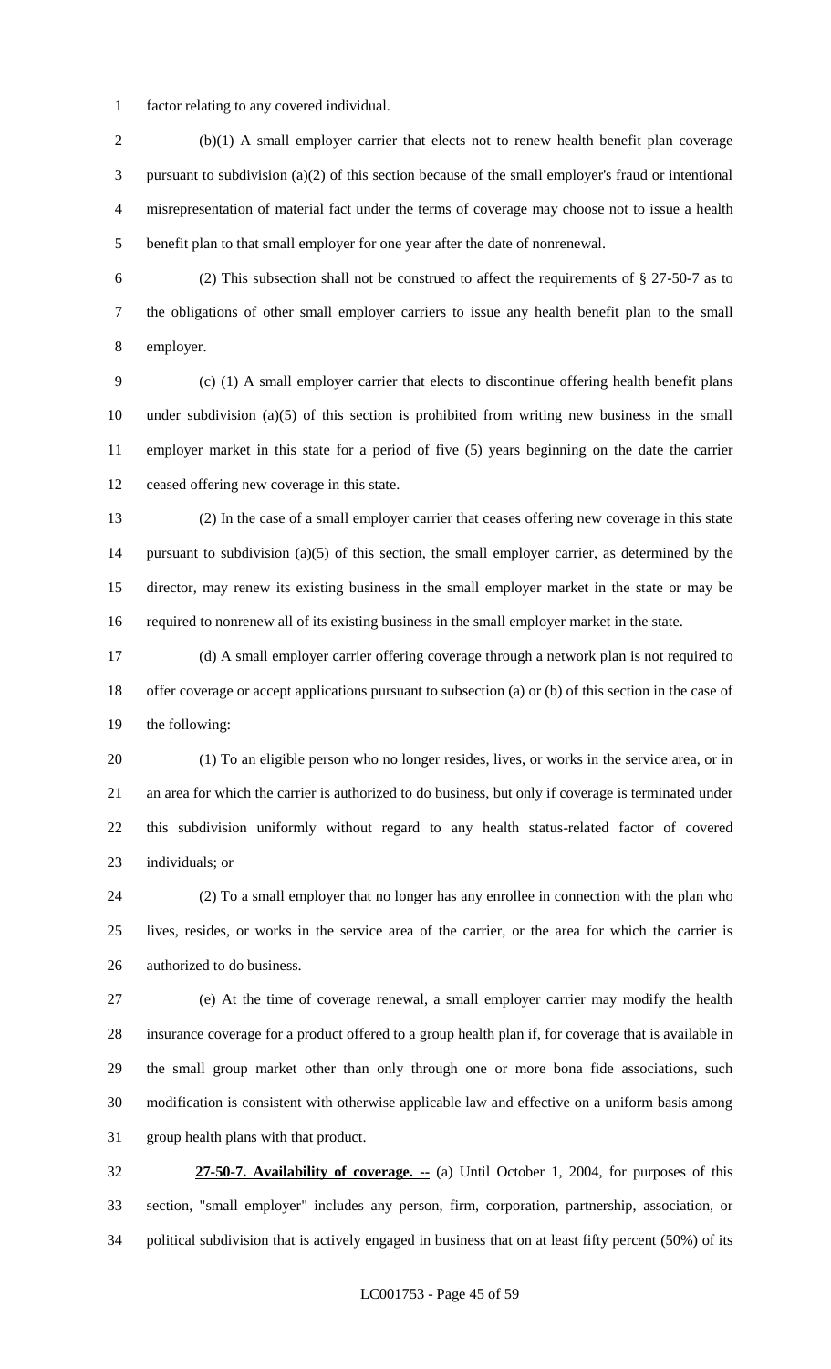factor relating to any covered individual.

(b)(1) A small employer carrier that elects not to renew health benefit plan coverage pursuant to subdivision (a)(2) of this section because of the small employer's fraud or intentional misrepresentation of material fact under the terms of coverage may choose not to issue a health benefit plan to that small employer for one year after the date of nonrenewal.

(2) This subsection shall not be construed to affect the requirements of § 27-50-7 as to the obligations of other small employer carriers to issue any health benefit plan to the small employer.

(c) (1) A small employer carrier that elects to discontinue offering health benefit plans under subdivision (a)(5) of this section is prohibited from writing new business in the small employer market in this state for a period of five (5) years beginning on the date the carrier ceased offering new coverage in this state.

(2) In the case of a small employer carrier that ceases offering new coverage in this state pursuant to subdivision (a)(5) of this section, the small employer carrier, as determined by the director, may renew its existing business in the small employer market in the state or may be required to nonrenew all of its existing business in the small employer market in the state.

(d) A small employer carrier offering coverage through a network plan is not required to offer coverage or accept applications pursuant to subsection (a) or (b) of this section in the case of the following:

(1) To an eligible person who no longer resides, lives, or works in the service area, or in an area for which the carrier is authorized to do business, but only if coverage is terminated under this subdivision uniformly without regard to any health status-related factor of covered individuals; or

(2) To a small employer that no longer has any enrollee in connection with the plan who lives, resides, or works in the service area of the carrier, or the area for which the carrier is authorized to do business.

(e) At the time of coverage renewal, a small employer carrier may modify the health insurance coverage for a product offered to a group health plan if, for coverage that is available in the small group market other than only through one or more bona fide associations, such modification is consistent with otherwise applicable law and effective on a uniform basis among group health plans with that product.

**27-50-7. Availability of coverage. --** (a) Until October 1, 2004, for purposes of this section, "small employer" includes any person, firm, corporation, partnership, association, or political subdivision that is actively engaged in business that on at least fifty percent (50%) of its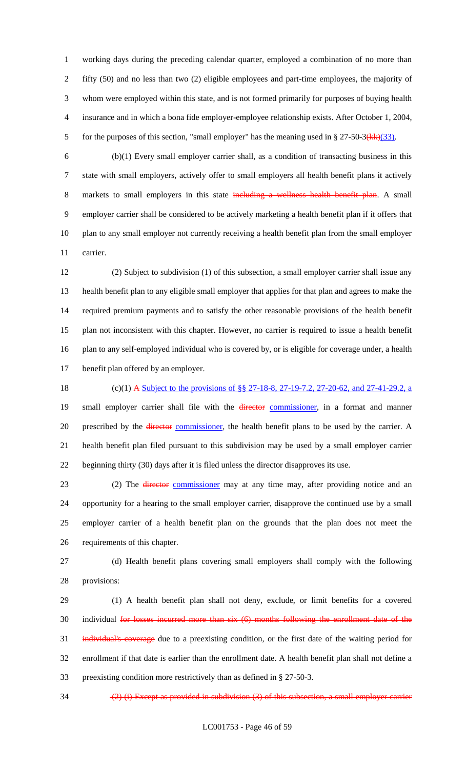working days during the preceding calendar quarter, employed a combination of no more than fifty (50) and no less than two (2) eligible employees and part-time employees, the majority of whom were employed within this state, and is not formed primarily for purposes of buying health insurance and in which a bona fide employer-employee relationship exists. After October 1, 2004, for the purposes of this section, "small employer" has the meaning used in § 27-50-3~~(kk)~~(33).

(b)(1) Every small employer carrier shall, as a condition of transacting business in this state with small employers, actively offer to small employers all health benefit plans it actively markets to small employers in this state ~~including a wellness health benefit plan~~. A small employer carrier shall be considered to be actively marketing a health benefit plan if it offers that plan to any small employer not currently receiving a health benefit plan from the small employer carrier.

(2) Subject to subdivision (1) of this subsection, a small employer carrier shall issue any health benefit plan to any eligible small employer that applies for that plan and agrees to make the required premium payments and to satisfy the other reasonable provisions of the health benefit plan not inconsistent with this chapter. However, no carrier is required to issue a health benefit plan to any self-employed individual who is covered by, or is eligible for coverage under, a health benefit plan offered by an employer.

(c)(1) ~~A~~ Subject to the provisions of §§ 27-18-8, 27-19-7.2, 27-20-62, and 27-41-29.2, a small employer carrier shall file with the ~~director~~ commissioner, in a format and manner prescribed by the ~~director~~ commissioner, the health benefit plans to be used by the carrier. A health benefit plan filed pursuant to this subdivision may be used by a small employer carrier beginning thirty (30) days after it is filed unless the director disapproves its use.

(2) The ~~director~~ commissioner may at any time may, after providing notice and an opportunity for a hearing to the small employer carrier, disapprove the continued use by a small employer carrier of a health benefit plan on the grounds that the plan does not meet the requirements of this chapter.

(d) Health benefit plans covering small employers shall comply with the following provisions:

(1) A health benefit plan shall not deny, exclude, or limit benefits for a covered individual ~~for losses incurred more than six (6) months following the enrollment date of the individual's coverage~~ due to a preexisting condition, or the first date of the waiting period for enrollment if that date is earlier than the enrollment date. A health benefit plan shall not define a preexisting condition more restrictively than as defined in § 27-50-3.

~~(2) (i) Except as provided in subdivision (3) of this subsection, a small employer carrier~~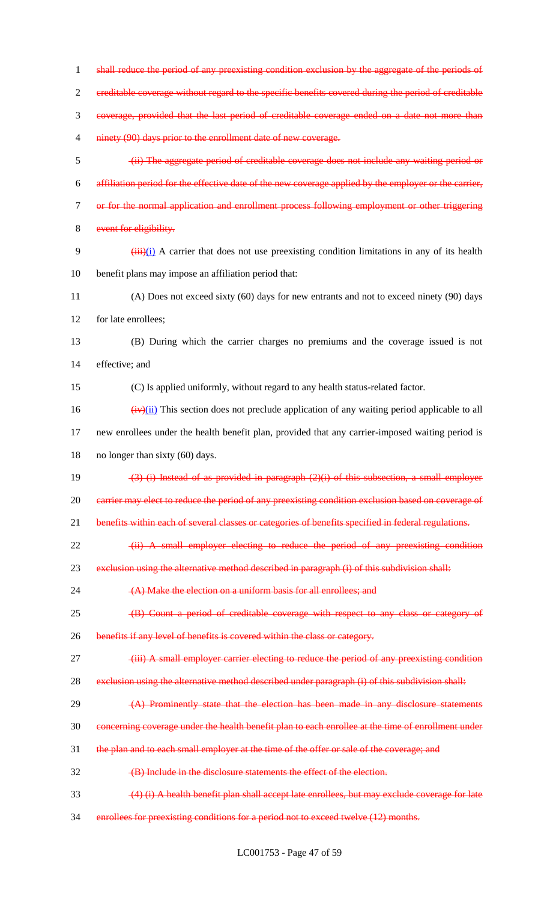~~shall reduce the period of any preexisting condition exclusion by the aggregate of the periods of creditable coverage without regard to the specific benefits covered during the period of creditable coverage, provided that the last period of creditable coverage ended on a date not more than ninety (90) days prior to the enrollment date of new coverage.~~

~~(ii) The aggregate period of creditable coverage does not include any waiting period or affiliation period for the effective date of the new coverage applied by the employer or the carrier, or for the normal application and enrollment process following employment or other triggering event for eligibility.~~

~~(iii)~~<u>(i)</u> A carrier that does not use preexisting condition limitations in any of its health benefit plans may impose an affiliation period that:

(A) Does not exceed sixty (60) days for new entrants and not to exceed ninety (90) days for late enrollees;

(B) During which the carrier charges no premiums and the coverage issued is not effective; and

(C) Is applied uniformly, without regard to any health status-related factor.

~~(iv)~~<u>(ii)</u> This section does not preclude application of any waiting period applicable to all new enrollees under the health benefit plan, provided that any carrier-imposed waiting period is no longer than sixty (60) days.

~~(3) (i) Instead of as provided in paragraph (2)(i) of this subsection, a small employer carrier may elect to reduce the period of any preexisting condition exclusion based on coverage of benefits within each of several classes or categories of benefits specified in federal regulations.~~

~~(ii) A small employer electing to reduce the period of any preexisting condition exclusion using the alternative method described in paragraph (i) of this subdivision shall:~~

~~(A) Make the election on a uniform basis for all enrollees; and~~

~~(B) Count a period of creditable coverage with respect to any class or category of benefits if any level of benefits is covered within the class or category.~~

~~(iii) A small employer carrier electing to reduce the period of any preexisting condition exclusion using the alternative method described under paragraph (i) of this subdivision shall:~~

~~(A) Prominently state that the election has been made in any disclosure statements concerning coverage under the health benefit plan to each enrollee at the time of enrollment under the plan and to each small employer at the time of the offer or sale of the coverage; and~~

~~(B) Include in the disclosure statements the effect of the election.~~

~~(4) (i) A health benefit plan shall accept late enrollees, but may exclude coverage for late enrollees for preexisting conditions for a period not to exceed twelve (12) months.~~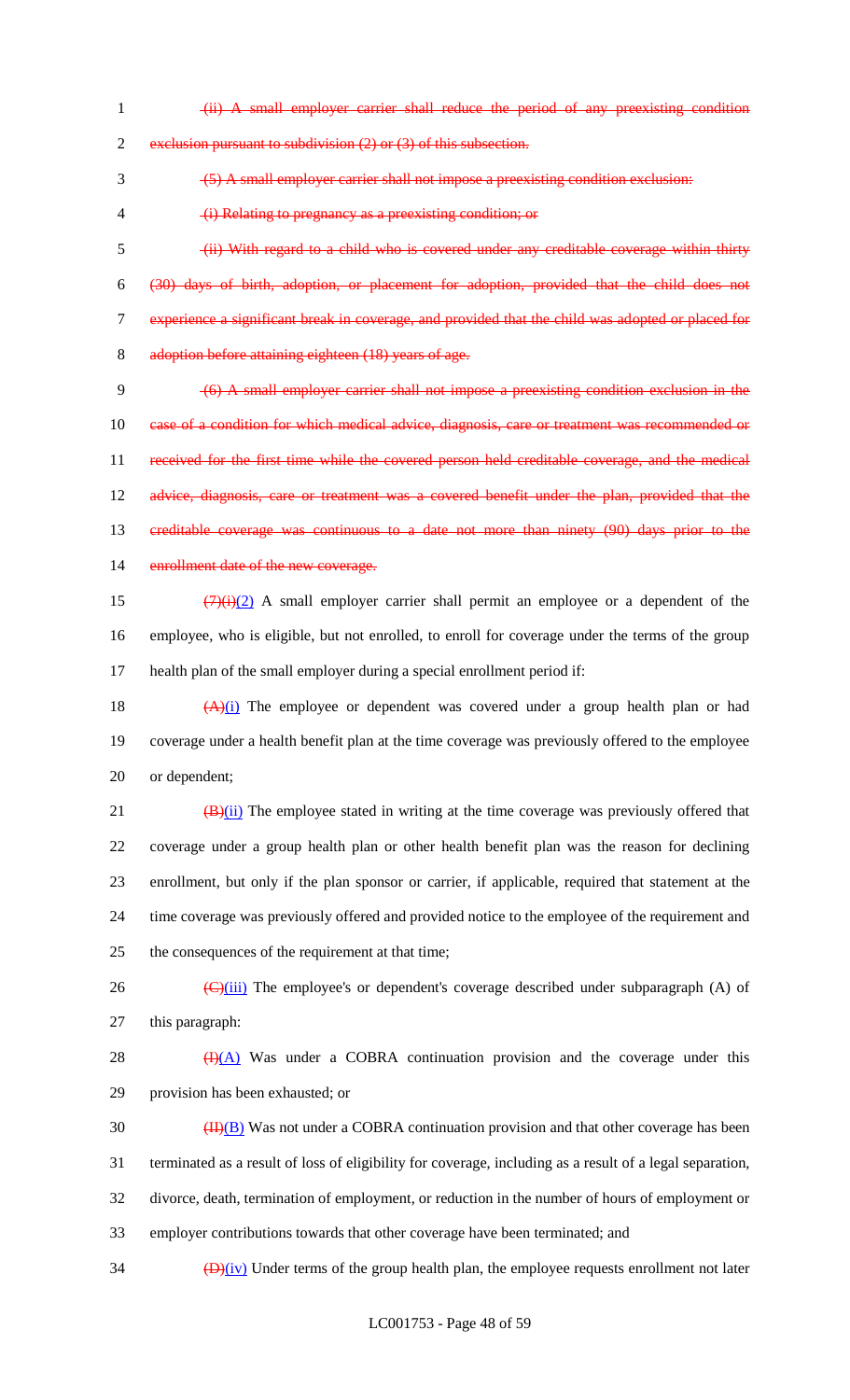~~(ii) A small employer carrier shall reduce the period of any preexisting condition exclusion pursuant to subdivision (2) or (3) of this subsection.~~

~~(5) A small employer carrier shall not impose a preexisting condition exclusion:~~

~~(i) Relating to pregnancy as a preexisting condition; or~~

~~(ii) With regard to a child who is covered under any creditable coverage within thirty (30) days of birth, adoption, or placement for adoption, provided that the child does not experience a significant break in coverage, and provided that the child was adopted or placed for adoption before attaining eighteen (18) years of age.~~

~~(6) A small employer carrier shall not impose a preexisting condition exclusion in the case of a condition for which medical advice, diagnosis, care or treatment was recommended or received for the first time while the covered person held creditable coverage, and the medical advice, diagnosis, care or treatment was a covered benefit under the plan, provided that the creditable coverage was continuous to a date not more than ninety (90) days prior to the enrollment date of the new coverage.~~

~~(7)(i)~~(2) A small employer carrier shall permit an employee or a dependent of the employee, who is eligible, but not enrolled, to enroll for coverage under the terms of the group health plan of the small employer during a special enrollment period if:

~~(A)~~(i) The employee or dependent was covered under a group health plan or had coverage under a health benefit plan at the time coverage was previously offered to the employee or dependent;

~~(B)~~(ii) The employee stated in writing at the time coverage was previously offered that coverage under a group health plan or other health benefit plan was the reason for declining enrollment, but only if the plan sponsor or carrier, if applicable, required that statement at the time coverage was previously offered and provided notice to the employee of the requirement and the consequences of the requirement at that time;

~~(C)~~(iii) The employee's or dependent's coverage described under subparagraph (A) of this paragraph:

~~(I)~~(A) Was under a COBRA continuation provision and the coverage under this provision has been exhausted; or

~~(II)~~(B) Was not under a COBRA continuation provision and that other coverage has been terminated as a result of loss of eligibility for coverage, including as a result of a legal separation, divorce, death, termination of employment, or reduction in the number of hours of employment or employer contributions towards that other coverage have been terminated; and

~~(D)~~(iv) Under terms of the group health plan, the employee requests enrollment not later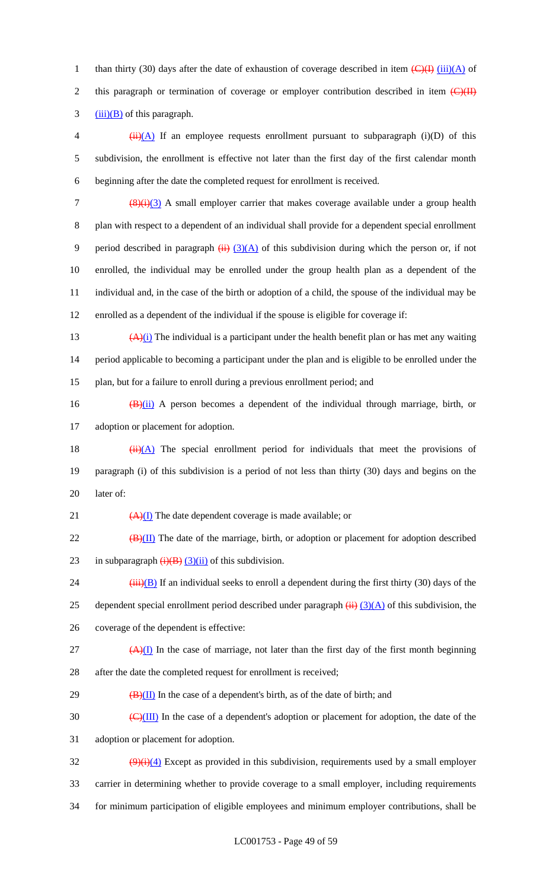than thirty (30) days after the date of exhaustion of coverage described in item ~~(C)(I)~~ (iii)(A) of this paragraph or termination of coverage or employer contribution described in item ~~(C)(II)~~ (iii)(B) of this paragraph.

~~(ii)~~(A) If an employee requests enrollment pursuant to subparagraph (i)(D) of this subdivision, the enrollment is effective not later than the first day of the first calendar month beginning after the date the completed request for enrollment is received.

~~(8)(i)~~(3) A small employer carrier that makes coverage available under a group health plan with respect to a dependent of an individual shall provide for a dependent special enrollment period described in paragraph ~~(ii)~~ (3)(A) of this subdivision during which the person or, if not enrolled, the individual may be enrolled under the group health plan as a dependent of the individual and, in the case of the birth or adoption of a child, the spouse of the individual may be enrolled as a dependent of the individual if the spouse is eligible for coverage if:

~~(A)~~(i) The individual is a participant under the health benefit plan or has met any waiting period applicable to becoming a participant under the plan and is eligible to be enrolled under the plan, but for a failure to enroll during a previous enrollment period; and

~~(B)~~(ii) A person becomes a dependent of the individual through marriage, birth, or adoption or placement for adoption.

~~(ii)~~(A) The special enrollment period for individuals that meet the provisions of paragraph (i) of this subdivision is a period of not less than thirty (30) days and begins on the later of:

~~(A)~~(I) The date dependent coverage is made available; or

~~(B)~~(II) The date of the marriage, birth, or adoption or placement for adoption described in subparagraph ~~(i)(B)~~ (3)(ii) of this subdivision.

~~(iii)~~(B) If an individual seeks to enroll a dependent during the first thirty (30) days of the dependent special enrollment period described under paragraph ~~(ii)~~ (3)(A) of this subdivision, the coverage of the dependent is effective:

~~(A)~~(I) In the case of marriage, not later than the first day of the first month beginning after the date the completed request for enrollment is received;

~~(B)~~(II) In the case of a dependent's birth, as of the date of birth; and

~~(C)~~(III) In the case of a dependent's adoption or placement for adoption, the date of the adoption or placement for adoption.

~~(9)(i)~~(4) Except as provided in this subdivision, requirements used by a small employer carrier in determining whether to provide coverage to a small employer, including requirements for minimum participation of eligible employees and minimum employer contributions, shall be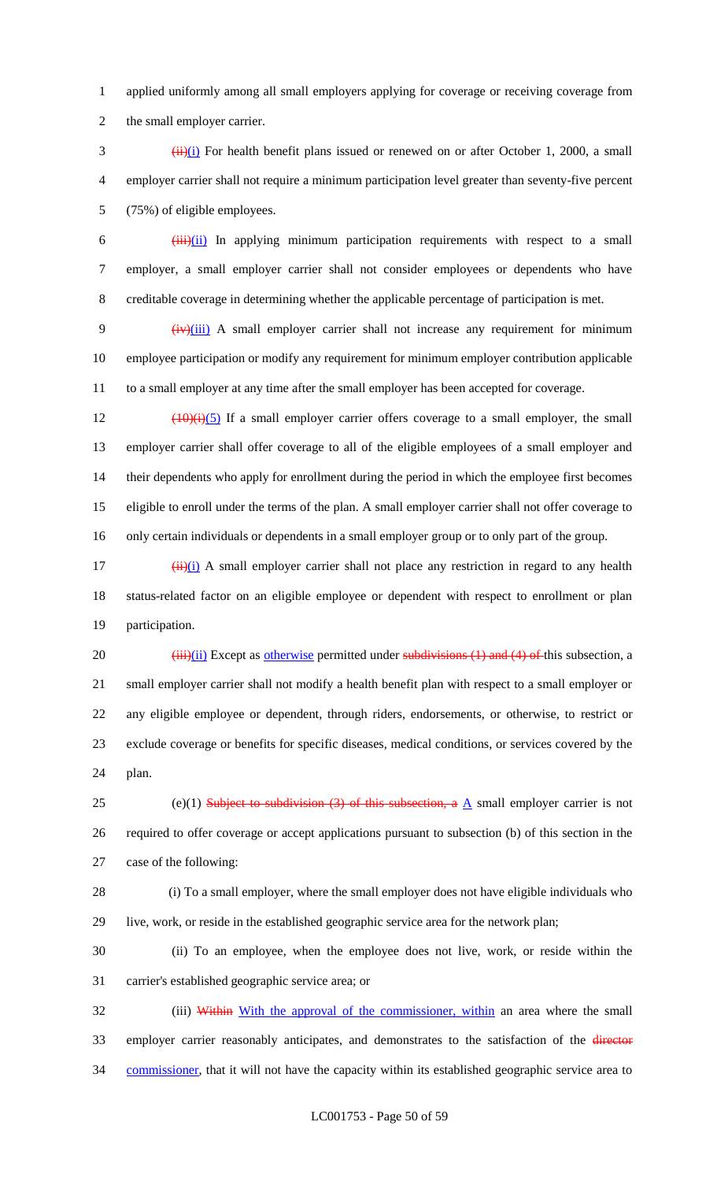applied uniformly among all small employers applying for coverage or receiving coverage from the small employer carrier.

~~(ii)~~(i) For health benefit plans issued or renewed on or after October 1, 2000, a small employer carrier shall not require a minimum participation level greater than seventy-five percent (75%) of eligible employees.

~~(iii)~~(ii) In applying minimum participation requirements with respect to a small employer, a small employer carrier shall not consider employees or dependents who have creditable coverage in determining whether the applicable percentage of participation is met.

~~(iv)~~(iii) A small employer carrier shall not increase any requirement for minimum employee participation or modify any requirement for minimum employer contribution applicable to a small employer at any time after the small employer has been accepted for coverage.

~~(10)(i)~~(5) If a small employer carrier offers coverage to a small employer, the small employer carrier shall offer coverage to all of the eligible employees of a small employer and their dependents who apply for enrollment during the period in which the employee first becomes eligible to enroll under the terms of the plan. A small employer carrier shall not offer coverage to only certain individuals or dependents in a small employer group or to only part of the group.

~~(ii)~~(i) A small employer carrier shall not place any restriction in regard to any health status-related factor on an eligible employee or dependent with respect to enrollment or plan participation.

~~(iii)~~(ii) Except as otherwise permitted under ~~subdivisions (1) and (4) of~~ this subsection, a small employer carrier shall not modify a health benefit plan with respect to a small employer or any eligible employee or dependent, through riders, endorsements, or otherwise, to restrict or exclude coverage or benefits for specific diseases, medical conditions, or services covered by the plan.

(e)(1) ~~Subject to subdivision (3) of this subsection, a~~ A small employer carrier is not required to offer coverage or accept applications pursuant to subsection (b) of this section in the case of the following:

(i) To a small employer, where the small employer does not have eligible individuals who live, work, or reside in the established geographic service area for the network plan;

(ii) To an employee, when the employee does not live, work, or reside within the carrier's established geographic service area; or

(iii) ~~Within~~ With the approval of the commissioner, within an area where the small employer carrier reasonably anticipates, and demonstrates to the satisfaction of the ~~director~~ commissioner, that it will not have the capacity within its established geographic service area to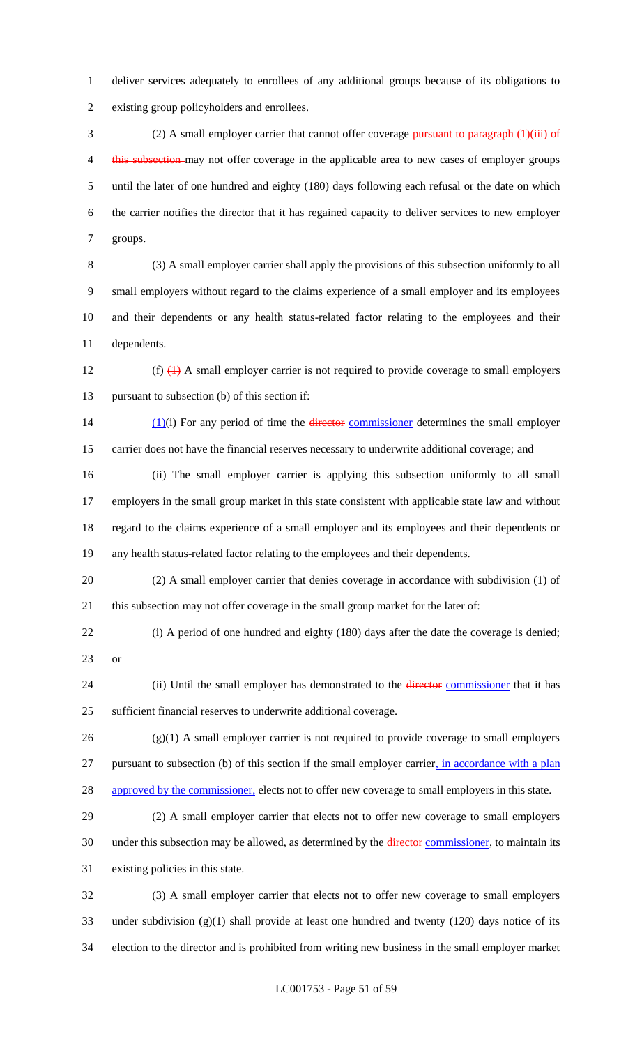deliver services adequately to enrollees of any additional groups because of its obligations to existing group policyholders and enrollees.

(2) A small employer carrier that cannot offer coverage ~~pursuant to paragraph (1)(iii) of this subsection~~ may not offer coverage in the applicable area to new cases of employer groups until the later of one hundred and eighty (180) days following each refusal or the date on which the carrier notifies the director that it has regained capacity to deliver services to new employer groups.

(3) A small employer carrier shall apply the provisions of this subsection uniformly to all small employers without regard to the claims experience of a small employer and its employees and their dependents or any health status-related factor relating to the employees and their dependents.

(f) ~~(1)~~ A small employer carrier is not required to provide coverage to small employers pursuant to subsection (b) of this section if:

(1)(i) For any period of time the ~~director~~ commissioner determines the small employer carrier does not have the financial reserves necessary to underwrite additional coverage; and

(ii) The small employer carrier is applying this subsection uniformly to all small employers in the small group market in this state consistent with applicable state law and without regard to the claims experience of a small employer and its employees and their dependents or any health status-related factor relating to the employees and their dependents.

(2) A small employer carrier that denies coverage in accordance with subdivision (1) of this subsection may not offer coverage in the small group market for the later of:

(i) A period of one hundred and eighty (180) days after the date the coverage is denied; or

(ii) Until the small employer has demonstrated to the ~~director~~ commissioner that it has sufficient financial reserves to underwrite additional coverage.

(g)(1) A small employer carrier is not required to provide coverage to small employers pursuant to subsection (b) of this section if the small employer carrier, in accordance with a plan approved by the commissioner, elects not to offer new coverage to small employers in this state.

(2) A small employer carrier that elects not to offer new coverage to small employers under this subsection may be allowed, as determined by the ~~director~~ commissioner, to maintain its existing policies in this state.

(3) A small employer carrier that elects not to offer new coverage to small employers under subdivision (g)(1) shall provide at least one hundred and twenty (120) days notice of its election to the director and is prohibited from writing new business in the small employer market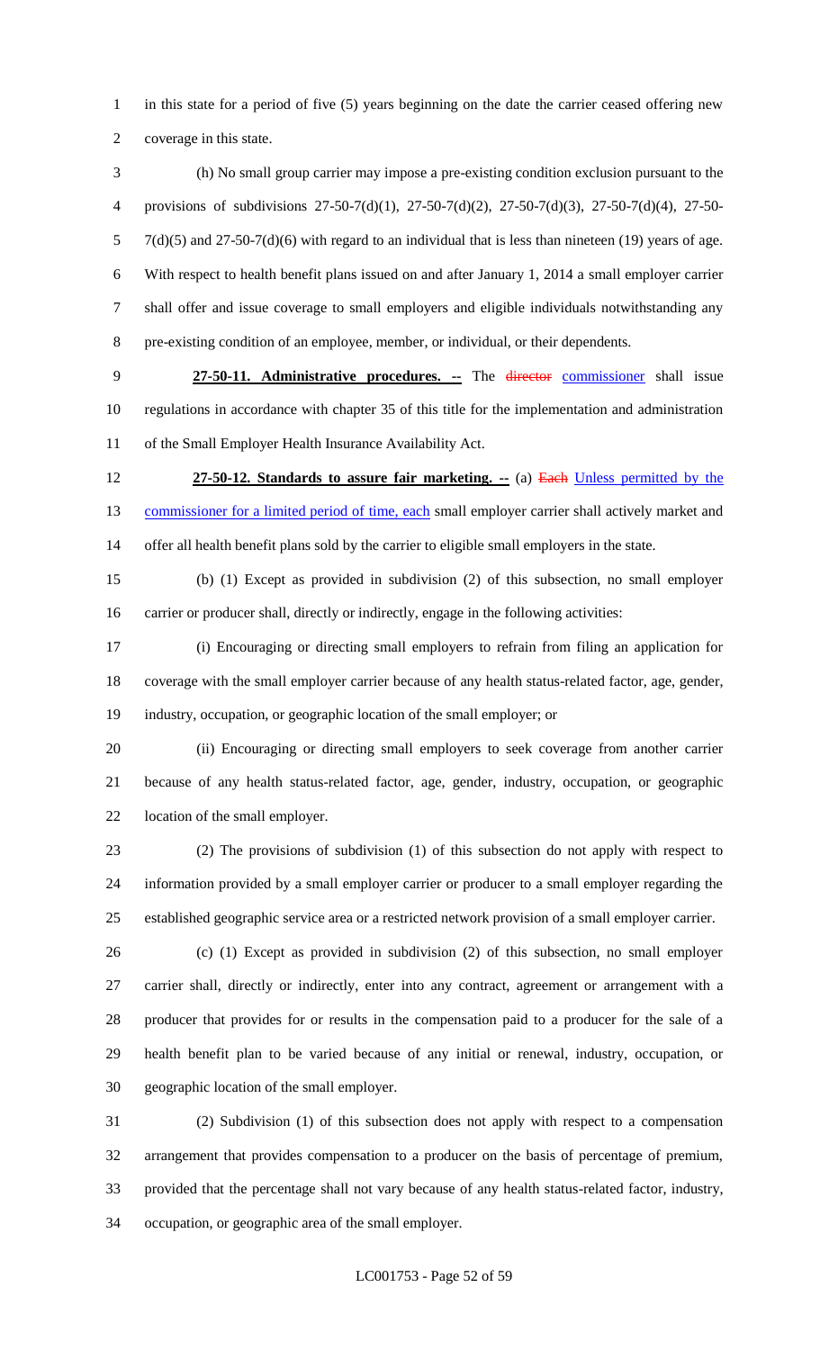in this state for a period of five (5) years beginning on the date the carrier ceased offering new coverage in this state.

(h) No small group carrier may impose a pre-existing condition exclusion pursuant to the provisions of subdivisions 27-50-7(d)(1), 27-50-7(d)(2), 27-50-7(d)(3), 27-50-7(d)(4), 27-50-7(d)(5) and 27-50-7(d)(6) with regard to an individual that is less than nineteen (19) years of age. With respect to health benefit plans issued on and after January 1, 2014 a small employer carrier shall offer and issue coverage to small employers and eligible individuals notwithstanding any pre-existing condition of an employee, member, or individual, or their dependents.

**27-50-11. Administrative procedures. --** The ~~director~~ commissioner shall issue regulations in accordance with chapter 35 of this title for the implementation and administration of the Small Employer Health Insurance Availability Act.

**27-50-12. Standards to assure fair marketing. --** (a) ~~Each~~ Unless permitted by the commissioner for a limited period of time, each small employer carrier shall actively market and offer all health benefit plans sold by the carrier to eligible small employers in the state.

(b) (1) Except as provided in subdivision (2) of this subsection, no small employer carrier or producer shall, directly or indirectly, engage in the following activities:

(i) Encouraging or directing small employers to refrain from filing an application for coverage with the small employer carrier because of any health status-related factor, age, gender, industry, occupation, or geographic location of the small employer; or

(ii) Encouraging or directing small employers to seek coverage from another carrier because of any health status-related factor, age, gender, industry, occupation, or geographic location of the small employer.

(2) The provisions of subdivision (1) of this subsection do not apply with respect to information provided by a small employer carrier or producer to a small employer regarding the established geographic service area or a restricted network provision of a small employer carrier.

(c) (1) Except as provided in subdivision (2) of this subsection, no small employer carrier shall, directly or indirectly, enter into any contract, agreement or arrangement with a producer that provides for or results in the compensation paid to a producer for the sale of a health benefit plan to be varied because of any initial or renewal, industry, occupation, or geographic location of the small employer.

(2) Subdivision (1) of this subsection does not apply with respect to a compensation arrangement that provides compensation to a producer on the basis of percentage of premium, provided that the percentage shall not vary because of any health status-related factor, industry, occupation, or geographic area of the small employer.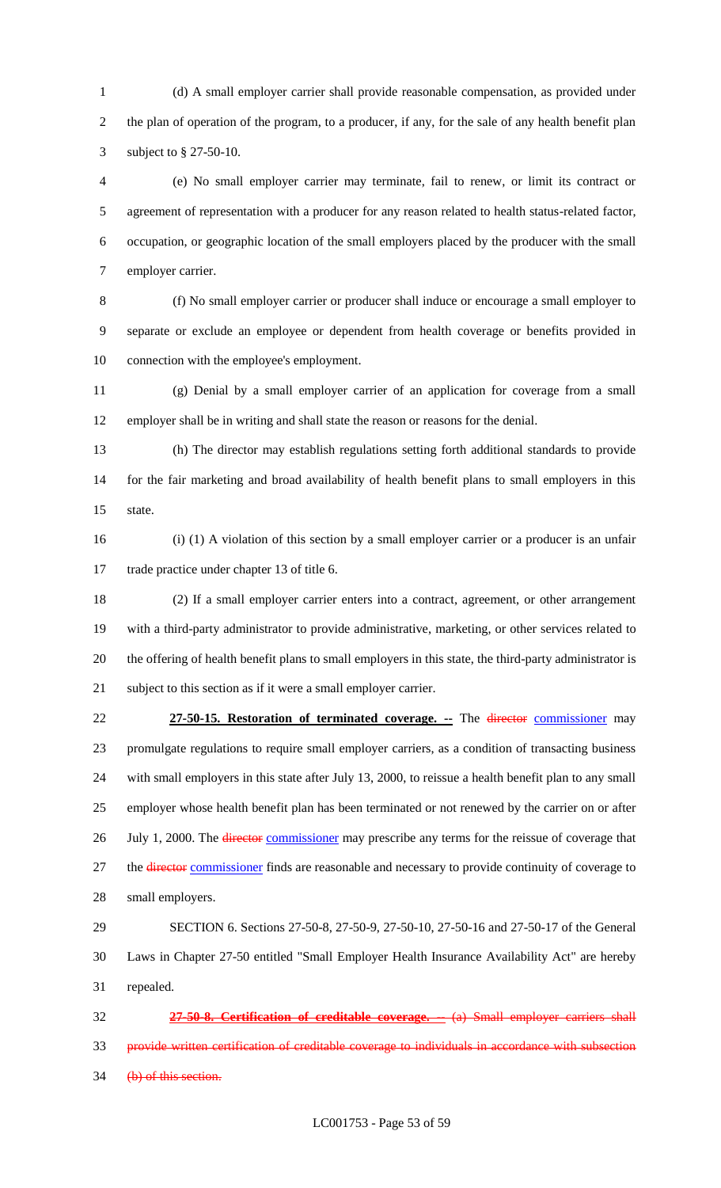(d) A small employer carrier shall provide reasonable compensation, as provided under the plan of operation of the program, to a producer, if any, for the sale of any health benefit plan subject to § 27-50-10.

(e) No small employer carrier may terminate, fail to renew, or limit its contract or agreement of representation with a producer for any reason related to health status-related factor, occupation, or geographic location of the small employers placed by the producer with the small employer carrier.

(f) No small employer carrier or producer shall induce or encourage a small employer to separate or exclude an employee or dependent from health coverage or benefits provided in connection with the employee's employment.

(g) Denial by a small employer carrier of an application for coverage from a small employer shall be in writing and shall state the reason or reasons for the denial.

(h) The director may establish regulations setting forth additional standards to provide for the fair marketing and broad availability of health benefit plans to small employers in this state.

(i) (1) A violation of this section by a small employer carrier or a producer is an unfair trade practice under chapter 13 of title 6.

(2) If a small employer carrier enters into a contract, agreement, or other arrangement with a third-party administrator to provide administrative, marketing, or other services related to the offering of health benefit plans to small employers in this state, the third-party administrator is subject to this section as if it were a small employer carrier.

**27-50-15. Restoration of terminated coverage. --** The ~~director~~ commissioner may promulgate regulations to require small employer carriers, as a condition of transacting business with small employers in this state after July 13, 2000, to reissue a health benefit plan to any small employer whose health benefit plan has been terminated or not renewed by the carrier on or after July 1, 2000. The ~~director~~ commissioner may prescribe any terms for the reissue of coverage that the ~~director~~ commissioner finds are reasonable and necessary to provide continuity of coverage to small employers.

SECTION 6. Sections 27-50-8, 27-50-9, 27-50-10, 27-50-16 and 27-50-17 of the General Laws in Chapter 27-50 entitled "Small Employer Health Insurance Availability Act" are hereby repealed.

~~**27-50-8. Certification of creditable coverage. --** (a) Small employer carriers shall provide written certification of creditable coverage to individuals in accordance with subsection (b) of this section.~~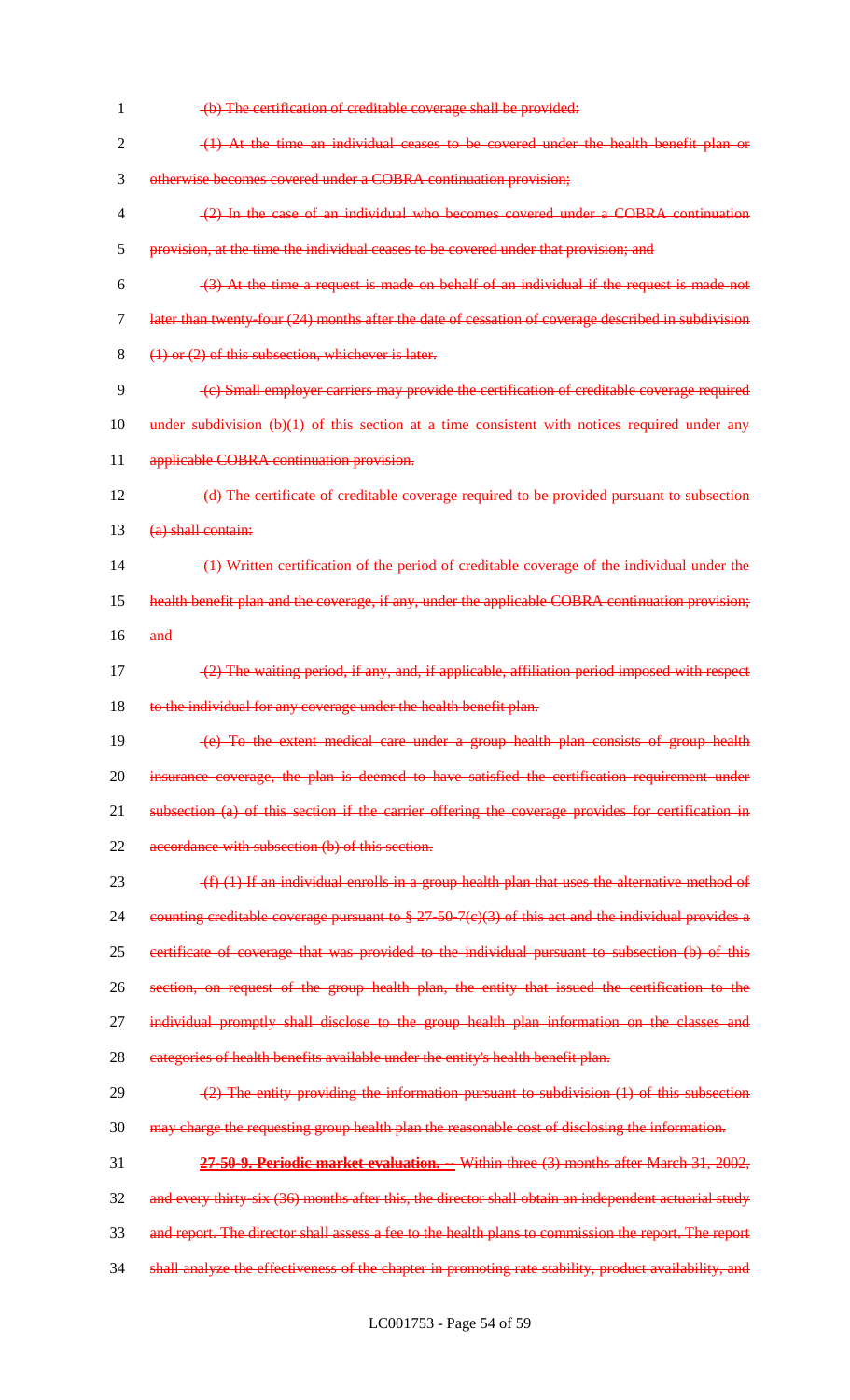~~(b) The certification of creditable coverage shall be provided:~~

~~(1) At the time an individual ceases to be covered under the health benefit plan or otherwise becomes covered under a COBRA continuation provision;~~

~~(2) In the case of an individual who becomes covered under a COBRA continuation provision, at the time the individual ceases to be covered under that provision; and~~

~~(3) At the time a request is made on behalf of an individual if the request is made not later than twenty-four (24) months after the date of cessation of coverage described in subdivision (1) or (2) of this subsection, whichever is later.~~

~~(c) Small employer carriers may provide the certification of creditable coverage required under subdivision (b)(1) of this section at a time consistent with notices required under any applicable COBRA continuation provision.~~

~~(d) The certificate of creditable coverage required to be provided pursuant to subsection (a) shall contain:~~

~~(1) Written certification of the period of creditable coverage of the individual under the health benefit plan and the coverage, if any, under the applicable COBRA continuation provision; and~~

~~(2) The waiting period, if any, and, if applicable, affiliation period imposed with respect to the individual for any coverage under the health benefit plan.~~

~~(e) To the extent medical care under a group health plan consists of group health insurance coverage, the plan is deemed to have satisfied the certification requirement under subsection (a) of this section if the carrier offering the coverage provides for certification in accordance with subsection (b) of this section.~~

~~(f) (1) If an individual enrolls in a group health plan that uses the alternative method of counting creditable coverage pursuant to § 27-50-7(c)(3) of this act and the individual provides a certificate of coverage that was provided to the individual pursuant to subsection (b) of this section, on request of the group health plan, the entity that issued the certification to the individual promptly shall disclose to the group health plan information on the classes and categories of health benefits available under the entity's health benefit plan.~~

~~(2) The entity providing the information pursuant to subdivision (1) of this subsection may charge the requesting group health plan the reasonable cost of disclosing the information.~~

~~**27-50-9. Periodic market evaluation.** -- Within three (3) months after March 31, 2002, and every thirty-six (36) months after this, the director shall obtain an independent actuarial study and report. The director shall assess a fee to the health plans to commission the report. The report shall analyze the effectiveness of the chapter in promoting rate stability, product availability, and~~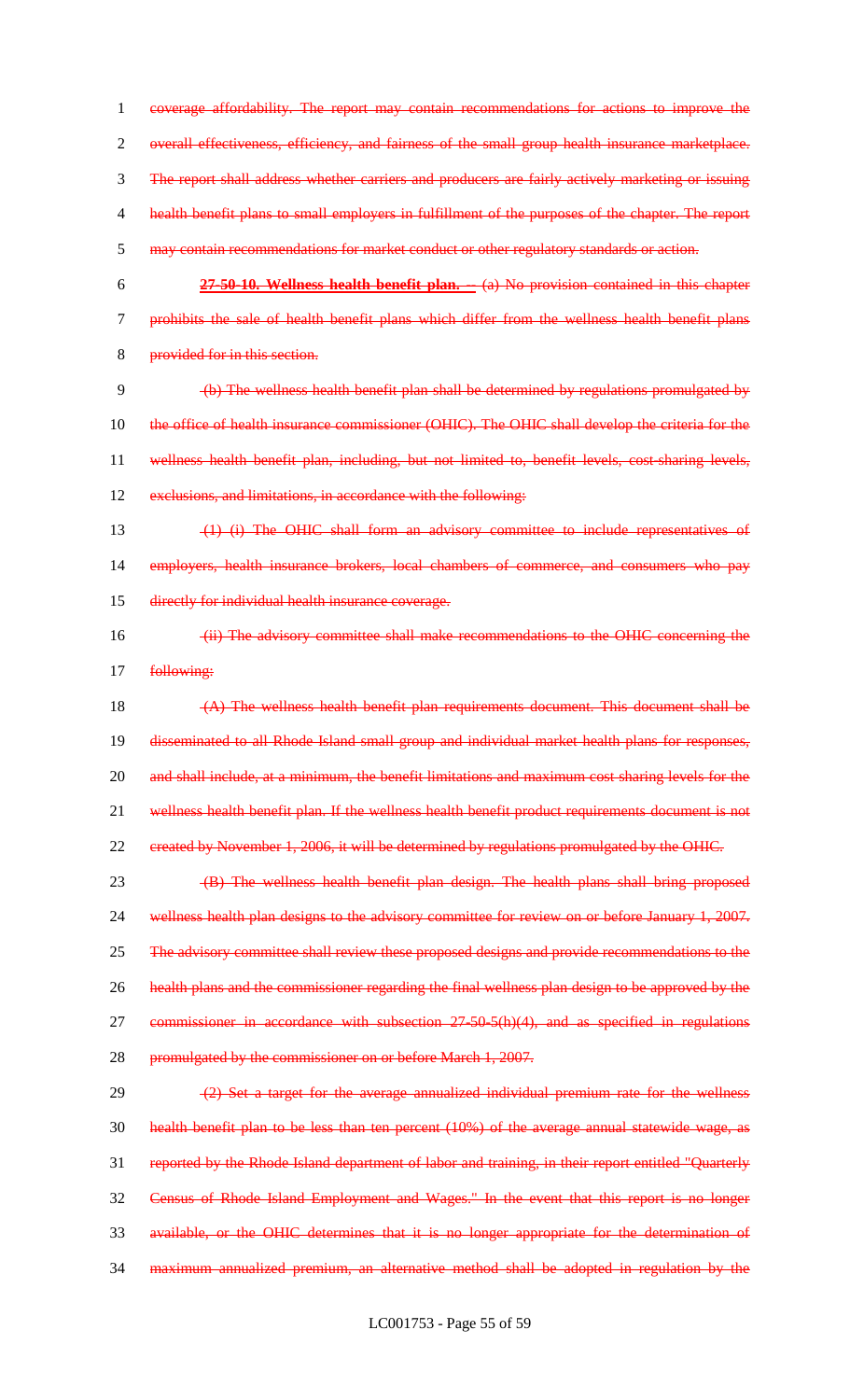coverage affordability. The report may contain recommendations for actions to improve the overall effectiveness, efficiency, and fairness of the small group health insurance marketplace. The report shall address whether carriers and producers are fairly actively marketing or issuing health benefit plans to small employers in fulfillment of the purposes of the chapter. The report may contain recommendations for market conduct or other regulatory standards or action.

**27-50-10. Wellness health benefit plan. --** (a) No provision contained in this chapter prohibits the sale of health benefit plans which differ from the wellness health benefit plans provided for in this section.

(b) The wellness health benefit plan shall be determined by regulations promulgated by the office of health insurance commissioner (OHIC). The OHIC shall develop the criteria for the wellness health benefit plan, including, but not limited to, benefit levels, cost-sharing levels, exclusions, and limitations, in accordance with the following:

(1) (i) The OHIC shall form an advisory committee to include representatives of employers, health insurance brokers, local chambers of commerce, and consumers who pay directly for individual health insurance coverage.

(ii) The advisory committee shall make recommendations to the OHIC concerning the following:

(A) The wellness health benefit plan requirements document. This document shall be disseminated to all Rhode Island small group and individual market health plans for responses, and shall include, at a minimum, the benefit limitations and maximum cost sharing levels for the wellness health benefit plan. If the wellness health benefit product requirements document is not created by November 1, 2006, it will be determined by regulations promulgated by the OHIC.

(B) The wellness health benefit plan design. The health plans shall bring proposed wellness health plan designs to the advisory committee for review on or before January 1, 2007. The advisory committee shall review these proposed designs and provide recommendations to the health plans and the commissioner regarding the final wellness plan design to be approved by the commissioner in accordance with subsection 27-50-5(h)(4), and as specified in regulations promulgated by the commissioner on or before March 1, 2007.

(2) Set a target for the average annualized individual premium rate for the wellness health benefit plan to be less than ten percent (10%) of the average annual statewide wage, as reported by the Rhode Island department of labor and training, in their report entitled "Quarterly Census of Rhode Island Employment and Wages." In the event that this report is no longer available, or the OHIC determines that it is no longer appropriate for the determination of maximum annualized premium, an alternative method shall be adopted in regulation by the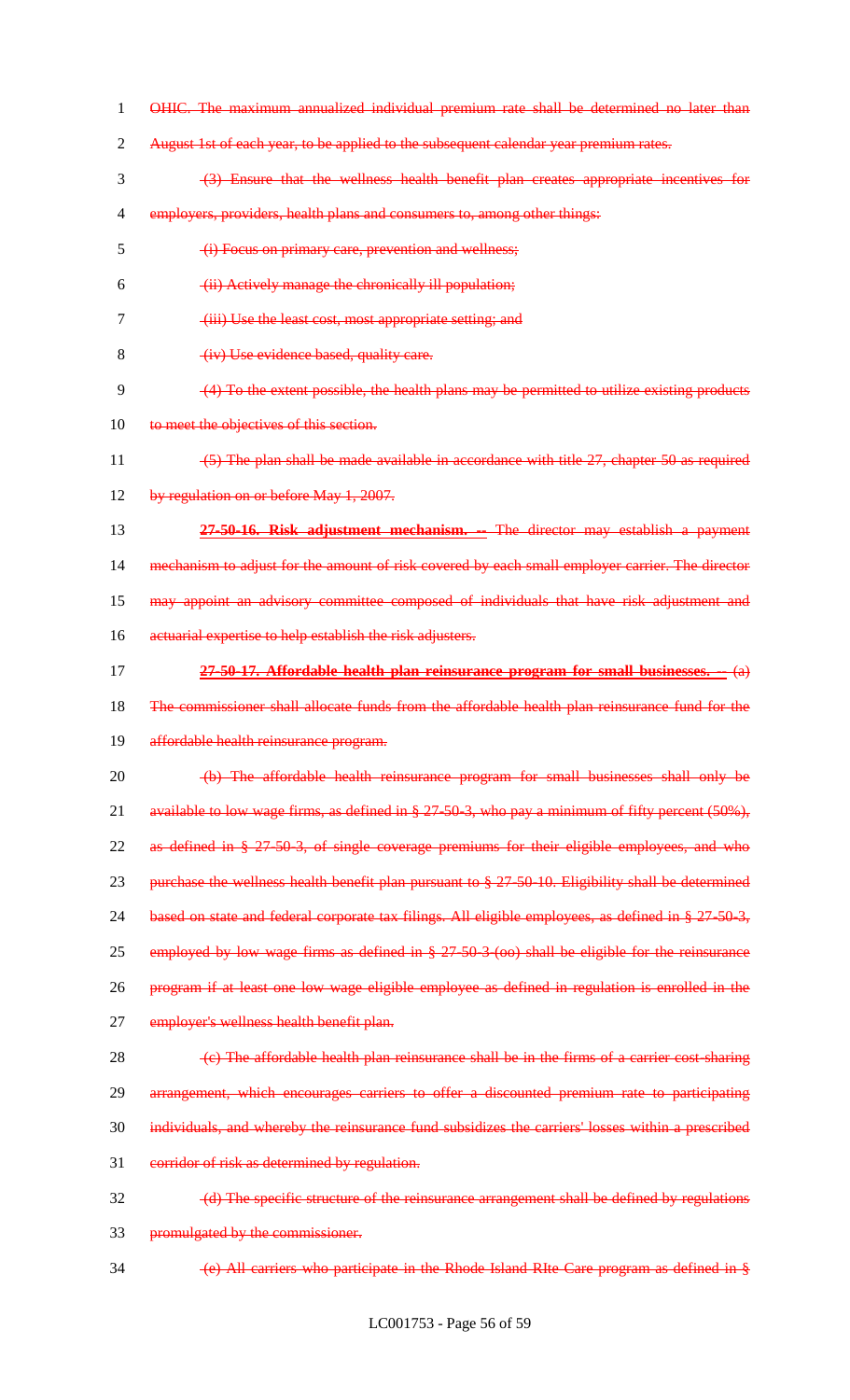OHIC. The maximum annualized individual premium rate shall be determined no later than August 1st of each year, to be applied to the subsequent calendar year premium rates.

(3) Ensure that the wellness health benefit plan creates appropriate incentives for employers, providers, health plans and consumers to, among other things:

(i) Focus on primary care, prevention and wellness;

(ii) Actively manage the chronically ill population;

(iii) Use the least cost, most appropriate setting; and

(iv) Use evidence based, quality care.

(4) To the extent possible, the health plans may be permitted to utilize existing products to meet the objectives of this section.

(5) The plan shall be made available in accordance with title 27, chapter 50 as required by regulation on or before May 1, 2007.

**27-50-16. Risk adjustment mechanism. --** The director may establish a payment mechanism to adjust for the amount of risk covered by each small employer carrier. The director may appoint an advisory committee composed of individuals that have risk adjustment and actuarial expertise to help establish the risk adjusters.

**27-50-17. Affordable health plan reinsurance program for small businesses. --** (a) The commissioner shall allocate funds from the affordable health plan reinsurance fund for the affordable health reinsurance program.

(b) The affordable health reinsurance program for small businesses shall only be available to low wage firms, as defined in § 27-50-3, who pay a minimum of fifty percent (50%), as defined in § 27-50-3, of single coverage premiums for their eligible employees, and who purchase the wellness health benefit plan pursuant to § 27-50-10. Eligibility shall be determined based on state and federal corporate tax filings. All eligible employees, as defined in § 27-50-3, employed by low wage firms as defined in § 27-50-3-(oo) shall be eligible for the reinsurance program if at least one low wage eligible employee as defined in regulation is enrolled in the employer's wellness health benefit plan.

(c) The affordable health plan reinsurance shall be in the firms of a carrier cost-sharing arrangement, which encourages carriers to offer a discounted premium rate to participating individuals, and whereby the reinsurance fund subsidizes the carriers' losses within a prescribed corridor of risk as determined by regulation.

(d) The specific structure of the reinsurance arrangement shall be defined by regulations promulgated by the commissioner.

(e) All carriers who participate in the Rhode Island RIte Care program as defined in §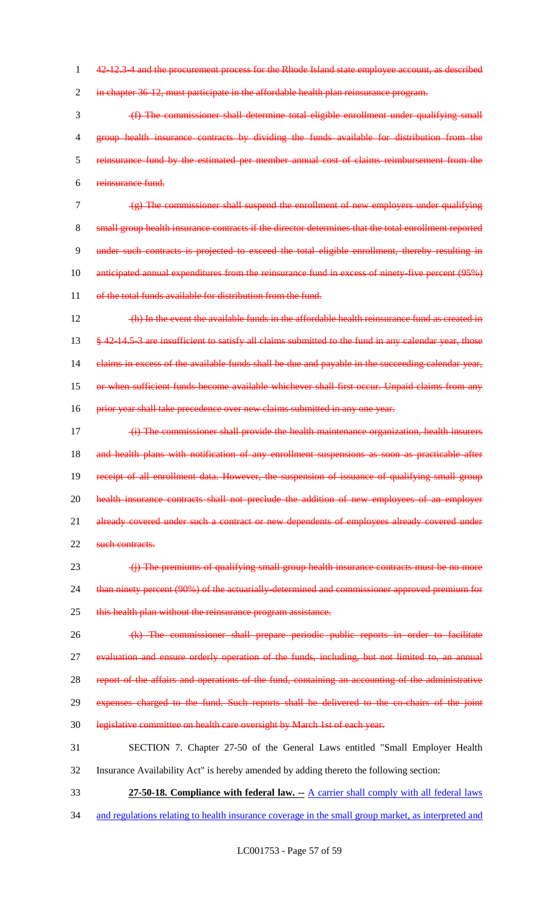~~42-12.3-4 and the procurement process for the Rhode Island state employee account, as described in chapter 36-12, must participate in the affordable health plan reinsurance program.~~

~~(f) The commissioner shall determine total eligible enrollment under qualifying small group health insurance contracts by dividing the funds available for distribution from the reinsurance fund by the estimated per member annual cost of claims reimbursement from the reinsurance fund.~~

~~(g) The commissioner shall suspend the enrollment of new employers under qualifying small group health insurance contracts if the director determines that the total enrollment reported under such contracts is projected to exceed the total eligible enrollment, thereby resulting in anticipated annual expenditures from the reinsurance fund in excess of ninety-five percent (95%) of the total funds available for distribution from the fund.~~

~~(h) In the event the available funds in the affordable health reinsurance fund as created in § 42-14.5-3 are insufficient to satisfy all claims submitted to the fund in any calendar year, those claims in excess of the available funds shall be due and payable in the succeeding calendar year, or when sufficient funds become available whichever shall first occur. Unpaid claims from any prior year shall take precedence over new claims submitted in any one year.~~

~~(i) The commissioner shall provide the health maintenance organization, health insurers and health plans with notification of any enrollment suspensions as soon as practicable after receipt of all enrollment data. However, the suspension of issuance of qualifying small group health insurance contracts shall not preclude the addition of new employees of an employer already covered under such a contract or new dependents of employees already covered under such contracts.~~

~~(j) The premiums of qualifying small group health insurance contracts must be no more than ninety percent (90%) of the actuarially-determined and commissioner approved premium for this health plan without the reinsurance program assistance.~~

~~(k) The commissioner shall prepare periodic public reports in order to facilitate evaluation and ensure orderly operation of the funds, including, but not limited to, an annual report of the affairs and operations of the fund, containing an accounting of the administrative expenses charged to the fund. Such reports shall be delivered to the co-chairs of the joint legislative committee on health care oversight by March 1st of each year.~~

SECTION 7. Chapter 27-50 of the General Laws entitled "Small Employer Health Insurance Availability Act" is hereby amended by adding thereto the following section:

**27-50-18. Compliance with federal law. --** <u>A carrier shall comply with all federal laws and regulations relating to health insurance coverage in the small group market, as interpreted and</u>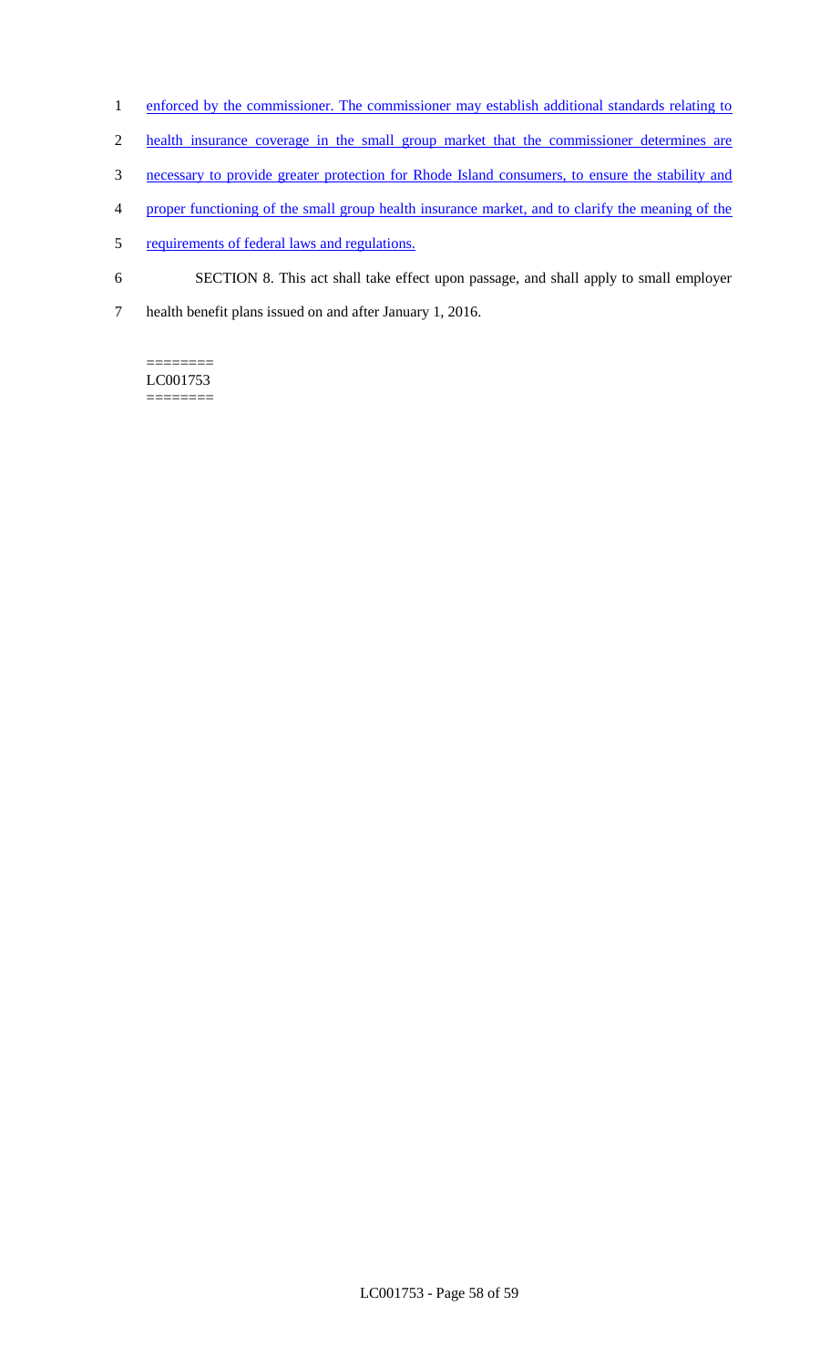enforced by the commissioner. The commissioner may establish additional standards relating to health insurance coverage in the small group market that the commissioner determines are necessary to provide greater protection for Rhode Island consumers, to ensure the stability and proper functioning of the small group health insurance market, and to clarify the meaning of the requirements of federal laws and regulations.

SECTION 8. This act shall take effect upon passage, and shall apply to small employer health benefit plans issued on and after January 1, 2016.

========
LC001753
========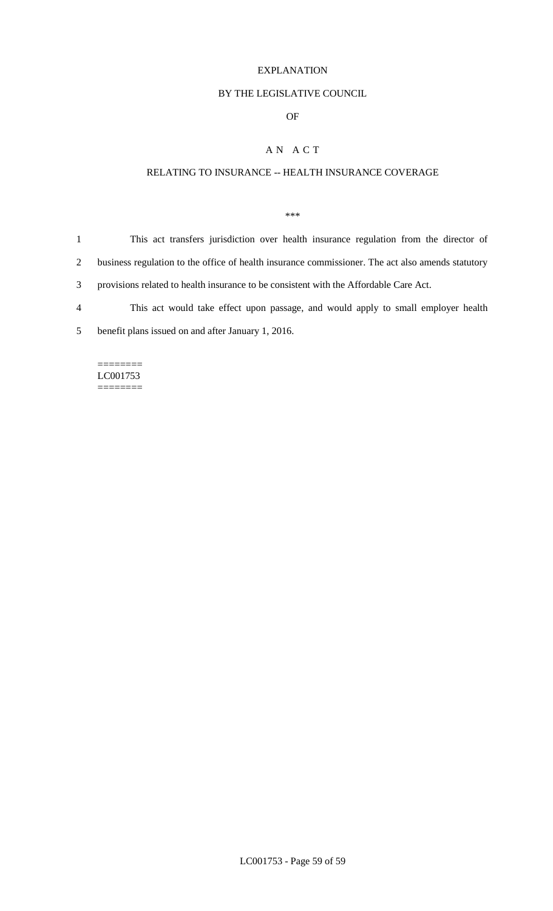EXPLANATION

BY THE LEGISLATIVE COUNCIL

OF

A N A C T

RELATING TO INSURANCE -- HEALTH INSURANCE COVERAGE

\*\*\*

This act transfers jurisdiction over health insurance regulation from the director of business regulation to the office of health insurance commissioner. The act also amends statutory provisions related to health insurance to be consistent with the Affordable Care Act.

This act would take effect upon passage, and would apply to small employer health benefit plans issued on and after January 1, 2016.

========
LC001753
========